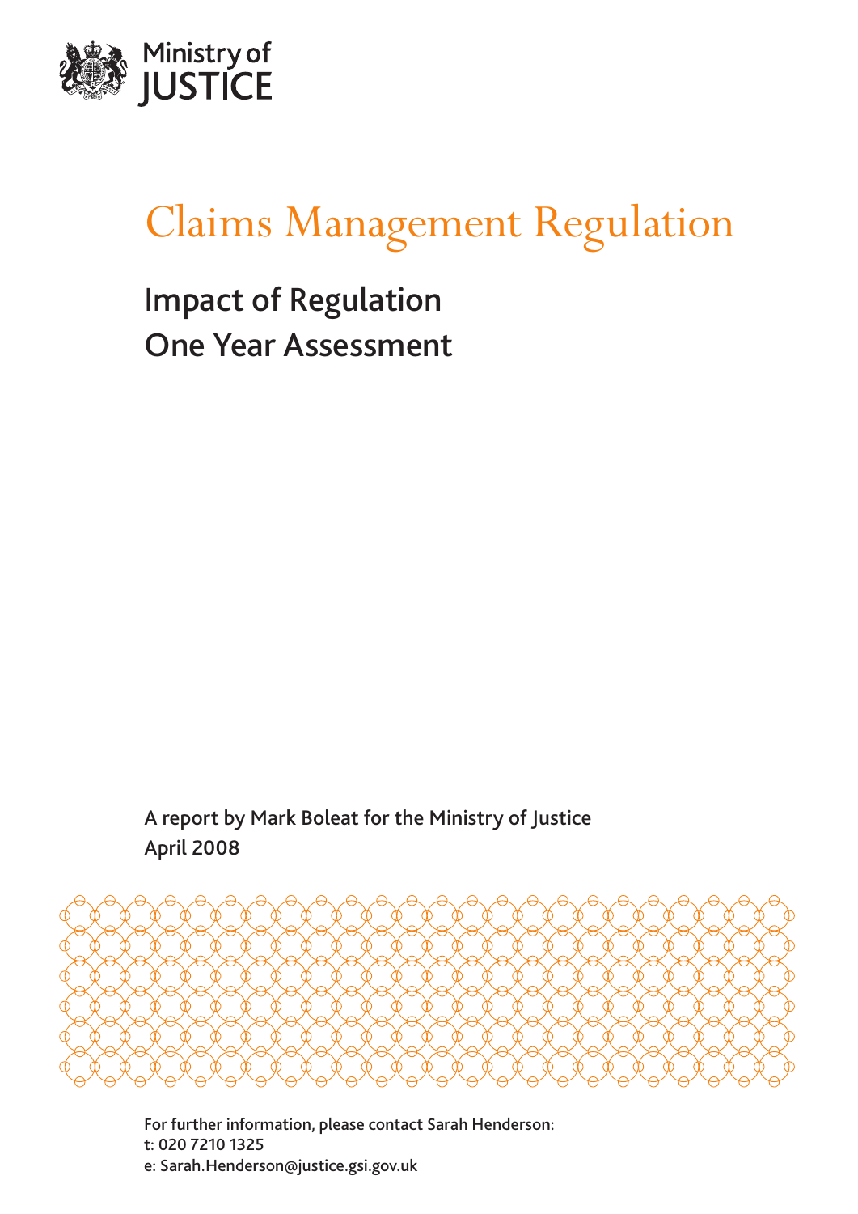Ministry of JUSTICE

# Claims Management Regulation

## Impact of Regulation
## One Year Assessment

A report by Mark Boleat for the Ministry of Justice
April 2008

For further information, please contact Sarah Henderson:
t: 020 7210 1325
e: Sarah.Henderson@justice.gsi.gov.uk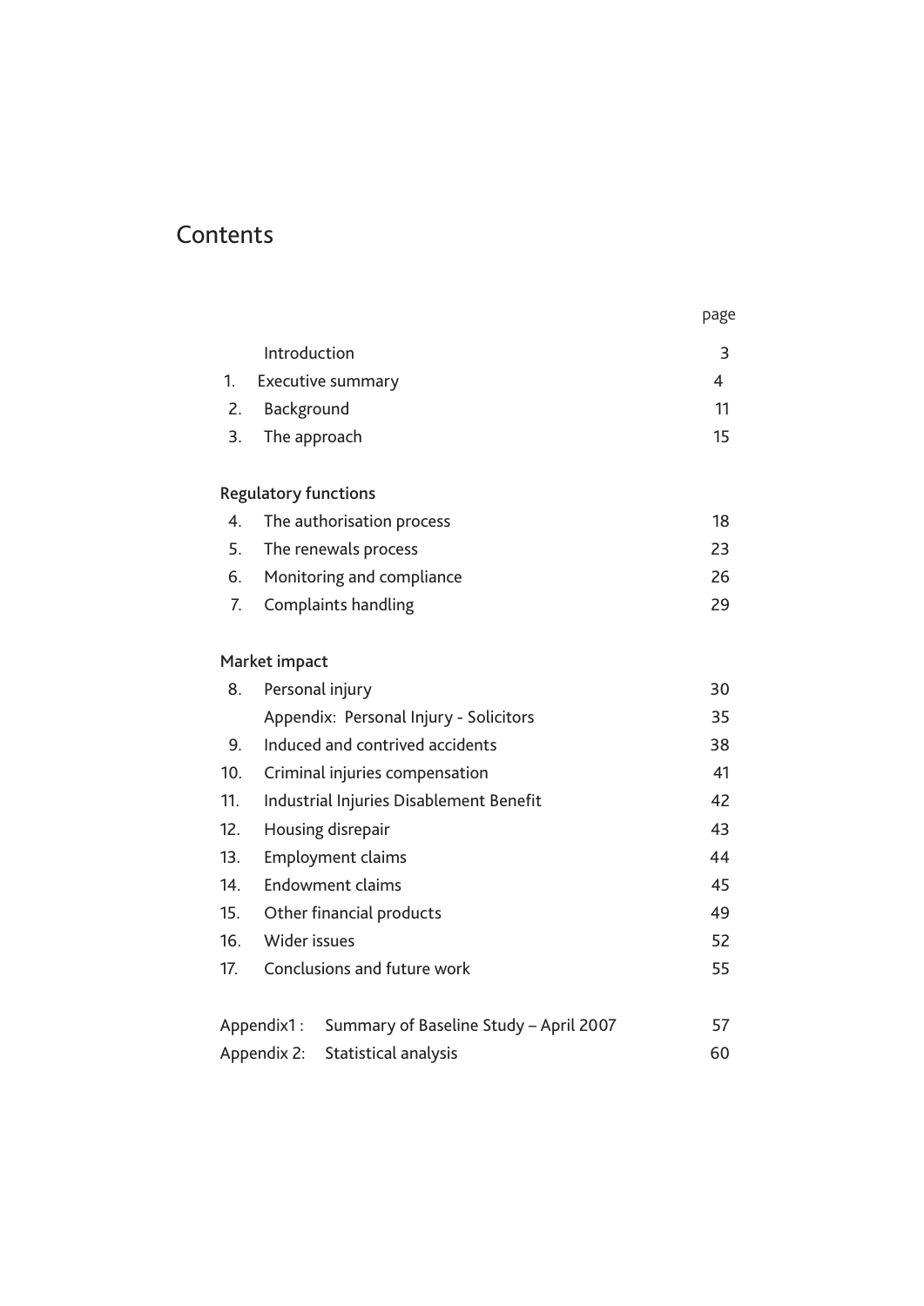# Contents

| | | page |
|---|---|---|
| | Introduction | 3 |
| 1. | Executive summary | 4 |
| 2. | Background | 11 |
| 3. | The approach | 15 |
| **Regulatory functions** | | |
| 4. | The authorisation process | 18 |
| 5. | The renewals process | 23 |
| 6. | Monitoring and compliance | 26 |
| 7. | Complaints handling | 29 |
| **Market impact** | | |
| 8. | Personal injury | 30 |
| | Appendix: Personal Injury - Solicitors | 35 |
| 9. | Induced and contrived accidents | 38 |
| 10. | Criminal injuries compensation | 41 |
| 11. | Industrial Injuries Disablement Benefit | 42 |
| 12. | Housing disrepair | 43 |
| 13. | Employment claims | 44 |
| 14. | Endowment claims | 45 |
| 15. | Other financial products | 49 |
| 16. | Wider issues | 52 |
| 17. | Conclusions and future work | 55 |
| Appendix1 : | Summary of Baseline Study – April 2007 | 57 |
| Appendix 2: | Statistical analysis | 60 |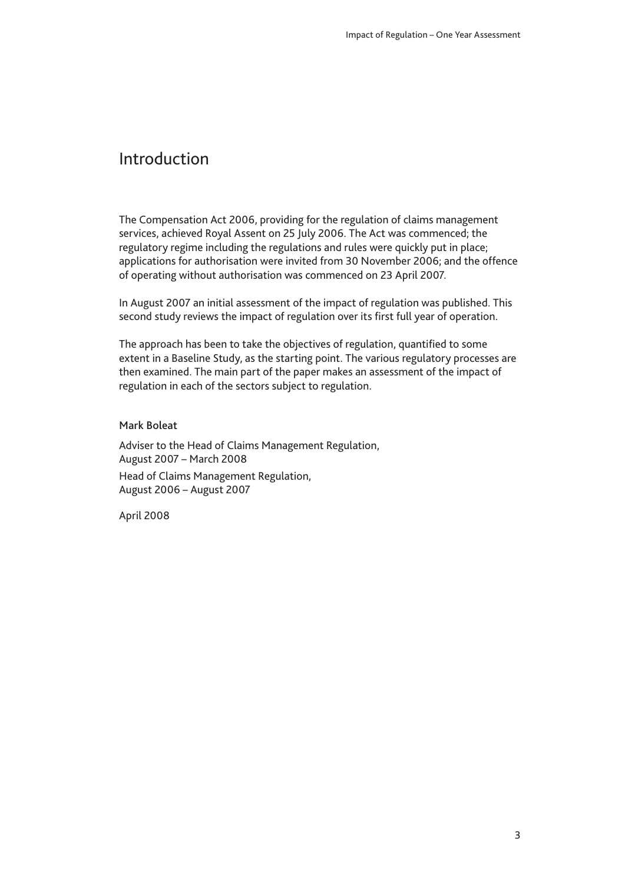# Introduction

The Compensation Act 2006, providing for the regulation of claims management services, achieved Royal Assent on 25 July 2006. The Act was commenced; the regulatory regime including the regulations and rules were quickly put in place; applications for authorisation were invited from 30 November 2006; and the offence of operating without authorisation was commenced on 23 April 2007.

In August 2007 an initial assessment of the impact of regulation was published. This second study reviews the impact of regulation over its first full year of operation.

The approach has been to take the objectives of regulation, quantified to some extent in a Baseline Study, as the starting point. The various regulatory processes are then examined. The main part of the paper makes an assessment of the impact of regulation in each of the sectors subject to regulation.

Mark Boleat

Adviser to the Head of Claims Management Regulation,
August 2007 – March 2008

Head of Claims Management Regulation,
August 2006 – August 2007

April 2008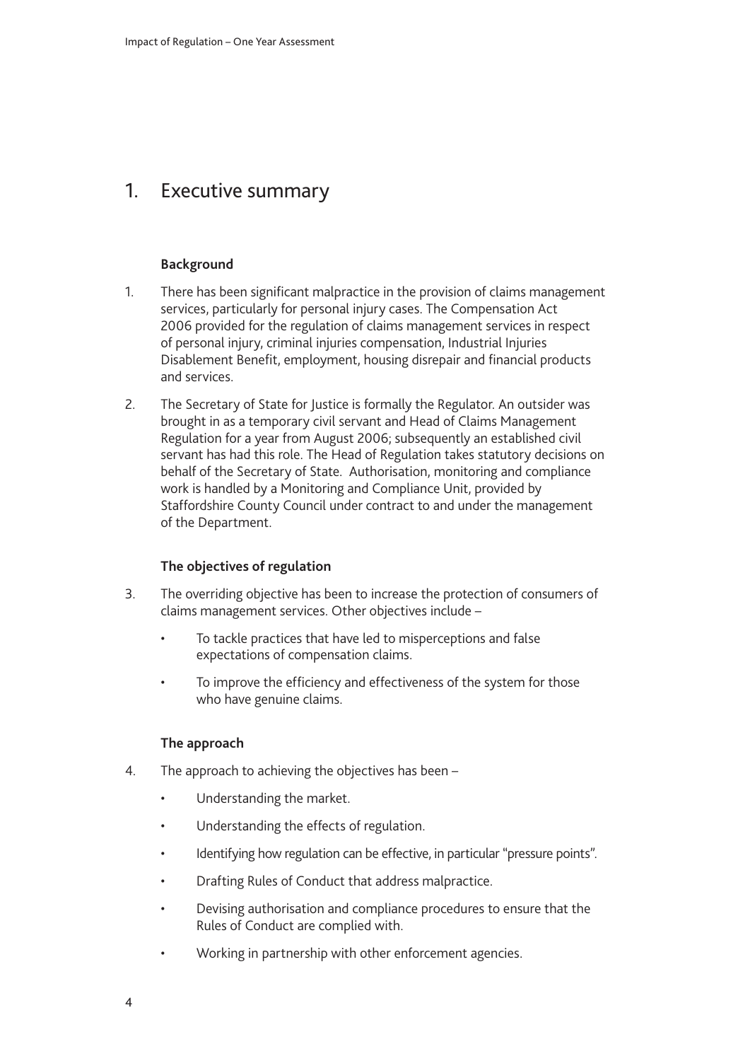# 1. Executive summary

### Background

1. There has been significant malpractice in the provision of claims management services, particularly for personal injury cases. The Compensation Act 2006 provided for the regulation of claims management services in respect of personal injury, criminal injuries compensation, Industrial Injuries Disablement Benefit, employment, housing disrepair and financial products and services.

2. The Secretary of State for Justice is formally the Regulator. An outsider was brought in as a temporary civil servant and Head of Claims Management Regulation for a year from August 2006; subsequently an established civil servant has had this role. The Head of Regulation takes statutory decisions on behalf of the Secretary of State. Authorisation, monitoring and compliance work is handled by a Monitoring and Compliance Unit, provided by Staffordshire County Council under contract to and under the management of the Department.

### The objectives of regulation

3. The overriding objective has been to increase the protection of consumers of claims management services. Other objectives include –

   - To tackle practices that have led to misperceptions and false expectations of compensation claims.
   - To improve the efficiency and effectiveness of the system for those who have genuine claims.

### The approach

4. The approach to achieving the objectives has been –

   - Understanding the market.
   - Understanding the effects of regulation.
   - Identifying how regulation can be effective, in particular "pressure points".
   - Drafting Rules of Conduct that address malpractice.
   - Devising authorisation and compliance procedures to ensure that the Rules of Conduct are complied with.
   - Working in partnership with other enforcement agencies.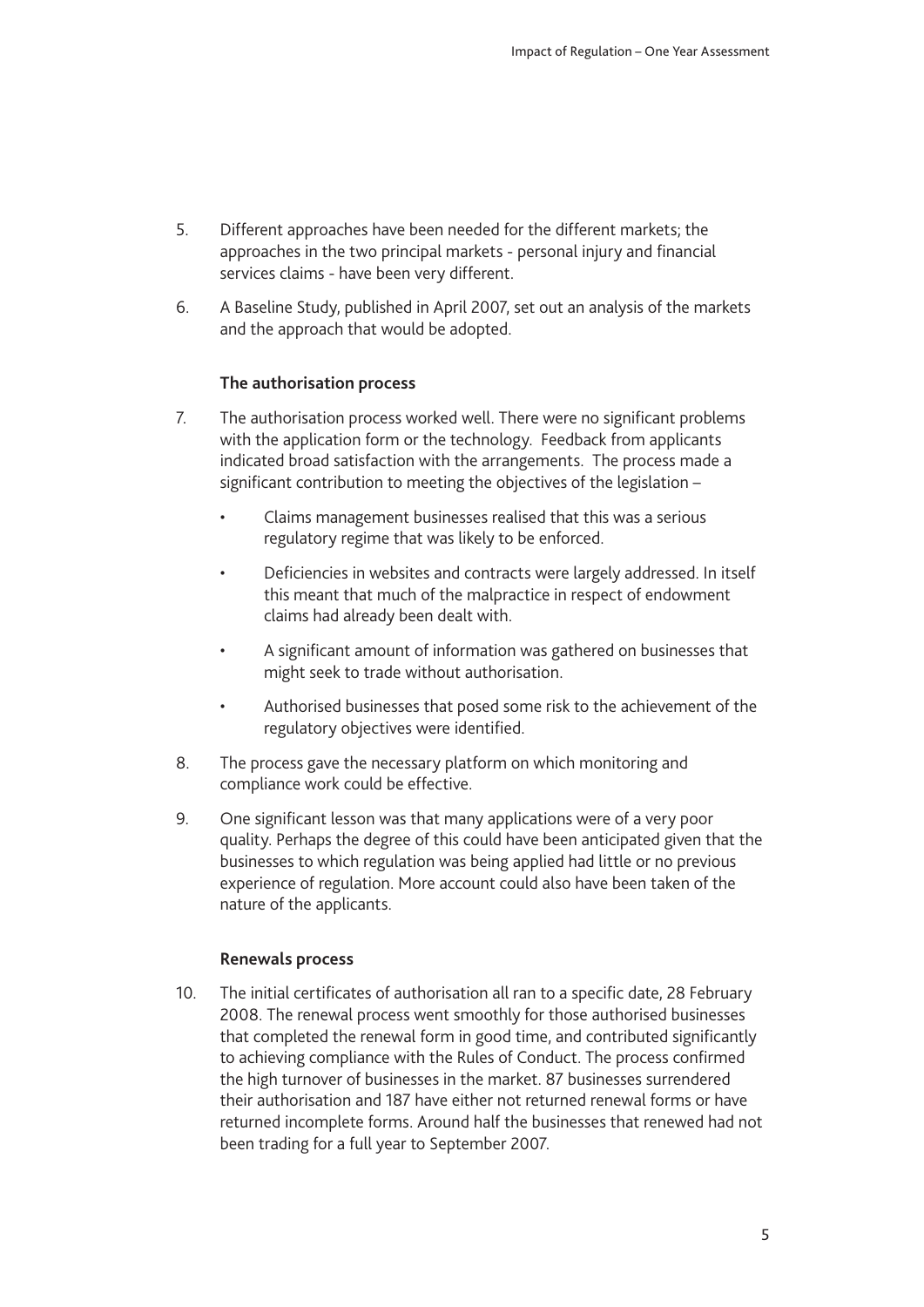5. Different approaches have been needed for the different markets; the approaches in the two principal markets - personal injury and financial services claims - have been very different.

6. A Baseline Study, published in April 2007, set out an analysis of the markets and the approach that would be adopted.

### The authorisation process

7. The authorisation process worked well. There were no significant problems with the application form or the technology. Feedback from applicants indicated broad satisfaction with the arrangements. The process made a significant contribution to meeting the objectives of the legislation –

   - Claims management businesses realised that this was a serious regulatory regime that was likely to be enforced.
   - Deficiencies in websites and contracts were largely addressed. In itself this meant that much of the malpractice in respect of endowment claims had already been dealt with.
   - A significant amount of information was gathered on businesses that might seek to trade without authorisation.
   - Authorised businesses that posed some risk to the achievement of the regulatory objectives were identified.

8. The process gave the necessary platform on which monitoring and compliance work could be effective.

9. One significant lesson was that many applications were of a very poor quality. Perhaps the degree of this could have been anticipated given that the businesses to which regulation was being applied had little or no previous experience of regulation. More account could also have been taken of the nature of the applicants.

### Renewals process

10. The initial certificates of authorisation all ran to a specific date, 28 February 2008. The renewal process went smoothly for those authorised businesses that completed the renewal form in good time, and contributed significantly to achieving compliance with the Rules of Conduct. The process confirmed the high turnover of businesses in the market. 87 businesses surrendered their authorisation and 187 have either not returned renewal forms or have returned incomplete forms. Around half the businesses that renewed had not been trading for a full year to September 2007.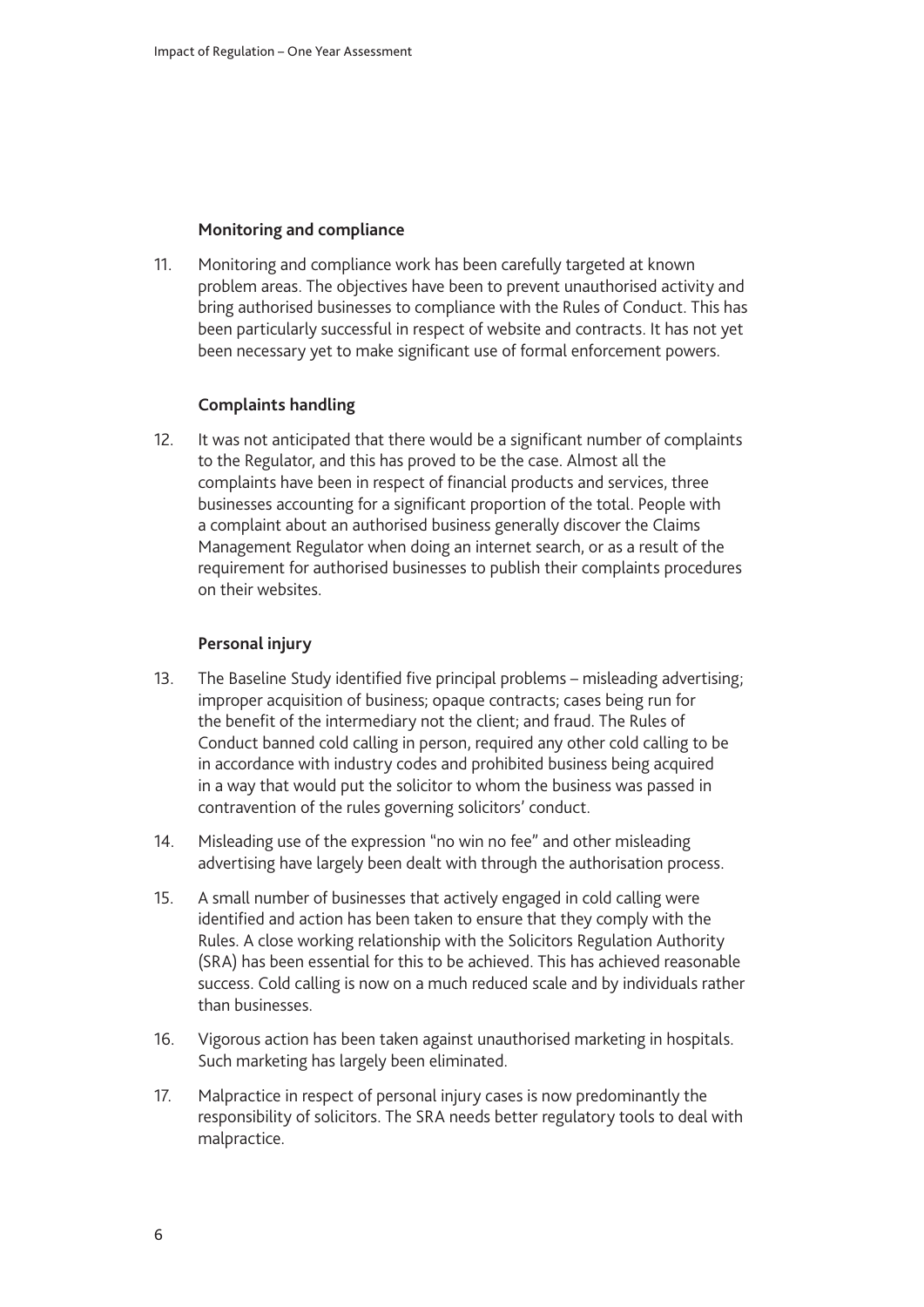### Monitoring and compliance

11. Monitoring and compliance work has been carefully targeted at known problem areas. The objectives have been to prevent unauthorised activity and bring authorised businesses to compliance with the Rules of Conduct. This has been particularly successful in respect of website and contracts. It has not yet been necessary yet to make significant use of formal enforcement powers.

### Complaints handling

12. It was not anticipated that there would be a significant number of complaints to the Regulator, and this has proved to be the case. Almost all the complaints have been in respect of financial products and services, three businesses accounting for a significant proportion of the total. People with a complaint about an authorised business generally discover the Claims Management Regulator when doing an internet search, or as a result of the requirement for authorised businesses to publish their complaints procedures on their websites.

### Personal injury

13. The Baseline Study identified five principal problems – misleading advertising; improper acquisition of business; opaque contracts; cases being run for the benefit of the intermediary not the client; and fraud. The Rules of Conduct banned cold calling in person, required any other cold calling to be in accordance with industry codes and prohibited business being acquired in a way that would put the solicitor to whom the business was passed in contravention of the rules governing solicitors' conduct.

14. Misleading use of the expression "no win no fee" and other misleading advertising have largely been dealt with through the authorisation process.

15. A small number of businesses that actively engaged in cold calling were identified and action has been taken to ensure that they comply with the Rules. A close working relationship with the Solicitors Regulation Authority (SRA) has been essential for this to be achieved. This has achieved reasonable success. Cold calling is now on a much reduced scale and by individuals rather than businesses.

16. Vigorous action has been taken against unauthorised marketing in hospitals. Such marketing has largely been eliminated.

17. Malpractice in respect of personal injury cases is now predominantly the responsibility of solicitors. The SRA needs better regulatory tools to deal with malpractice.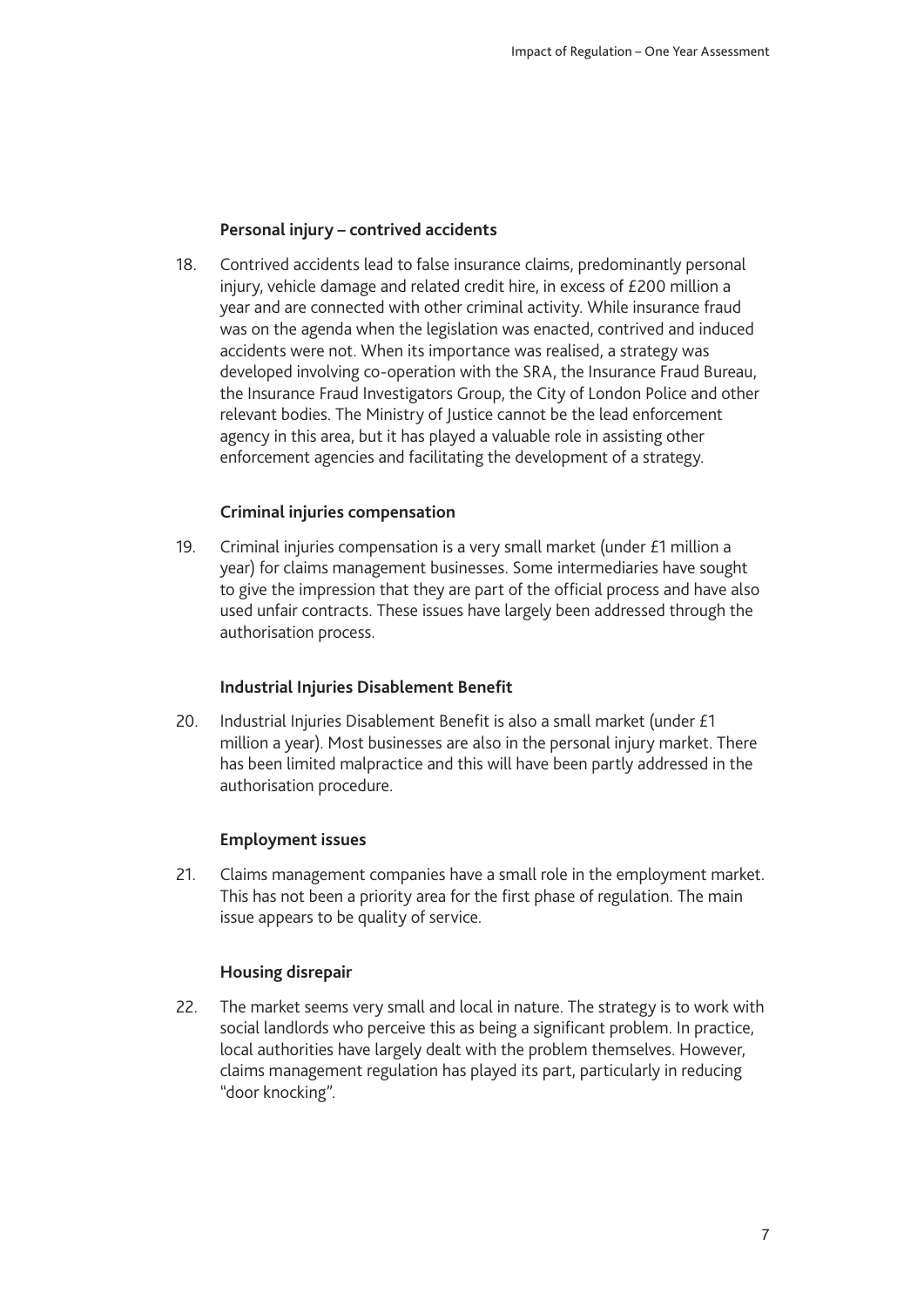### Personal injury – contrived accidents

18. Contrived accidents lead to false insurance claims, predominantly personal injury, vehicle damage and related credit hire, in excess of £200 million a year and are connected with other criminal activity. While insurance fraud was on the agenda when the legislation was enacted, contrived and induced accidents were not. When its importance was realised, a strategy was developed involving co-operation with the SRA, the Insurance Fraud Bureau, the Insurance Fraud Investigators Group, the City of London Police and other relevant bodies. The Ministry of Justice cannot be the lead enforcement agency in this area, but it has played a valuable role in assisting other enforcement agencies and facilitating the development of a strategy.

### Criminal injuries compensation

19. Criminal injuries compensation is a very small market (under £1 million a year) for claims management businesses. Some intermediaries have sought to give the impression that they are part of the official process and have also used unfair contracts. These issues have largely been addressed through the authorisation process.

### Industrial Injuries Disablement Benefit

20. Industrial Injuries Disablement Benefit is also a small market (under £1 million a year). Most businesses are also in the personal injury market. There has been limited malpractice and this will have been partly addressed in the authorisation procedure.

### Employment issues

21. Claims management companies have a small role in the employment market. This has not been a priority area for the first phase of regulation. The main issue appears to be quality of service.

### Housing disrepair

22. The market seems very small and local in nature. The strategy is to work with social landlords who perceive this as being a significant problem. In practice, local authorities have largely dealt with the problem themselves. However, claims management regulation has played its part, particularly in reducing "door knocking".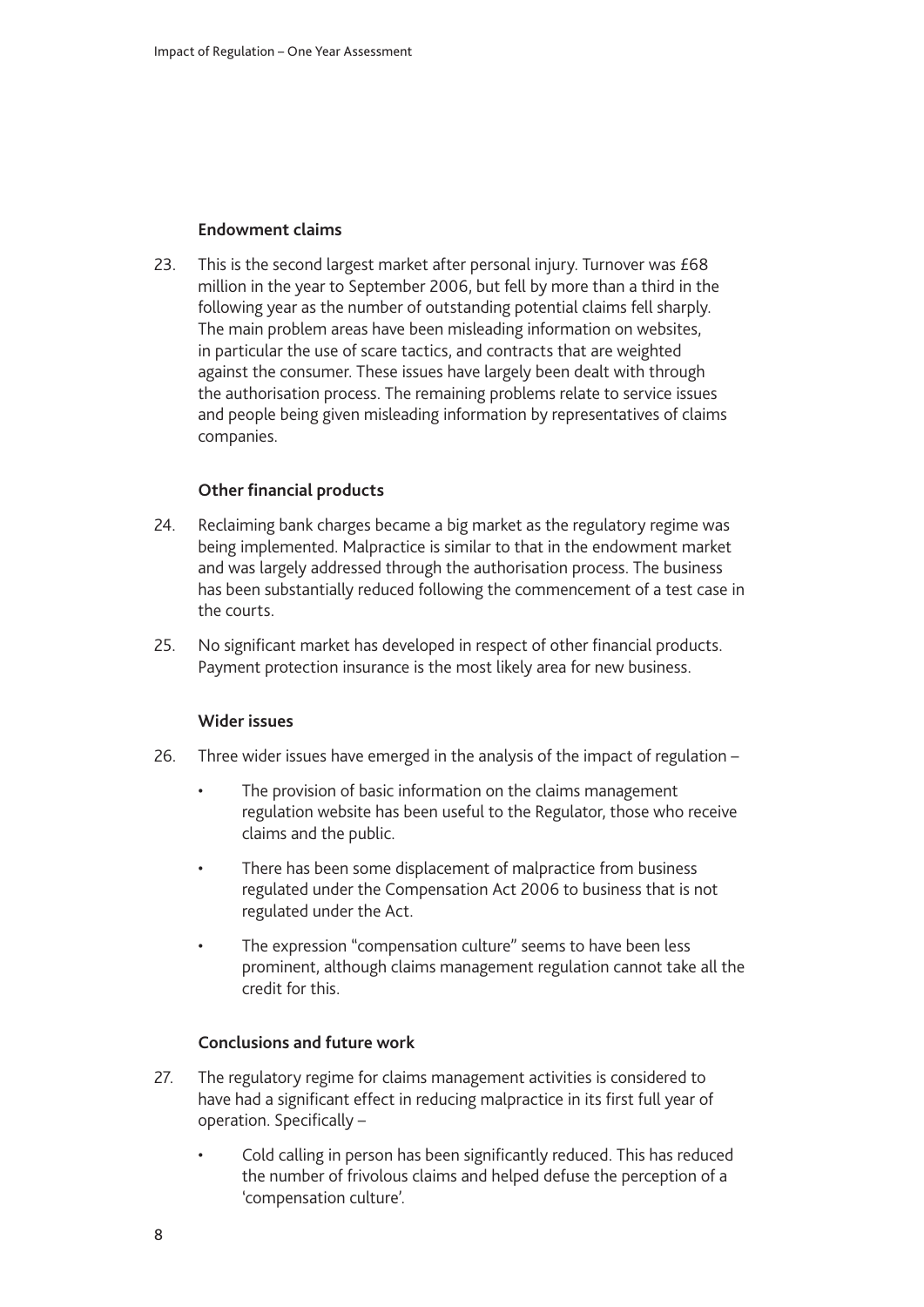### Endowment claims

23. This is the second largest market after personal injury. Turnover was £68 million in the year to September 2006, but fell by more than a third in the following year as the number of outstanding potential claims fell sharply. The main problem areas have been misleading information on websites, in particular the use of scare tactics, and contracts that are weighted against the consumer. These issues have largely been dealt with through the authorisation process. The remaining problems relate to service issues and people being given misleading information by representatives of claims companies.

### Other financial products

24. Reclaiming bank charges became a big market as the regulatory regime was being implemented. Malpractice is similar to that in the endowment market and was largely addressed through the authorisation process. The business has been substantially reduced following the commencement of a test case in the courts.

25. No significant market has developed in respect of other financial products. Payment protection insurance is the most likely area for new business.

### Wider issues

26. Three wider issues have emerged in the analysis of the impact of regulation –

- The provision of basic information on the claims management regulation website has been useful to the Regulator, those who receive claims and the public.
- There has been some displacement of malpractice from business regulated under the Compensation Act 2006 to business that is not regulated under the Act.
- The expression "compensation culture" seems to have been less prominent, although claims management regulation cannot take all the credit for this.

### Conclusions and future work

27. The regulatory regime for claims management activities is considered to have had a significant effect in reducing malpractice in its first full year of operation. Specifically –

- Cold calling in person has been significantly reduced. This has reduced the number of frivolous claims and helped defuse the perception of a 'compensation culture'.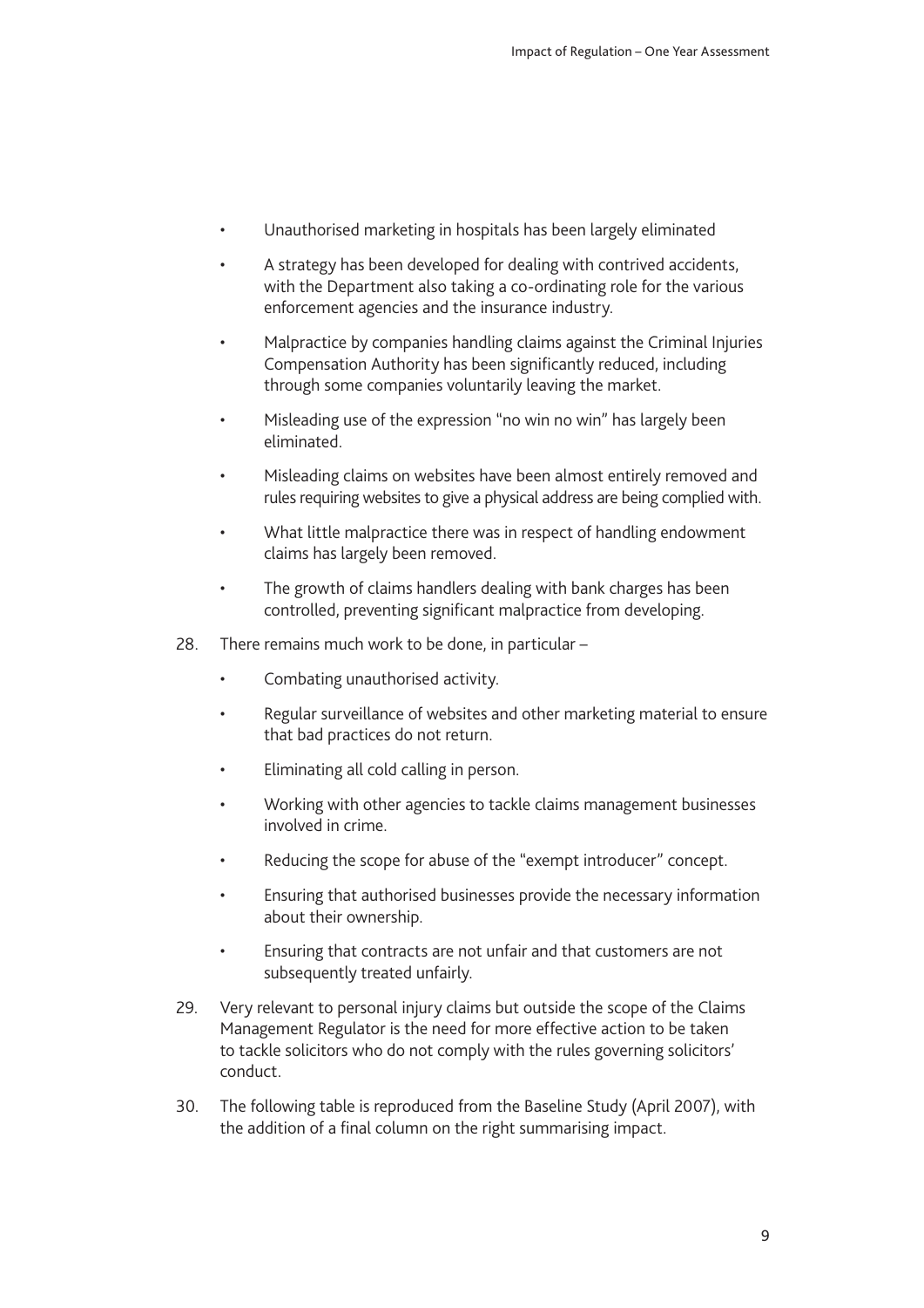- Unauthorised marketing in hospitals has been largely eliminated
- A strategy has been developed for dealing with contrived accidents, with the Department also taking a co-ordinating role for the various enforcement agencies and the insurance industry.
- Malpractice by companies handling claims against the Criminal Injuries Compensation Authority has been significantly reduced, including through some companies voluntarily leaving the market.
- Misleading use of the expression "no win no win" has largely been eliminated.
- Misleading claims on websites have been almost entirely removed and rules requiring websites to give a physical address are being complied with.
- What little malpractice there was in respect of handling endowment claims has largely been removed.
- The growth of claims handlers dealing with bank charges has been controlled, preventing significant malpractice from developing.

28. There remains much work to be done, in particular –
    - Combating unauthorised activity.
    - Regular surveillance of websites and other marketing material to ensure that bad practices do not return.
    - Eliminating all cold calling in person.
    - Working with other agencies to tackle claims management businesses involved in crime.
    - Reducing the scope for abuse of the "exempt introducer" concept.
    - Ensuring that authorised businesses provide the necessary information about their ownership.
    - Ensuring that contracts are not unfair and that customers are not subsequently treated unfairly.

29. Very relevant to personal injury claims but outside the scope of the Claims Management Regulator is the need for more effective action to be taken to tackle solicitors who do not comply with the rules governing solicitors' conduct.

30. The following table is reproduced from the Baseline Study (April 2007), with the addition of a final column on the right summarising impact.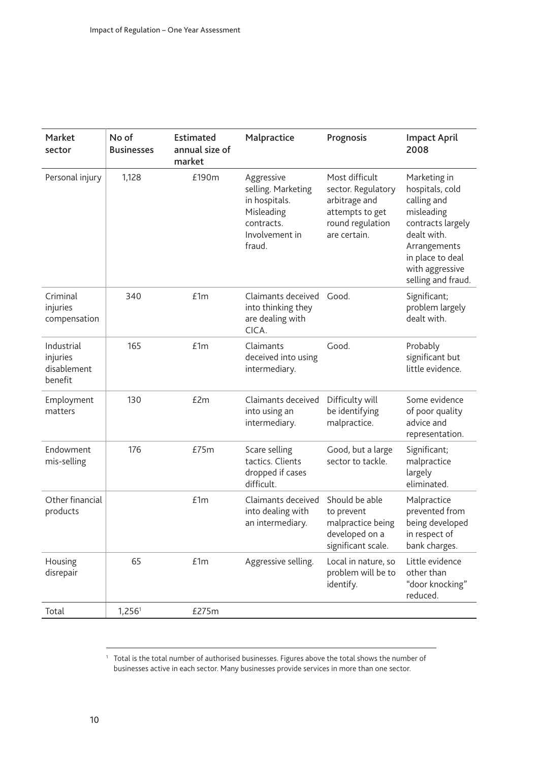| Market sector | No of Businesses | Estimated annual size of market | Malpractice | Prognosis | Impact April 2008 |
|---|---|---|---|---|---|
| Personal injury | 1,128 | £190m | Aggressive selling. Marketing in hospitals. Misleading contracts. Involvement in fraud. | Most difficult sector. Regulatory arbitrage and attempts to get round regulation are certain. | Marketing in hospitals, cold calling and misleading contracts largely dealt with. Arrangements in place to deal with aggressive selling and fraud. |
| Criminal injuries compensation | 340 | £1m | Claimants deceived into thinking they are dealing with CICA. | Good. | Significant; problem largely dealt with. |
| Industrial injuries disablement benefit | 165 | £1m | Claimants deceived into using intermediary. | Good. | Probably significant but little evidence. |
| Employment matters | 130 | £2m | Claimants deceived into using an intermediary. | Difficulty will be identifying malpractice. | Some evidence of poor quality advice and representation. |
| Endowment mis-selling | 176 | £75m | Scare selling tactics. Clients dropped if cases difficult. | Good, but a large sector to tackle. | Significant; malpractice largely eliminated. |
| Other financial products | | £1m | Claimants deceived into dealing with an intermediary. | Should be able to prevent malpractice being developed on a significant scale. | Malpractice prevented from being developed in respect of bank charges. |
| Housing disrepair | 65 | £1m | Aggressive selling. | Local in nature, so problem will be to identify. | Little evidence other than "door knocking" reduced. |
| Total | 1,256[1] | £275m | | | |

[1] Total is the total number of authorised businesses. Figures above the total shows the number of businesses active in each sector. Many businesses provide services in more than one sector.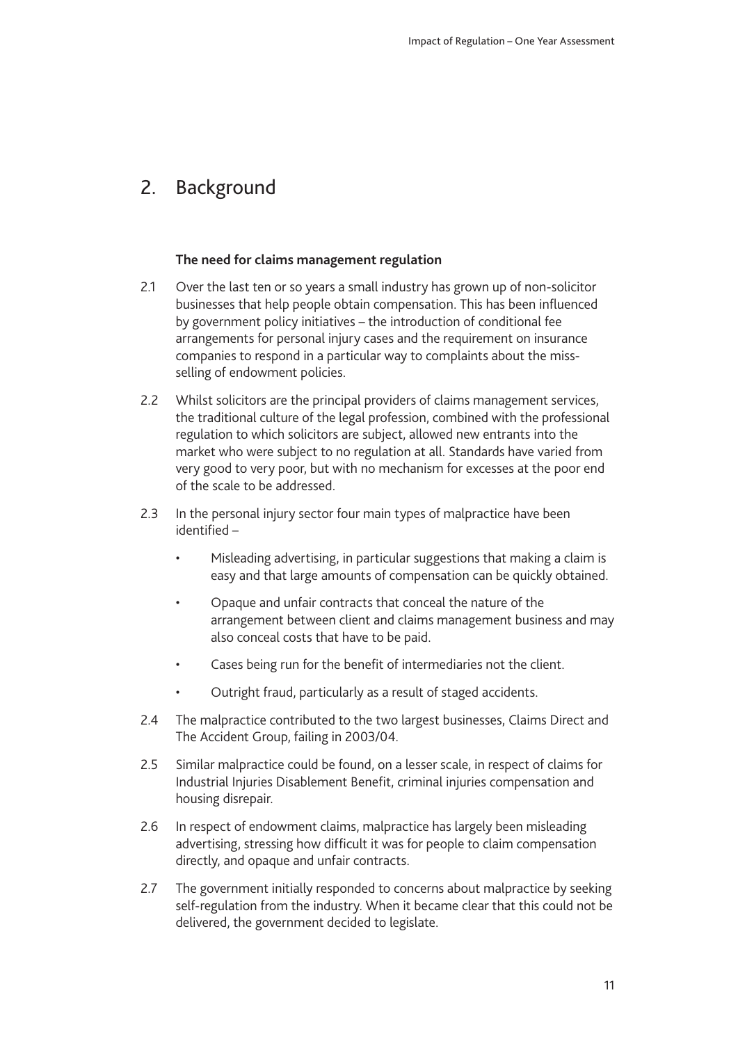## 2. Background

**The need for claims management regulation**

2.1 Over the last ten or so years a small industry has grown up of non-solicitor businesses that help people obtain compensation. This has been influenced by government policy initiatives – the introduction of conditional fee arrangements for personal injury cases and the requirement on insurance companies to respond in a particular way to complaints about the miss-selling of endowment policies.

2.2 Whilst solicitors are the principal providers of claims management services, the traditional culture of the legal profession, combined with the professional regulation to which solicitors are subject, allowed new entrants into the market who were subject to no regulation at all. Standards have varied from very good to very poor, but with no mechanism for excesses at the poor end of the scale to be addressed.

2.3 In the personal injury sector four main types of malpractice have been identified –

- Misleading advertising, in particular suggestions that making a claim is easy and that large amounts of compensation can be quickly obtained.
- Opaque and unfair contracts that conceal the nature of the arrangement between client and claims management business and may also conceal costs that have to be paid.
- Cases being run for the benefit of intermediaries not the client.
- Outright fraud, particularly as a result of staged accidents.

2.4 The malpractice contributed to the two largest businesses, Claims Direct and The Accident Group, failing in 2003/04.

2.5 Similar malpractice could be found, on a lesser scale, in respect of claims for Industrial Injuries Disablement Benefit, criminal injuries compensation and housing disrepair.

2.6 In respect of endowment claims, malpractice has largely been misleading advertising, stressing how difficult it was for people to claim compensation directly, and opaque and unfair contracts.

2.7 The government initially responded to concerns about malpractice by seeking self-regulation from the industry. When it became clear that this could not be delivered, the government decided to legislate.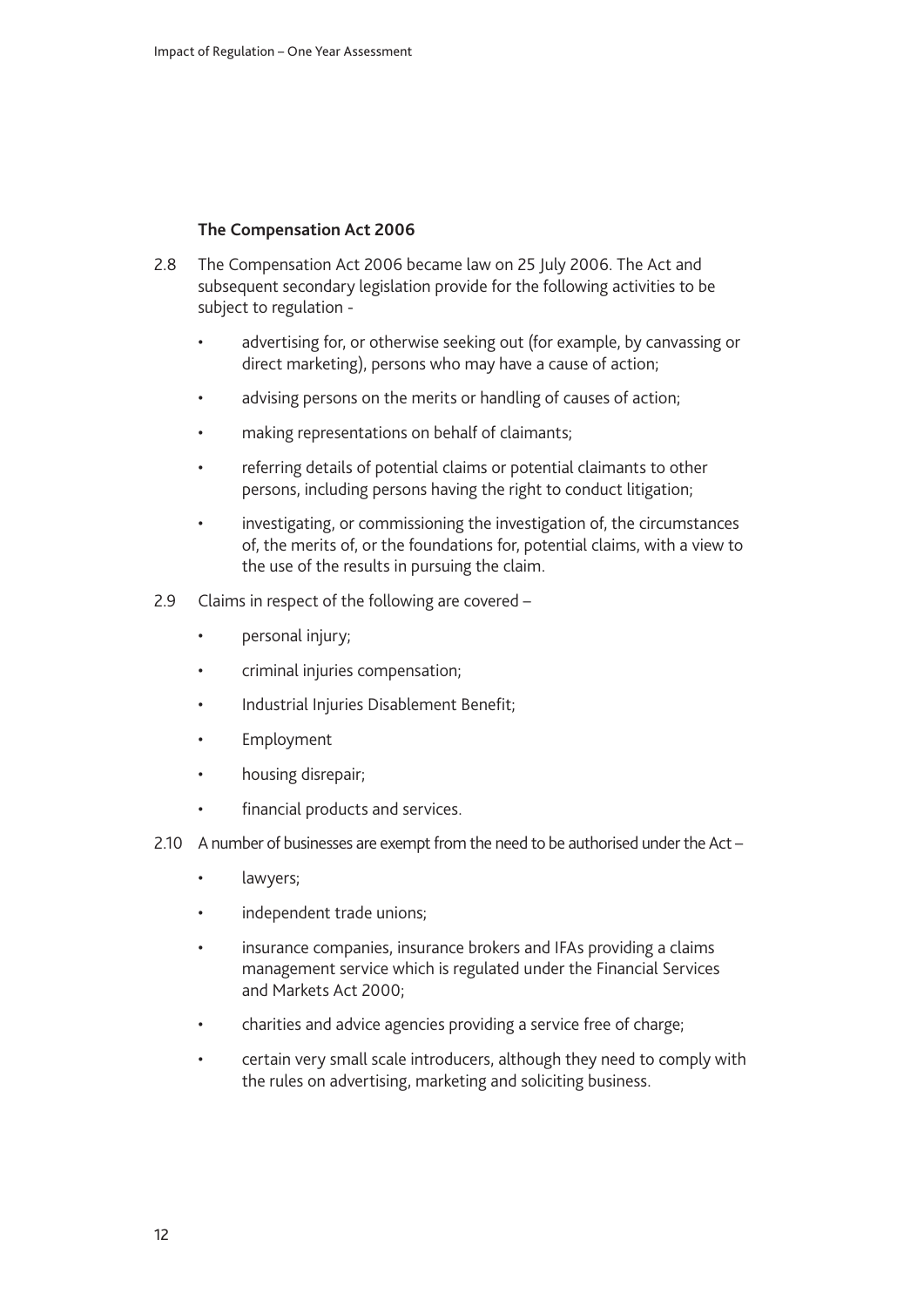### The Compensation Act 2006

2.8 The Compensation Act 2006 became law on 25 July 2006. The Act and subsequent secondary legislation provide for the following activities to be subject to regulation -

- advertising for, or otherwise seeking out (for example, by canvassing or direct marketing), persons who may have a cause of action;
- advising persons on the merits or handling of causes of action;
- making representations on behalf of claimants;
- referring details of potential claims or potential claimants to other persons, including persons having the right to conduct litigation;
- investigating, or commissioning the investigation of, the circumstances of, the merits of, or the foundations for, potential claims, with a view to the use of the results in pursuing the claim.

2.9 Claims in respect of the following are covered –

- personal injury;
- criminal injuries compensation;
- Industrial Injuries Disablement Benefit;
- Employment
- housing disrepair;
- financial products and services.

2.10 A number of businesses are exempt from the need to be authorised under the Act –

- lawyers;
- independent trade unions;
- insurance companies, insurance brokers and IFAs providing a claims management service which is regulated under the Financial Services and Markets Act 2000;
- charities and advice agencies providing a service free of charge;
- certain very small scale introducers, although they need to comply with the rules on advertising, marketing and soliciting business.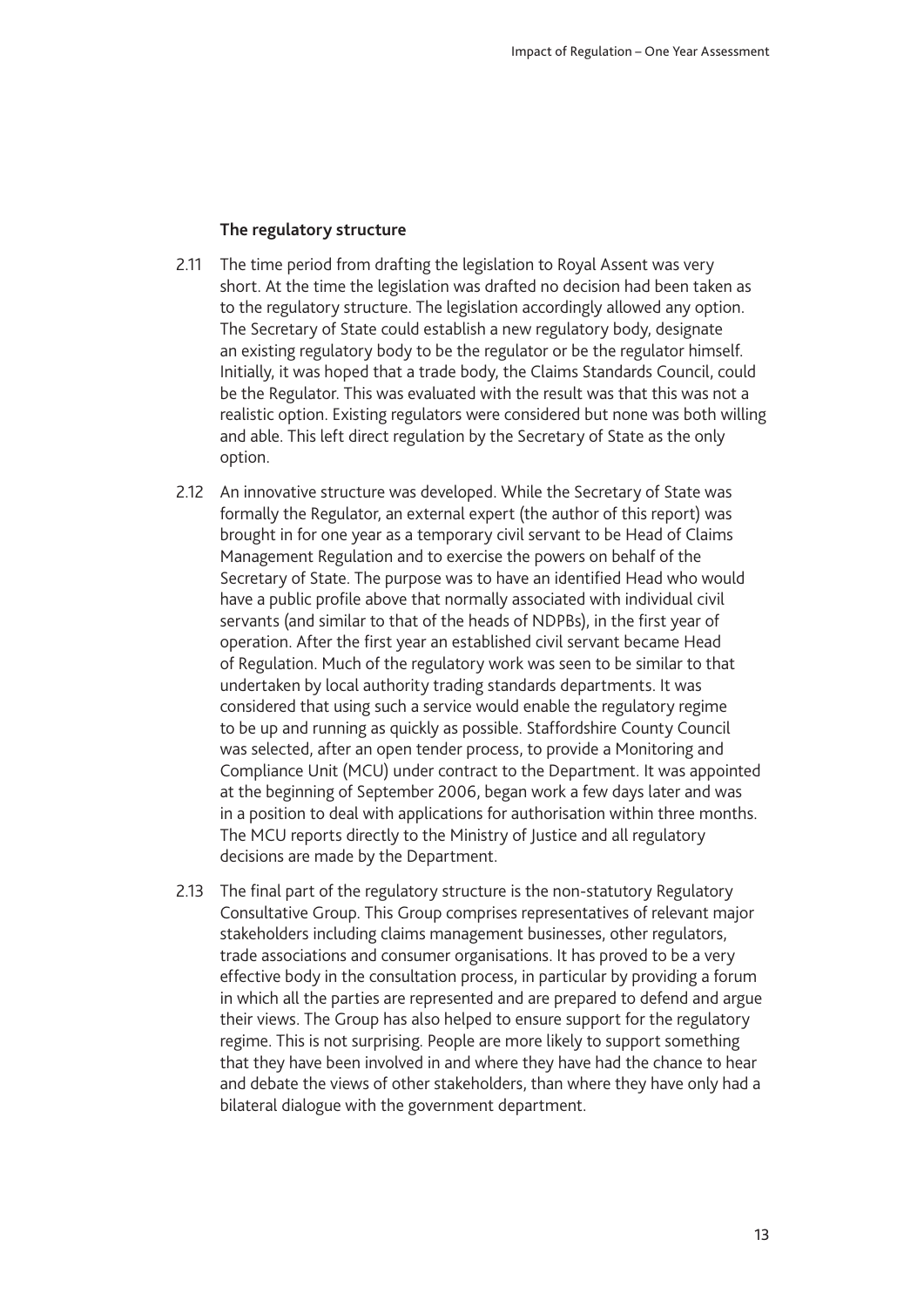### The regulatory structure

2.11 The time period from drafting the legislation to Royal Assent was very short. At the time the legislation was drafted no decision had been taken as to the regulatory structure. The legislation accordingly allowed any option. The Secretary of State could establish a new regulatory body, designate an existing regulatory body to be the regulator or be the regulator himself. Initially, it was hoped that a trade body, the Claims Standards Council, could be the Regulator. This was evaluated with the result was that this was not a realistic option. Existing regulators were considered but none was both willing and able. This left direct regulation by the Secretary of State as the only option.

2.12 An innovative structure was developed. While the Secretary of State was formally the Regulator, an external expert (the author of this report) was brought in for one year as a temporary civil servant to be Head of Claims Management Regulation and to exercise the powers on behalf of the Secretary of State. The purpose was to have an identified Head who would have a public profile above that normally associated with individual civil servants (and similar to that of the heads of NDPBs), in the first year of operation. After the first year an established civil servant became Head of Regulation. Much of the regulatory work was seen to be similar to that undertaken by local authority trading standards departments. It was considered that using such a service would enable the regulatory regime to be up and running as quickly as possible. Staffordshire County Council was selected, after an open tender process, to provide a Monitoring and Compliance Unit (MCU) under contract to the Department. It was appointed at the beginning of September 2006, began work a few days later and was in a position to deal with applications for authorisation within three months. The MCU reports directly to the Ministry of Justice and all regulatory decisions are made by the Department.

2.13 The final part of the regulatory structure is the non-statutory Regulatory Consultative Group. This Group comprises representatives of relevant major stakeholders including claims management businesses, other regulators, trade associations and consumer organisations. It has proved to be a very effective body in the consultation process, in particular by providing a forum in which all the parties are represented and are prepared to defend and argue their views. The Group has also helped to ensure support for the regulatory regime. This is not surprising. People are more likely to support something that they have been involved in and where they have had the chance to hear and debate the views of other stakeholders, than where they have only had a bilateral dialogue with the government department.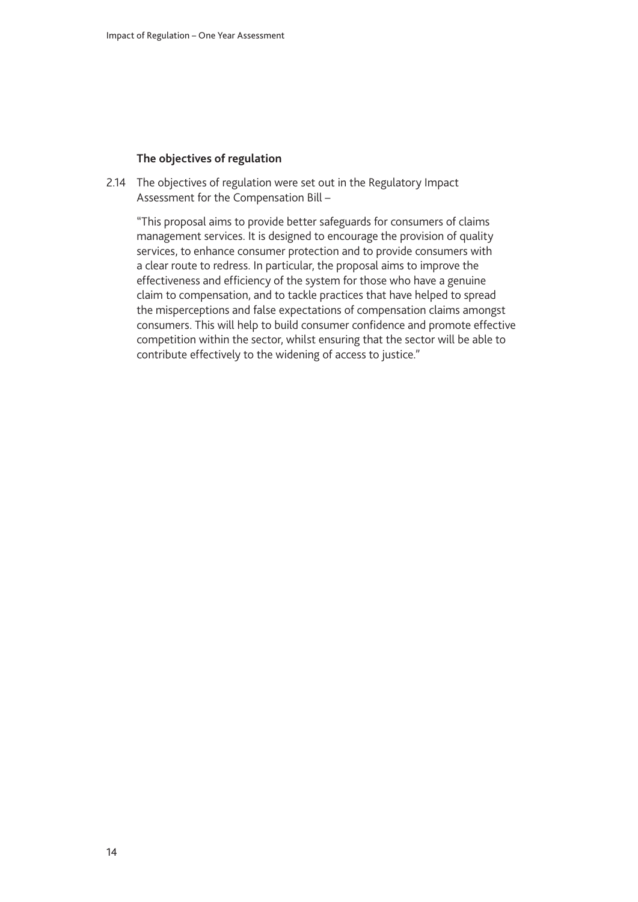### The objectives of regulation

2.14 The objectives of regulation were set out in the Regulatory Impact Assessment for the Compensation Bill –

> "This proposal aims to provide better safeguards for consumers of claims management services. It is designed to encourage the provision of quality services, to enhance consumer protection and to provide consumers with a clear route to redress. In particular, the proposal aims to improve the effectiveness and efficiency of the system for those who have a genuine claim to compensation, and to tackle practices that have helped to spread the misperceptions and false expectations of compensation claims amongst consumers. This will help to build consumer confidence and promote effective competition within the sector, whilst ensuring that the sector will be able to contribute effectively to the widening of access to justice."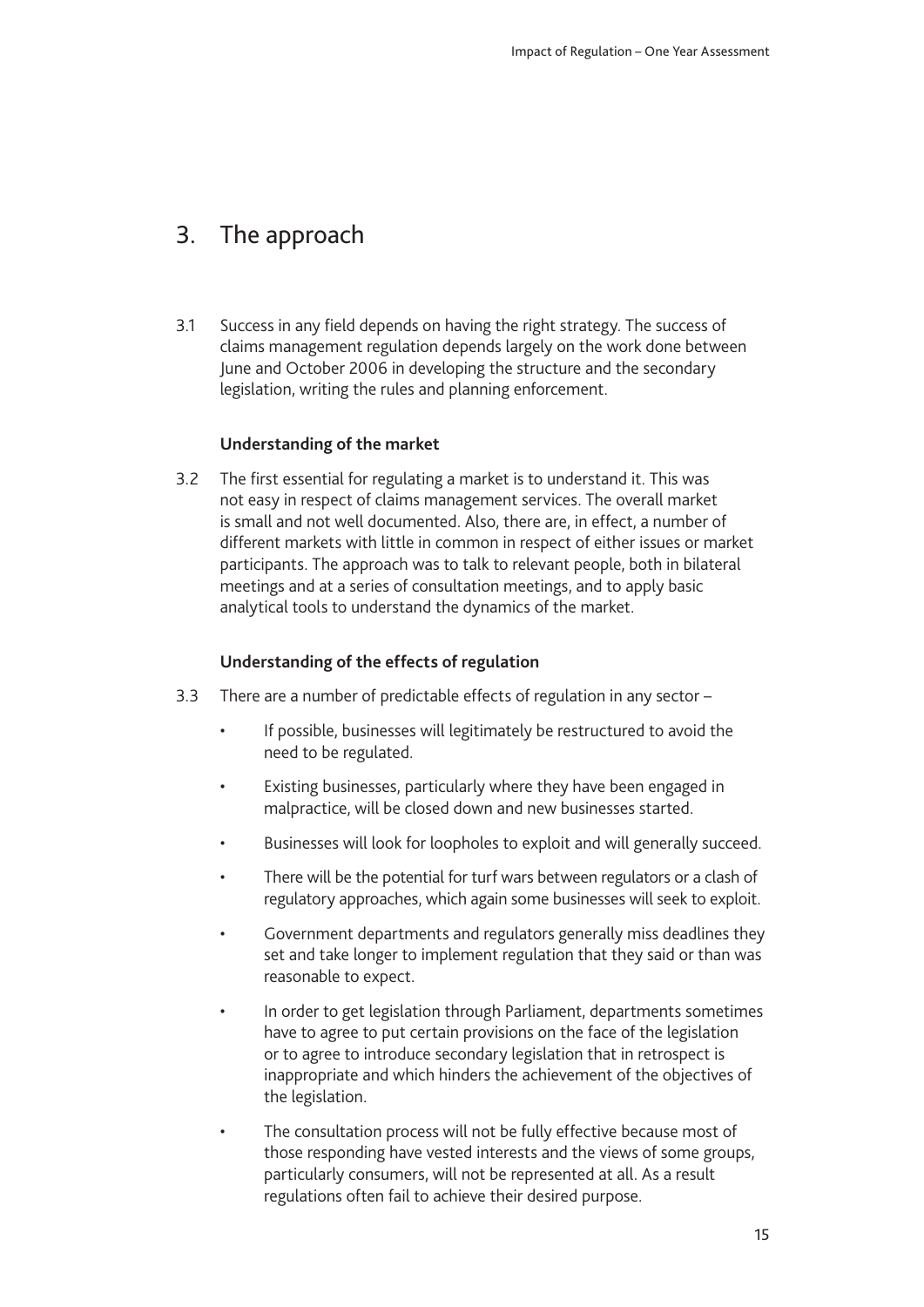## 3. The approach

3.1 Success in any field depends on having the right strategy. The success of claims management regulation depends largely on the work done between June and October 2006 in developing the structure and the secondary legislation, writing the rules and planning enforcement.

### Understanding of the market

3.2 The first essential for regulating a market is to understand it. This was not easy in respect of claims management services. The overall market is small and not well documented. Also, there are, in effect, a number of different markets with little in common in respect of either issues or market participants. The approach was to talk to relevant people, both in bilateral meetings and at a series of consultation meetings, and to apply basic analytical tools to understand the dynamics of the market.

### Understanding of the effects of regulation

3.3 There are a number of predictable effects of regulation in any sector –

- If possible, businesses will legitimately be restructured to avoid the need to be regulated.
- Existing businesses, particularly where they have been engaged in malpractice, will be closed down and new businesses started.
- Businesses will look for loopholes to exploit and will generally succeed.
- There will be the potential for turf wars between regulators or a clash of regulatory approaches, which again some businesses will seek to exploit.
- Government departments and regulators generally miss deadlines they set and take longer to implement regulation that they said or than was reasonable to expect.
- In order to get legislation through Parliament, departments sometimes have to agree to put certain provisions on the face of the legislation or to agree to introduce secondary legislation that in retrospect is inappropriate and which hinders the achievement of the objectives of the legislation.
- The consultation process will not be fully effective because most of those responding have vested interests and the views of some groups, particularly consumers, will not be represented at all. As a result regulations often fail to achieve their desired purpose.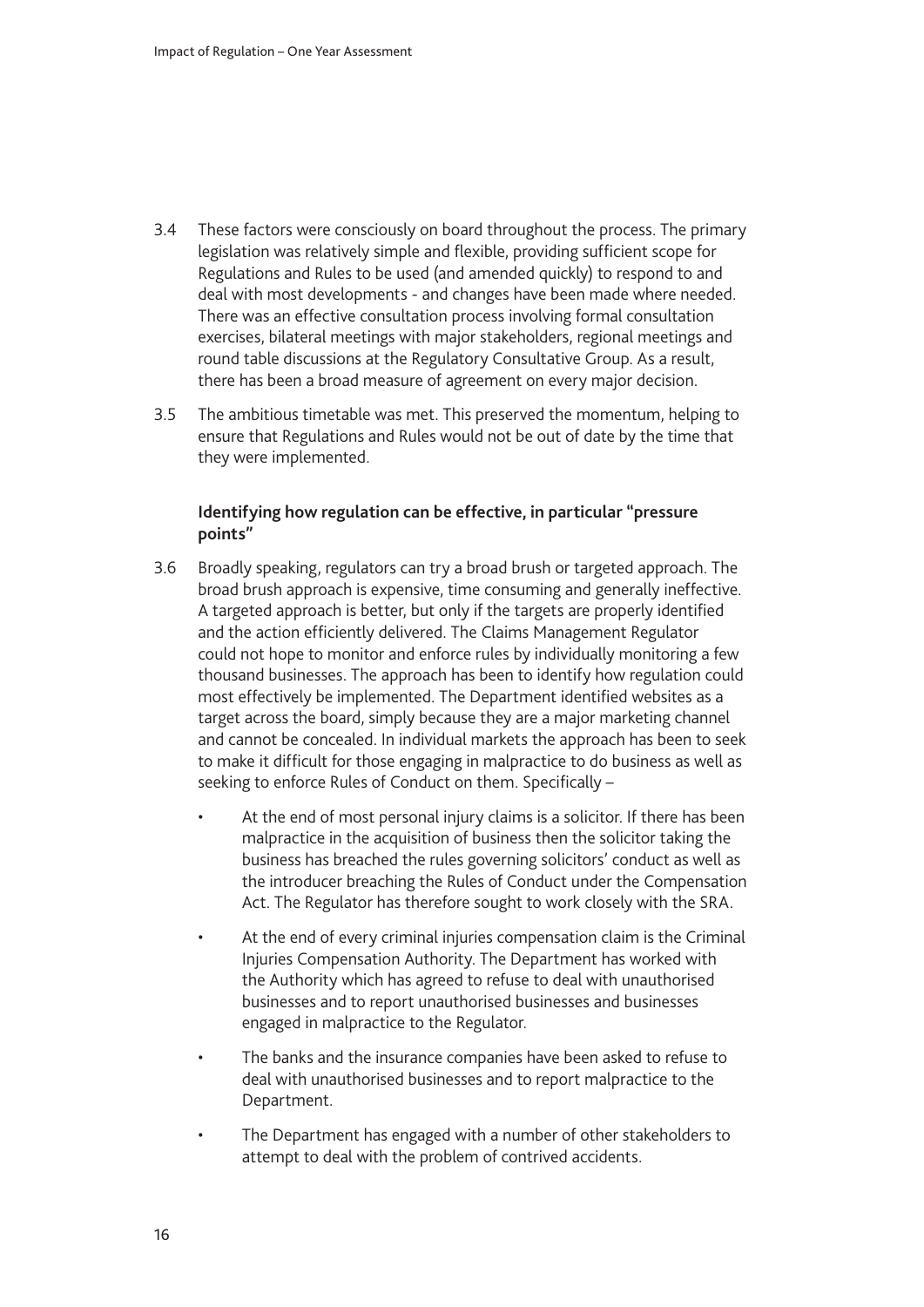3.4 These factors were consciously on board throughout the process. The primary legislation was relatively simple and flexible, providing sufficient scope for Regulations and Rules to be used (and amended quickly) to respond to and deal with most developments - and changes have been made where needed. There was an effective consultation process involving formal consultation exercises, bilateral meetings with major stakeholders, regional meetings and round table discussions at the Regulatory Consultative Group. As a result, there has been a broad measure of agreement on every major decision.

3.5 The ambitious timetable was met. This preserved the momentum, helping to ensure that Regulations and Rules would not be out of date by the time that they were implemented.

### Identifying how regulation can be effective, in particular "pressure points"

3.6 Broadly speaking, regulators can try a broad brush or targeted approach. The broad brush approach is expensive, time consuming and generally ineffective. A targeted approach is better, but only if the targets are properly identified and the action efficiently delivered. The Claims Management Regulator could not hope to monitor and enforce rules by individually monitoring a few thousand businesses. The approach has been to identify how regulation could most effectively be implemented. The Department identified websites as a target across the board, simply because they are a major marketing channel and cannot be concealed. In individual markets the approach has been to seek to make it difficult for those engaging in malpractice to do business as well as seeking to enforce Rules of Conduct on them. Specifically –

- At the end of most personal injury claims is a solicitor. If there has been malpractice in the acquisition of business then the solicitor taking the business has breached the rules governing solicitors' conduct as well as the introducer breaching the Rules of Conduct under the Compensation Act. The Regulator has therefore sought to work closely with the SRA.
- At the end of every criminal injuries compensation claim is the Criminal Injuries Compensation Authority. The Department has worked with the Authority which has agreed to refuse to deal with unauthorised businesses and to report unauthorised businesses and businesses engaged in malpractice to the Regulator.
- The banks and the insurance companies have been asked to refuse to deal with unauthorised businesses and to report malpractice to the Department.
- The Department has engaged with a number of other stakeholders to attempt to deal with the problem of contrived accidents.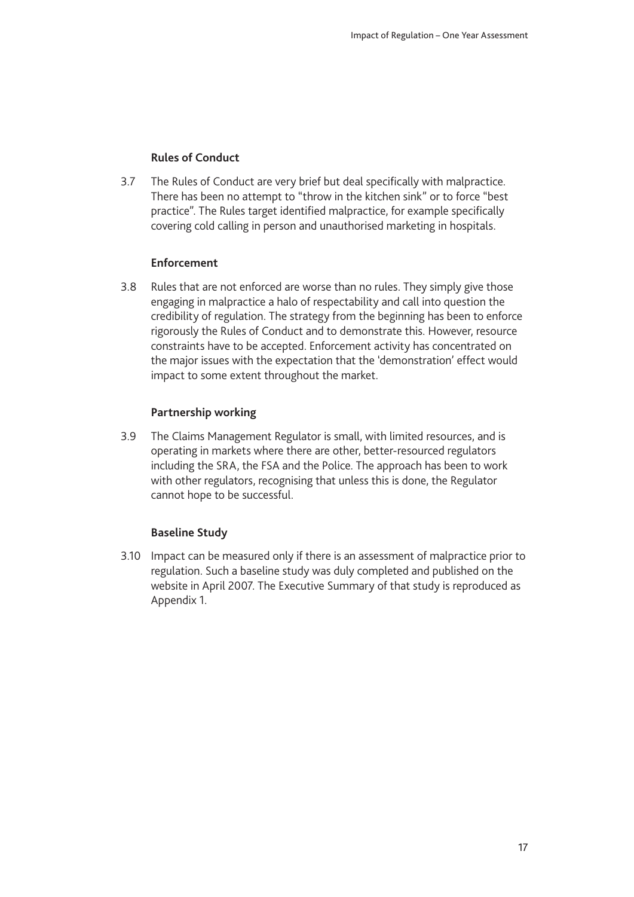**Rules of Conduct**

3.7 The Rules of Conduct are very brief but deal specifically with malpractice. There has been no attempt to "throw in the kitchen sink" or to force "best practice". The Rules target identified malpractice, for example specifically covering cold calling in person and unauthorised marketing in hospitals.

**Enforcement**

3.8 Rules that are not enforced are worse than no rules. They simply give those engaging in malpractice a halo of respectability and call into question the credibility of regulation. The strategy from the beginning has been to enforce rigorously the Rules of Conduct and to demonstrate this. However, resource constraints have to be accepted. Enforcement activity has concentrated on the major issues with the expectation that the 'demonstration' effect would impact to some extent throughout the market.

**Partnership working**

3.9 The Claims Management Regulator is small, with limited resources, and is operating in markets where there are other, better-resourced regulators including the SRA, the FSA and the Police. The approach has been to work with other regulators, recognising that unless this is done, the Regulator cannot hope to be successful.

**Baseline Study**

3.10 Impact can be measured only if there is an assessment of malpractice prior to regulation. Such a baseline study was duly completed and published on the website in April 2007. The Executive Summary of that study is reproduced as Appendix 1.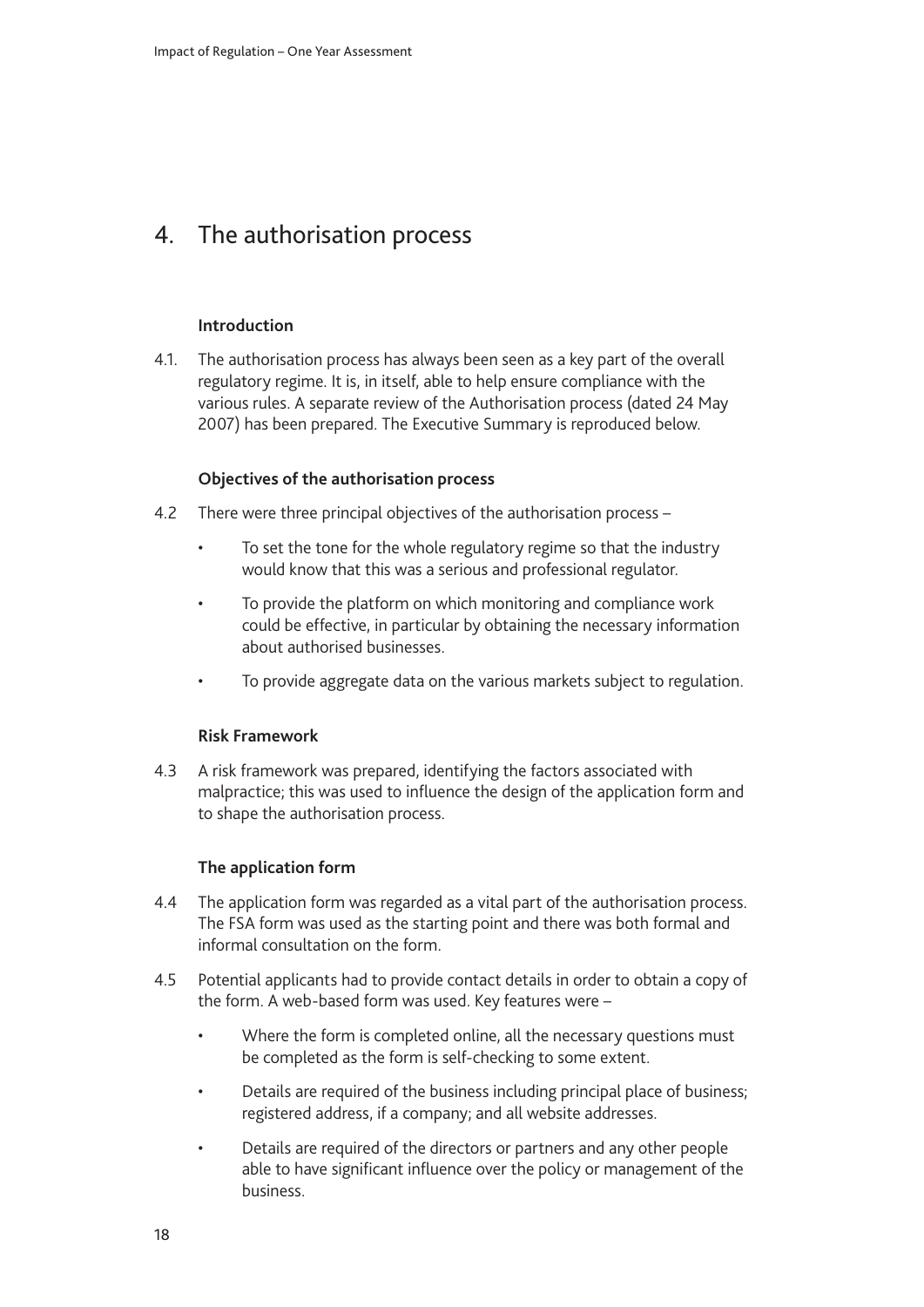# 4. The authorisation process

### Introduction

4.1. The authorisation process has always been seen as a key part of the overall regulatory regime. It is, in itself, able to help ensure compliance with the various rules. A separate review of the Authorisation process (dated 24 May 2007) has been prepared. The Executive Summary is reproduced below.

### Objectives of the authorisation process

4.2 There were three principal objectives of the authorisation process –

- To set the tone for the whole regulatory regime so that the industry would know that this was a serious and professional regulator.
- To provide the platform on which monitoring and compliance work could be effective, in particular by obtaining the necessary information about authorised businesses.
- To provide aggregate data on the various markets subject to regulation.

### Risk Framework

4.3 A risk framework was prepared, identifying the factors associated with malpractice; this was used to influence the design of the application form and to shape the authorisation process.

### The application form

4.4 The application form was regarded as a vital part of the authorisation process. The FSA form was used as the starting point and there was both formal and informal consultation on the form.

4.5 Potential applicants had to provide contact details in order to obtain a copy of the form. A web-based form was used. Key features were –

- Where the form is completed online, all the necessary questions must be completed as the form is self-checking to some extent.
- Details are required of the business including principal place of business; registered address, if a company; and all website addresses.
- Details are required of the directors or partners and any other people able to have significant influence over the policy or management of the business.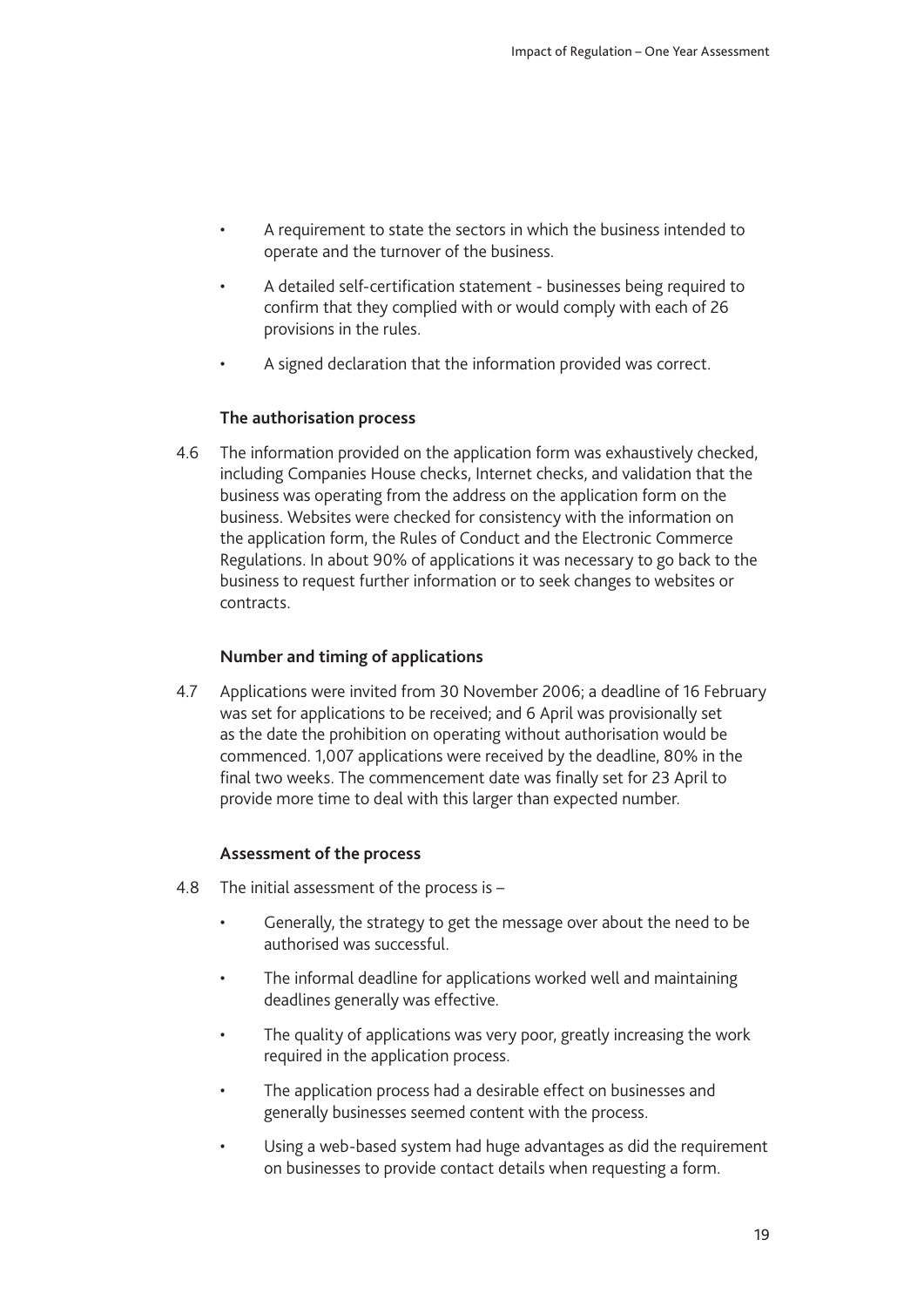- A requirement to state the sectors in which the business intended to operate and the turnover of the business.
- A detailed self-certification statement - businesses being required to confirm that they complied with or would comply with each of 26 provisions in the rules.
- A signed declaration that the information provided was correct.

**The authorisation process**

4.6 The information provided on the application form was exhaustively checked, including Companies House checks, Internet checks, and validation that the business was operating from the address on the application form on the business. Websites were checked for consistency with the information on the application form, the Rules of Conduct and the Electronic Commerce Regulations. In about 90% of applications it was necessary to go back to the business to request further information or to seek changes to websites or contracts.

**Number and timing of applications**

4.7 Applications were invited from 30 November 2006; a deadline of 16 February was set for applications to be received; and 6 April was provisionally set as the date the prohibition on operating without authorisation would be commenced. 1,007 applications were received by the deadline, 80% in the final two weeks. The commencement date was finally set for 23 April to provide more time to deal with this larger than expected number.

**Assessment of the process**

4.8 The initial assessment of the process is –

- Generally, the strategy to get the message over about the need to be authorised was successful.
- The informal deadline for applications worked well and maintaining deadlines generally was effective.
- The quality of applications was very poor, greatly increasing the work required in the application process.
- The application process had a desirable effect on businesses and generally businesses seemed content with the process.
- Using a web-based system had huge advantages as did the requirement on businesses to provide contact details when requesting a form.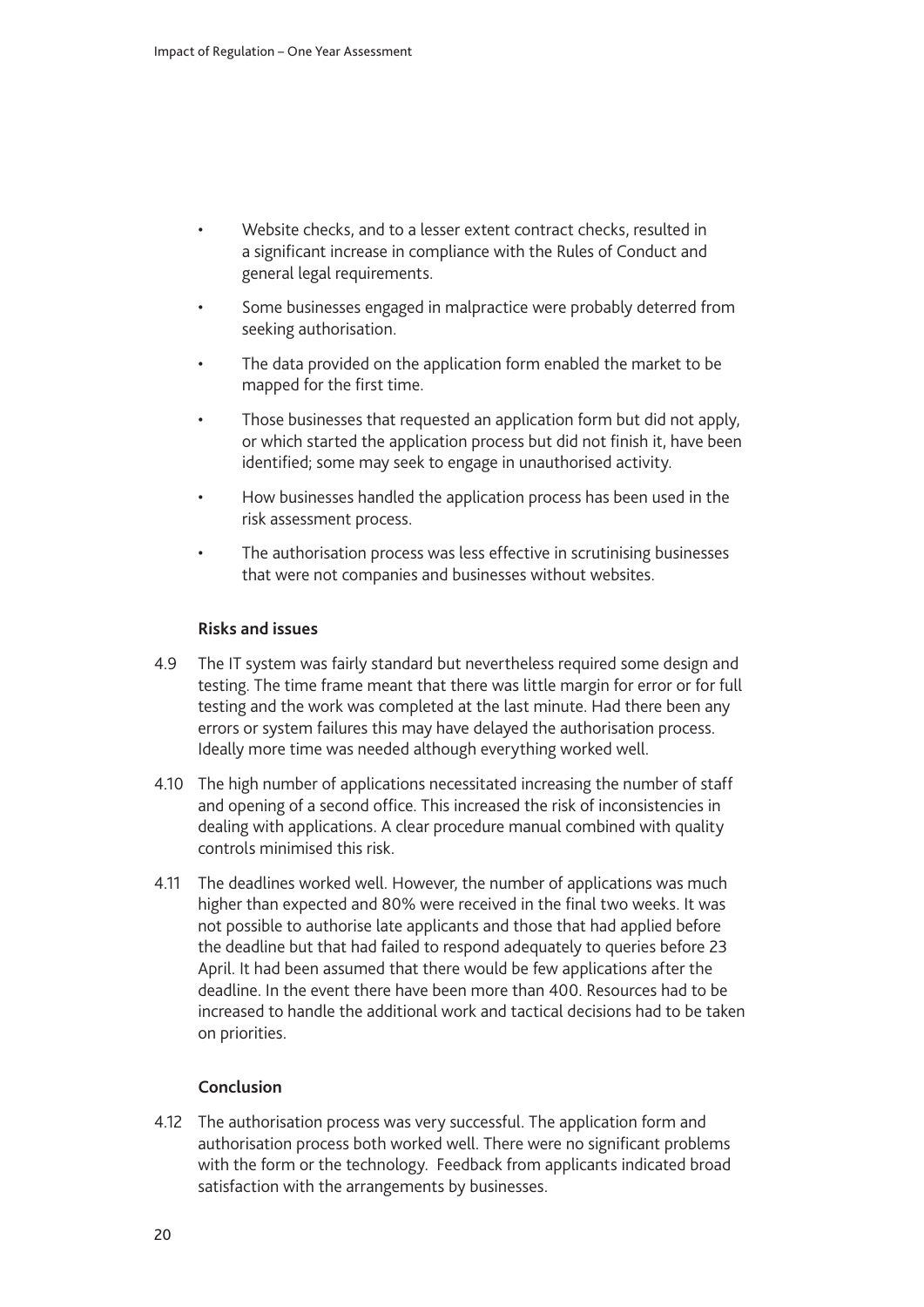- Website checks, and to a lesser extent contract checks, resulted in a significant increase in compliance with the Rules of Conduct and general legal requirements.
- Some businesses engaged in malpractice were probably deterred from seeking authorisation.
- The data provided on the application form enabled the market to be mapped for the first time.
- Those businesses that requested an application form but did not apply, or which started the application process but did not finish it, have been identified; some may seek to engage in unauthorised activity.
- How businesses handled the application process has been used in the risk assessment process.
- The authorisation process was less effective in scrutinising businesses that were not companies and businesses without websites.

**Risks and issues**

4.9 The IT system was fairly standard but nevertheless required some design and testing. The time frame meant that there was little margin for error or for full testing and the work was completed at the last minute. Had there been any errors or system failures this may have delayed the authorisation process. Ideally more time was needed although everything worked well.

4.10 The high number of applications necessitated increasing the number of staff and opening of a second office. This increased the risk of inconsistencies in dealing with applications. A clear procedure manual combined with quality controls minimised this risk.

4.11 The deadlines worked well. However, the number of applications was much higher than expected and 80% were received in the final two weeks. It was not possible to authorise late applicants and those that had applied before the deadline but that had failed to respond adequately to queries before 23 April. It had been assumed that there would be few applications after the deadline. In the event there have been more than 400. Resources had to be increased to handle the additional work and tactical decisions had to be taken on priorities.

**Conclusion**

4.12 The authorisation process was very successful. The application form and authorisation process both worked well. There were no significant problems with the form or the technology. Feedback from applicants indicated broad satisfaction with the arrangements by businesses.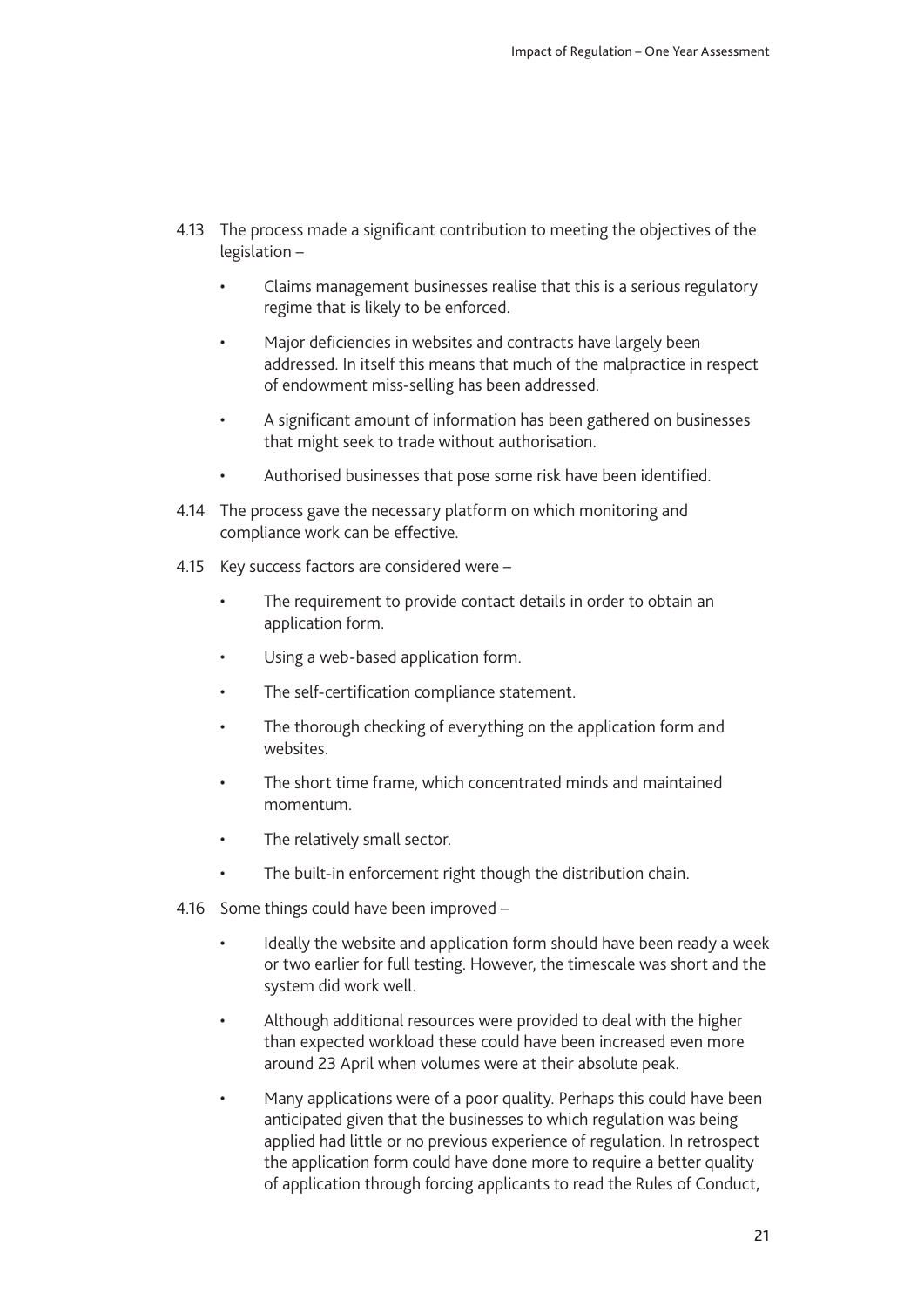4.13 The process made a significant contribution to meeting the objectives of the legislation –

- Claims management businesses realise that this is a serious regulatory regime that is likely to be enforced.
- Major deficiencies in websites and contracts have largely been addressed. In itself this means that much of the malpractice in respect of endowment miss-selling has been addressed.
- A significant amount of information has been gathered on businesses that might seek to trade without authorisation.
- Authorised businesses that pose some risk have been identified.

4.14 The process gave the necessary platform on which monitoring and compliance work can be effective.

4.15 Key success factors are considered were –

- The requirement to provide contact details in order to obtain an application form.
- Using a web-based application form.
- The self-certification compliance statement.
- The thorough checking of everything on the application form and websites.
- The short time frame, which concentrated minds and maintained momentum.
- The relatively small sector.
- The built-in enforcement right though the distribution chain.

4.16 Some things could have been improved –

- Ideally the website and application form should have been ready a week or two earlier for full testing. However, the timescale was short and the system did work well.
- Although additional resources were provided to deal with the higher than expected workload these could have been increased even more around 23 April when volumes were at their absolute peak.
- Many applications were of a poor quality. Perhaps this could have been anticipated given that the businesses to which regulation was being applied had little or no previous experience of regulation. In retrospect the application form could have done more to require a better quality of application through forcing applicants to read the Rules of Conduct,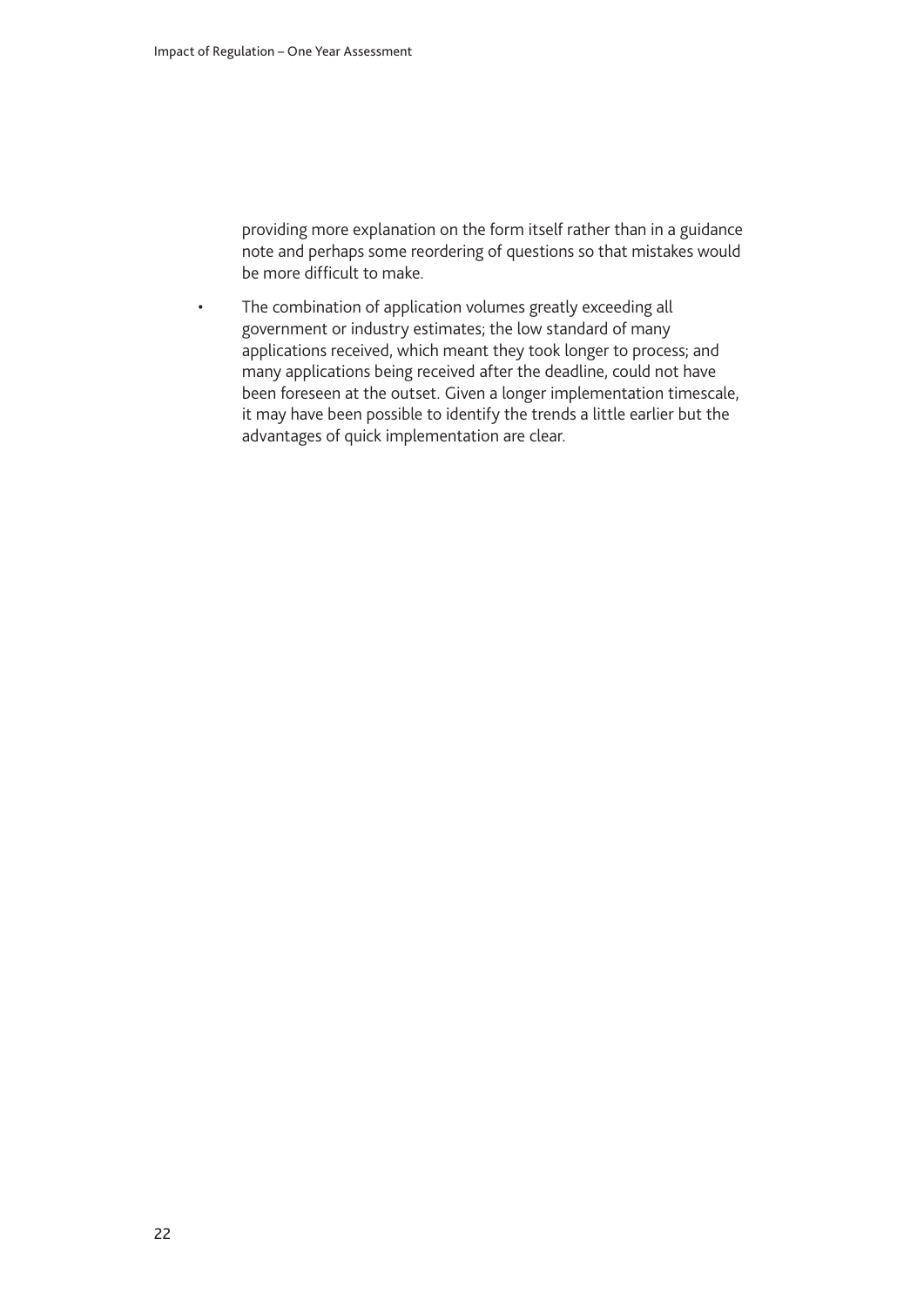providing more explanation on the form itself rather than in a guidance note and perhaps some reordering of questions so that mistakes would be more difficult to make.

- The combination of application volumes greatly exceeding all government or industry estimates; the low standard of many applications received, which meant they took longer to process; and many applications being received after the deadline, could not have been foreseen at the outset. Given a longer implementation timescale, it may have been possible to identify the trends a little earlier but the advantages of quick implementation are clear.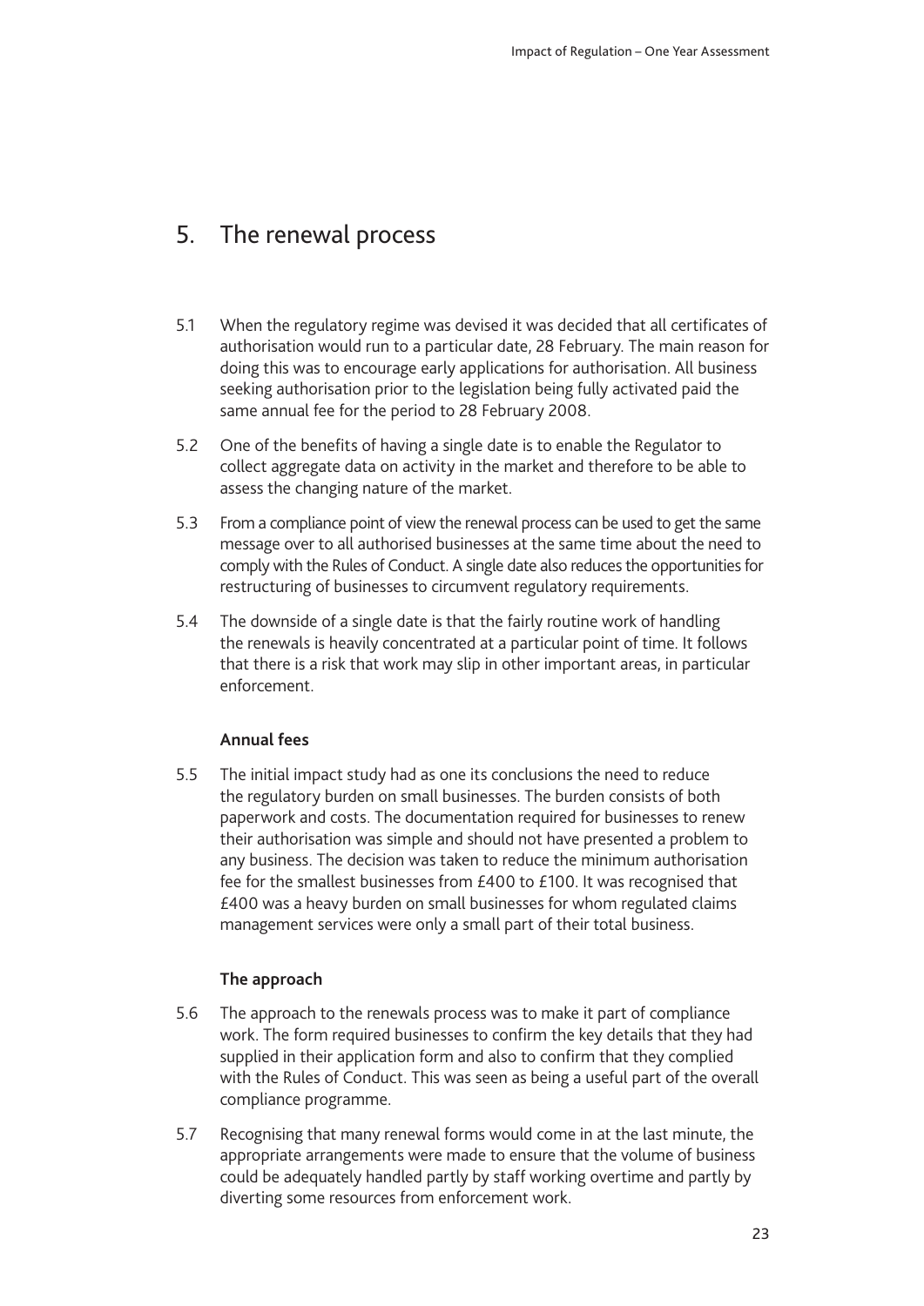# 5. The renewal process

5.1 When the regulatory regime was devised it was decided that all certificates of authorisation would run to a particular date, 28 February. The main reason for doing this was to encourage early applications for authorisation. All business seeking authorisation prior to the legislation being fully activated paid the same annual fee for the period to 28 February 2008.

5.2 One of the benefits of having a single date is to enable the Regulator to collect aggregate data on activity in the market and therefore to be able to assess the changing nature of the market.

5.3 From a compliance point of view the renewal process can be used to get the same message over to all authorised businesses at the same time about the need to comply with the Rules of Conduct. A single date also reduces the opportunities for restructuring of businesses to circumvent regulatory requirements.

5.4 The downside of a single date is that the fairly routine work of handling the renewals is heavily concentrated at a particular point of time. It follows that there is a risk that work may slip in other important areas, in particular enforcement.

### Annual fees

5.5 The initial impact study had as one its conclusions the need to reduce the regulatory burden on small businesses. The burden consists of both paperwork and costs. The documentation required for businesses to renew their authorisation was simple and should not have presented a problem to any business. The decision was taken to reduce the minimum authorisation fee for the smallest businesses from £400 to £100. It was recognised that £400 was a heavy burden on small businesses for whom regulated claims management services were only a small part of their total business.

### The approach

5.6 The approach to the renewals process was to make it part of compliance work. The form required businesses to confirm the key details that they had supplied in their application form and also to confirm that they complied with the Rules of Conduct. This was seen as being a useful part of the overall compliance programme.

5.7 Recognising that many renewal forms would come in at the last minute, the appropriate arrangements were made to ensure that the volume of business could be adequately handled partly by staff working overtime and partly by diverting some resources from enforcement work.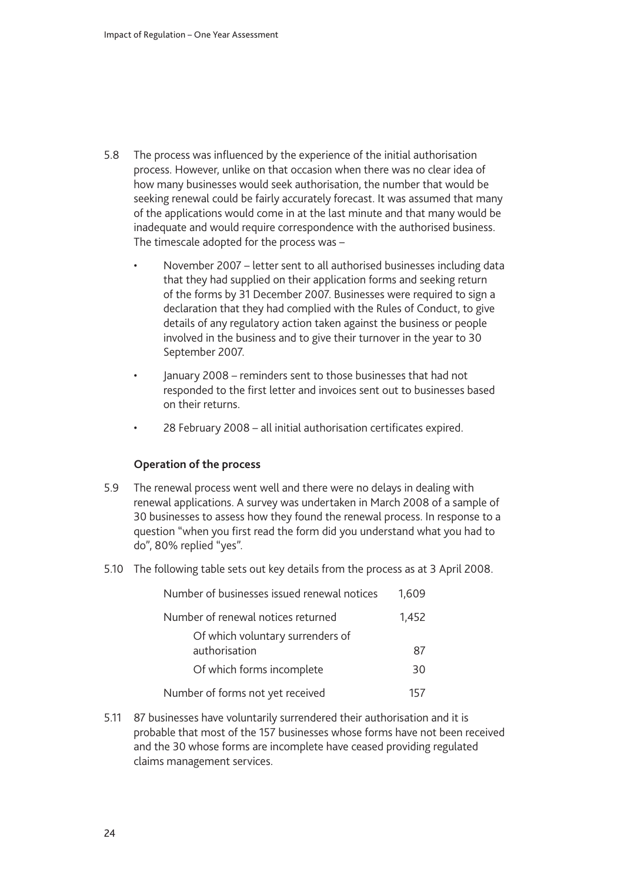5.8 The process was influenced by the experience of the initial authorisation process. However, unlike on that occasion when there was no clear idea of how many businesses would seek authorisation, the number that would be seeking renewal could be fairly accurately forecast. It was assumed that many of the applications would come in at the last minute and that many would be inadequate and would require correspondence with the authorised business. The timescale adopted for the process was –

- November 2007 – letter sent to all authorised businesses including data that they had supplied on their application forms and seeking return of the forms by 31 December 2007. Businesses were required to sign a declaration that they had complied with the Rules of Conduct, to give details of any regulatory action taken against the business or people involved in the business and to give their turnover in the year to 30 September 2007.
- January 2008 – reminders sent to those businesses that had not responded to the first letter and invoices sent out to businesses based on their returns.
- 28 February 2008 – all initial authorisation certificates expired.

**Operation of the process**

5.9 The renewal process went well and there were no delays in dealing with renewal applications. A survey was undertaken in March 2008 of a sample of 30 businesses to assess how they found the renewal process. In response to a question "when you first read the form did you understand what you had to do", 80% replied "yes".

5.10 The following table sets out key details from the process as at 3 April 2008.

| | |
|---|---|
| Number of businesses issued renewal notices | 1,609 |
| Number of renewal notices returned | 1,452 |
| Of which voluntary surrenders of authorisation | 87 |
| Of which forms incomplete | 30 |
| Number of forms not yet received | 157 |

5.11 87 businesses have voluntarily surrendered their authorisation and it is probable that most of the 157 businesses whose forms have not been received and the 30 whose forms are incomplete have ceased providing regulated claims management services.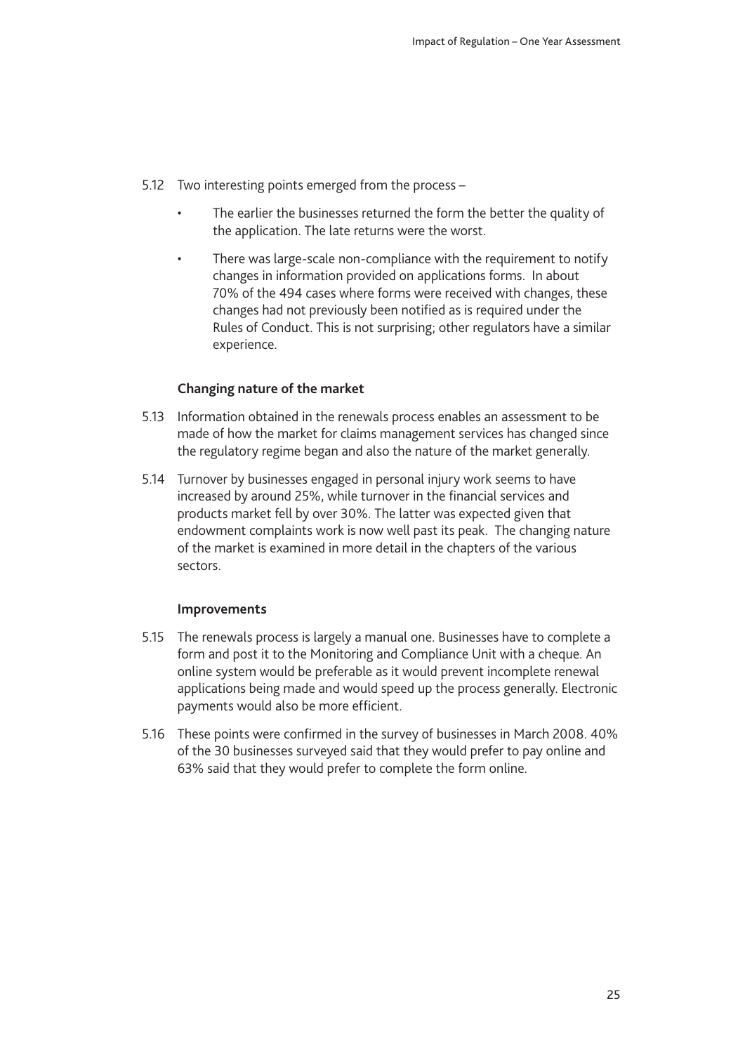5.12 Two interesting points emerged from the process –

- The earlier the businesses returned the form the better the quality of the application. The late returns were the worst.
- There was large-scale non-compliance with the requirement to notify changes in information provided on applications forms. In about 70% of the 494 cases where forms were received with changes, these changes had not previously been notified as is required under the Rules of Conduct. This is not surprising; other regulators have a similar experience.

### Changing nature of the market

5.13 Information obtained in the renewals process enables an assessment to be made of how the market for claims management services has changed since the regulatory regime began and also the nature of the market generally.

5.14 Turnover by businesses engaged in personal injury work seems to have increased by around 25%, while turnover in the financial services and products market fell by over 30%. The latter was expected given that endowment complaints work is now well past its peak. The changing nature of the market is examined in more detail in the chapters of the various sectors.

### Improvements

5.15 The renewals process is largely a manual one. Businesses have to complete a form and post it to the Monitoring and Compliance Unit with a cheque. An online system would be preferable as it would prevent incomplete renewal applications being made and would speed up the process generally. Electronic payments would also be more efficient.

5.16 These points were confirmed in the survey of businesses in March 2008. 40% of the 30 businesses surveyed said that they would prefer to pay online and 63% said that they would prefer to complete the form online.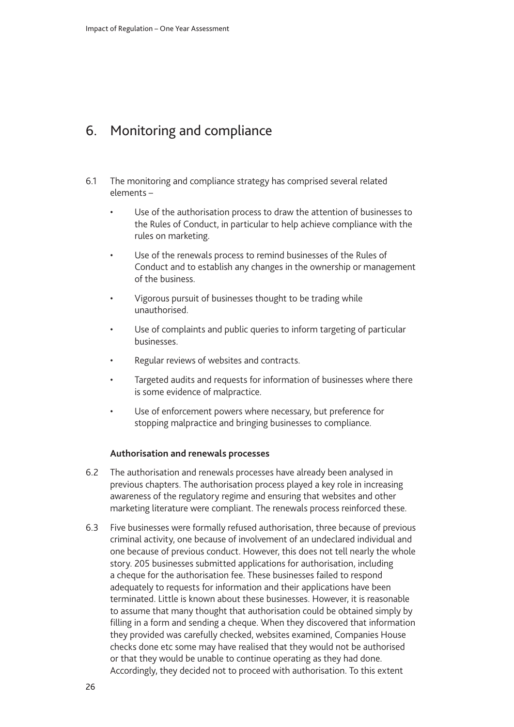# 6. Monitoring and compliance

6.1 The monitoring and compliance strategy has comprised several related elements –

- Use of the authorisation process to draw the attention of businesses to the Rules of Conduct, in particular to help achieve compliance with the rules on marketing.
- Use of the renewals process to remind businesses of the Rules of Conduct and to establish any changes in the ownership or management of the business.
- Vigorous pursuit of businesses thought to be trading while unauthorised.
- Use of complaints and public queries to inform targeting of particular businesses.
- Regular reviews of websites and contracts.
- Targeted audits and requests for information of businesses where there is some evidence of malpractice.
- Use of enforcement powers where necessary, but preference for stopping malpractice and bringing businesses to compliance.

### Authorisation and renewals processes

6.2 The authorisation and renewals processes have already been analysed in previous chapters. The authorisation process played a key role in increasing awareness of the regulatory regime and ensuring that websites and other marketing literature were compliant. The renewals process reinforced these.

6.3 Five businesses were formally refused authorisation, three because of previous criminal activity, one because of involvement of an undeclared individual and one because of previous conduct. However, this does not tell nearly the whole story. 205 businesses submitted applications for authorisation, including a cheque for the authorisation fee. These businesses failed to respond adequately to requests for information and their applications have been terminated. Little is known about these businesses. However, it is reasonable to assume that many thought that authorisation could be obtained simply by filling in a form and sending a cheque. When they discovered that information they provided was carefully checked, websites examined, Companies House checks done etc some may have realised that they would not be authorised or that they would be unable to continue operating as they had done. Accordingly, they decided not to proceed with authorisation. To this extent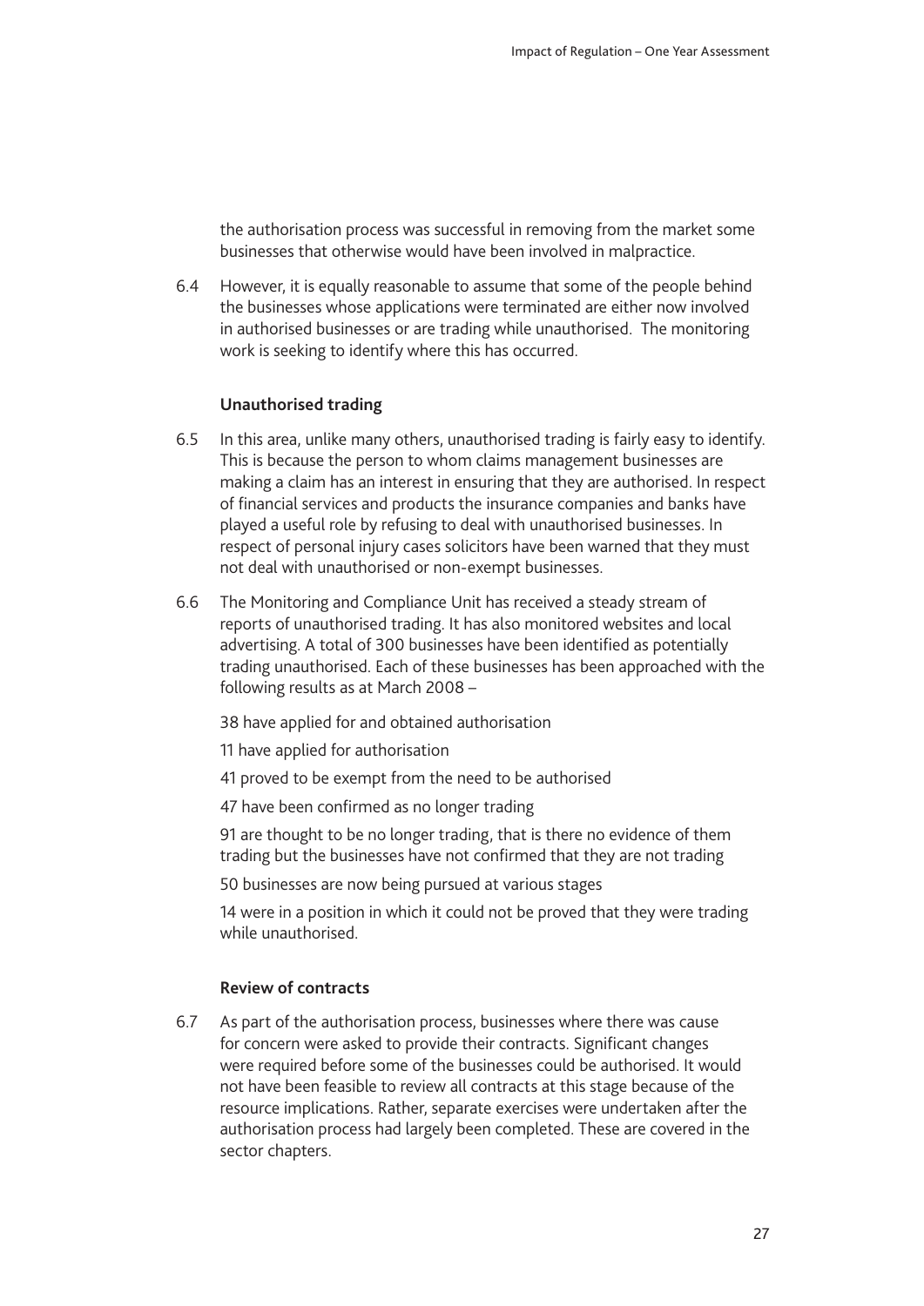the authorisation process was successful in removing from the market some businesses that otherwise would have been involved in malpractice.

6.4 However, it is equally reasonable to assume that some of the people behind the businesses whose applications were terminated are either now involved in authorised businesses or are trading while unauthorised. The monitoring work is seeking to identify where this has occurred.

### Unauthorised trading

6.5 In this area, unlike many others, unauthorised trading is fairly easy to identify. This is because the person to whom claims management businesses are making a claim has an interest in ensuring that they are authorised. In respect of financial services and products the insurance companies and banks have played a useful role by refusing to deal with unauthorised businesses. In respect of personal injury cases solicitors have been warned that they must not deal with unauthorised or non-exempt businesses.

6.6 The Monitoring and Compliance Unit has received a steady stream of reports of unauthorised trading. It has also monitored websites and local advertising. A total of 300 businesses have been identified as potentially trading unauthorised. Each of these businesses has been approached with the following results as at March 2008 –

38 have applied for and obtained authorisation

11 have applied for authorisation

41 proved to be exempt from the need to be authorised

47 have been confirmed as no longer trading

91 are thought to be no longer trading, that is there no evidence of them trading but the businesses have not confirmed that they are not trading

50 businesses are now being pursued at various stages

14 were in a position in which it could not be proved that they were trading while unauthorised.

### Review of contracts

6.7 As part of the authorisation process, businesses where there was cause for concern were asked to provide their contracts. Significant changes were required before some of the businesses could be authorised. It would not have been feasible to review all contracts at this stage because of the resource implications. Rather, separate exercises were undertaken after the authorisation process had largely been completed. These are covered in the sector chapters.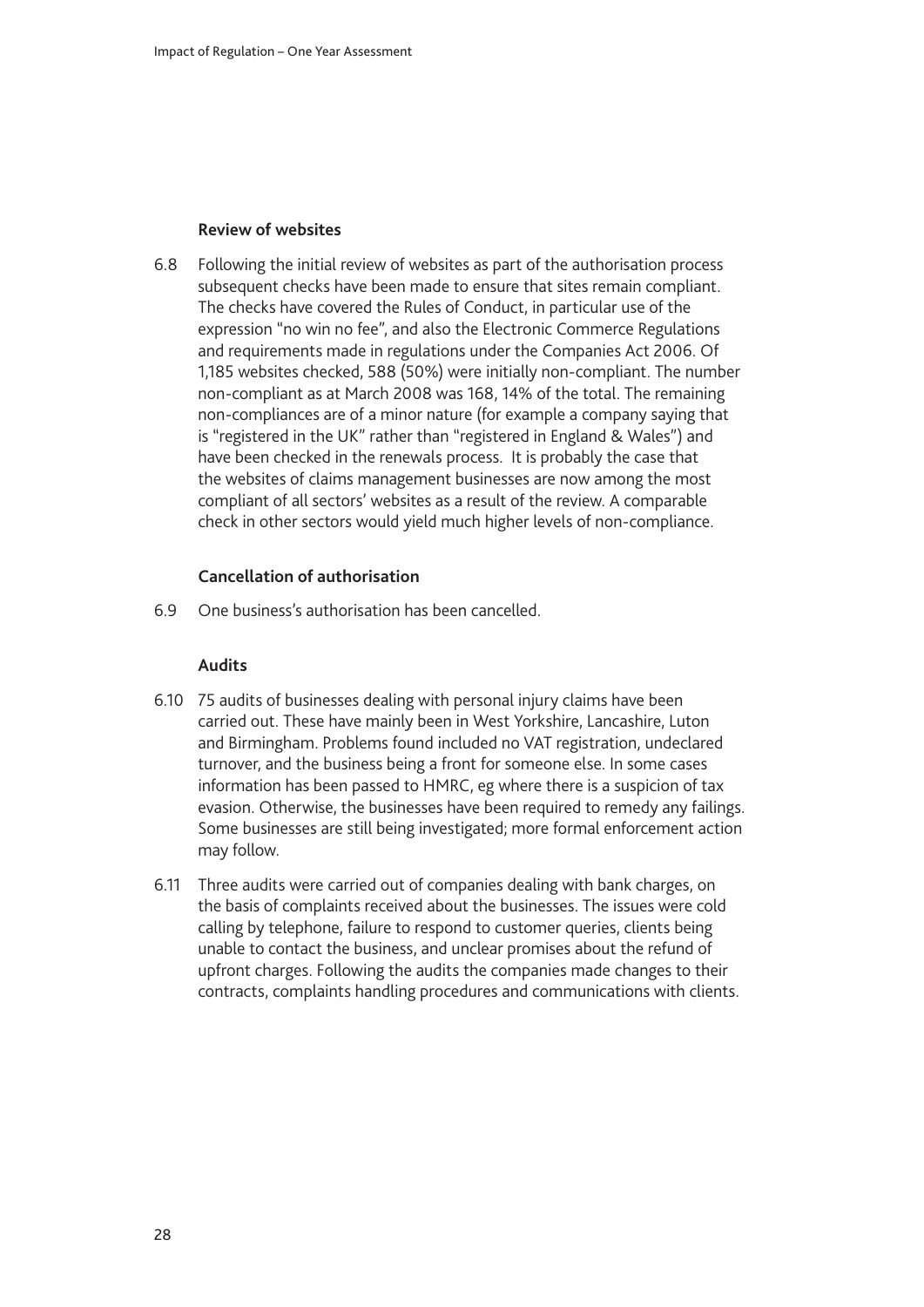### Review of websites

6.8 Following the initial review of websites as part of the authorisation process subsequent checks have been made to ensure that sites remain compliant. The checks have covered the Rules of Conduct, in particular use of the expression "no win no fee", and also the Electronic Commerce Regulations and requirements made in regulations under the Companies Act 2006. Of 1,185 websites checked, 588 (50%) were initially non-compliant. The number non-compliant as at March 2008 was 168, 14% of the total. The remaining non-compliances are of a minor nature (for example a company saying that is "registered in the UK" rather than "registered in England & Wales") and have been checked in the renewals process. It is probably the case that the websites of claims management businesses are now among the most compliant of all sectors' websites as a result of the review. A comparable check in other sectors would yield much higher levels of non-compliance.

### Cancellation of authorisation

6.9 One business's authorisation has been cancelled.

### Audits

6.10 75 audits of businesses dealing with personal injury claims have been carried out. These have mainly been in West Yorkshire, Lancashire, Luton and Birmingham. Problems found included no VAT registration, undeclared turnover, and the business being a front for someone else. In some cases information has been passed to HMRC, eg where there is a suspicion of tax evasion. Otherwise, the businesses have been required to remedy any failings. Some businesses are still being investigated; more formal enforcement action may follow.

6.11 Three audits were carried out of companies dealing with bank charges, on the basis of complaints received about the businesses. The issues were cold calling by telephone, failure to respond to customer queries, clients being unable to contact the business, and unclear promises about the refund of upfront charges. Following the audits the companies made changes to their contracts, complaints handling procedures and communications with clients.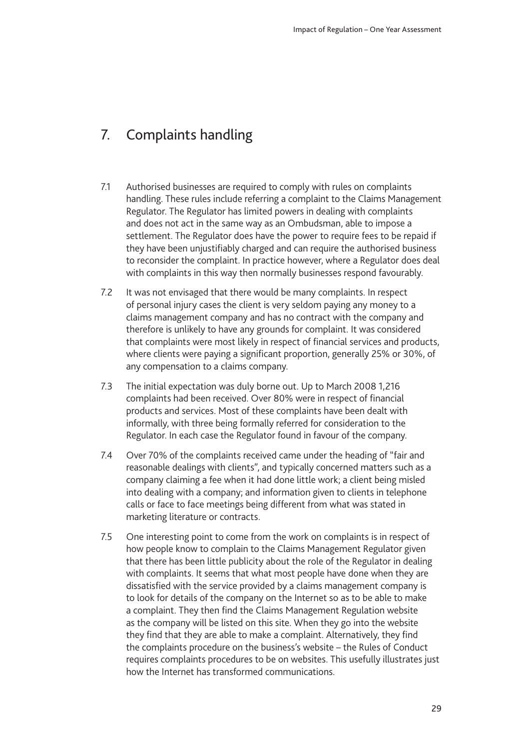## 7. Complaints handling

7.1 Authorised businesses are required to comply with rules on complaints handling. These rules include referring a complaint to the Claims Management Regulator. The Regulator has limited powers in dealing with complaints and does not act in the same way as an Ombudsman, able to impose a settlement. The Regulator does have the power to require fees to be repaid if they have been unjustifiably charged and can require the authorised business to reconsider the complaint. In practice however, where a Regulator does deal with complaints in this way then normally businesses respond favourably.

7.2 It was not envisaged that there would be many complaints. In respect of personal injury cases the client is very seldom paying any money to a claims management company and has no contract with the company and therefore is unlikely to have any grounds for complaint. It was considered that complaints were most likely in respect of financial services and products, where clients were paying a significant proportion, generally 25% or 30%, of any compensation to a claims company.

7.3 The initial expectation was duly borne out. Up to March 2008 1,216 complaints had been received. Over 80% were in respect of financial products and services. Most of these complaints have been dealt with informally, with three being formally referred for consideration to the Regulator. In each case the Regulator found in favour of the company.

7.4 Over 70% of the complaints received came under the heading of "fair and reasonable dealings with clients", and typically concerned matters such as a company claiming a fee when it had done little work; a client being misled into dealing with a company; and information given to clients in telephone calls or face to face meetings being different from what was stated in marketing literature or contracts.

7.5 One interesting point to come from the work on complaints is in respect of how people know to complain to the Claims Management Regulator given that there has been little publicity about the role of the Regulator in dealing with complaints. It seems that what most people have done when they are dissatisfied with the service provided by a claims management company is to look for details of the company on the Internet so as to be able to make a complaint. They then find the Claims Management Regulation website as the company will be listed on this site. When they go into the website they find that they are able to make a complaint. Alternatively, they find the complaints procedure on the business's website – the Rules of Conduct requires complaints procedures to be on websites. This usefully illustrates just how the Internet has transformed communications.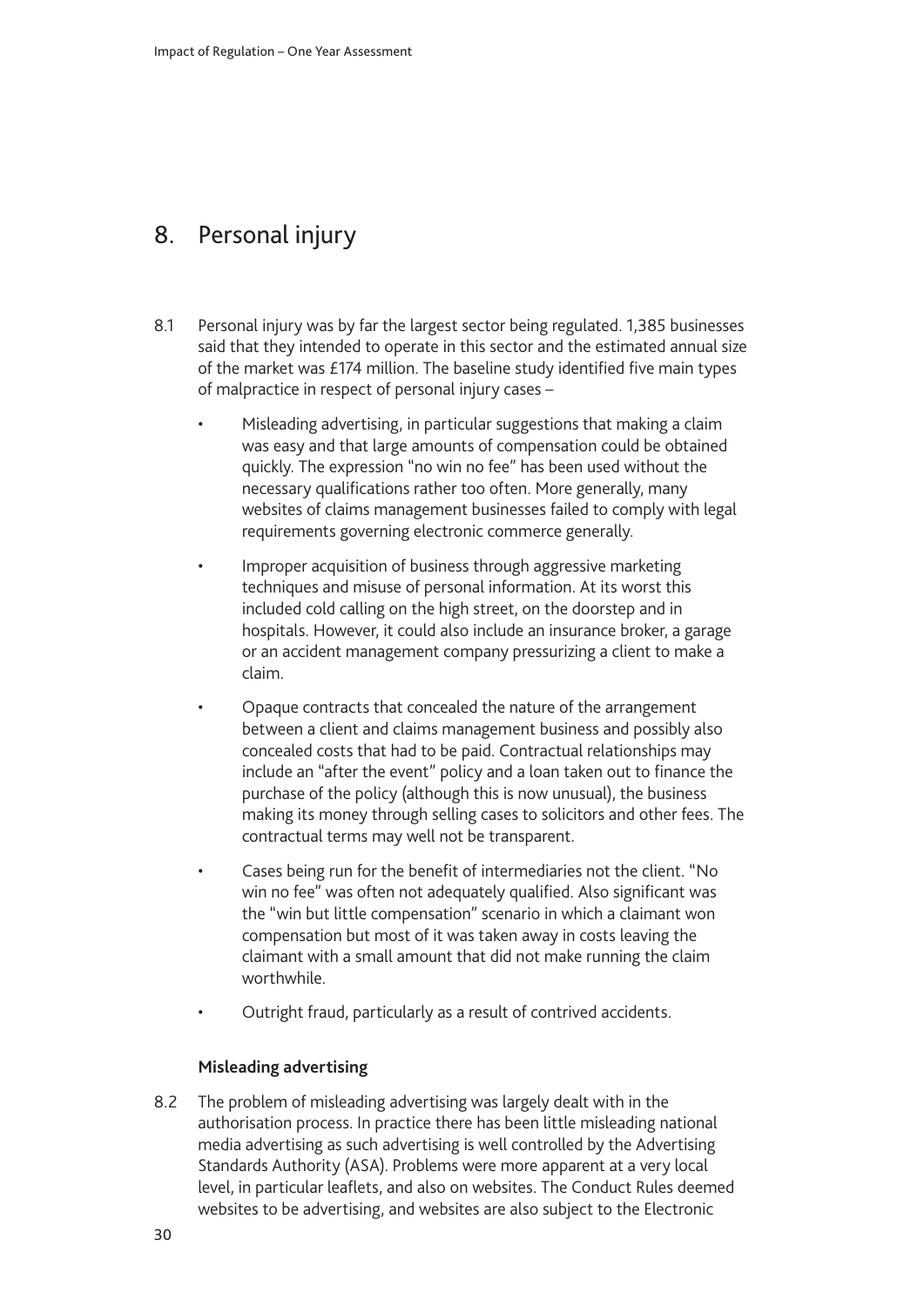## 8. Personal injury

8.1 Personal injury was by far the largest sector being regulated. 1,385 businesses said that they intended to operate in this sector and the estimated annual size of the market was £174 million. The baseline study identified five main types of malpractice in respect of personal injury cases –

- Misleading advertising, in particular suggestions that making a claim was easy and that large amounts of compensation could be obtained quickly. The expression "no win no fee" has been used without the necessary qualifications rather too often. More generally, many websites of claims management businesses failed to comply with legal requirements governing electronic commerce generally.
- Improper acquisition of business through aggressive marketing techniques and misuse of personal information. At its worst this included cold calling on the high street, on the doorstep and in hospitals. However, it could also include an insurance broker, a garage or an accident management company pressurizing a client to make a claim.
- Opaque contracts that concealed the nature of the arrangement between a client and claims management business and possibly also concealed costs that had to be paid. Contractual relationships may include an "after the event" policy and a loan taken out to finance the purchase of the policy (although this is now unusual), the business making its money through selling cases to solicitors and other fees. The contractual terms may well not be transparent.
- Cases being run for the benefit of intermediaries not the client. "No win no fee" was often not adequately qualified. Also significant was the "win but little compensation" scenario in which a claimant won compensation but most of it was taken away in costs leaving the claimant with a small amount that did not make running the claim worthwhile.
- Outright fraud, particularly as a result of contrived accidents.

### Misleading advertising

8.2 The problem of misleading advertising was largely dealt with in the authorisation process. In practice there has been little misleading national media advertising as such advertising is well controlled by the Advertising Standards Authority (ASA). Problems were more apparent at a very local level, in particular leaflets, and also on websites. The Conduct Rules deemed websites to be advertising, and websites are also subject to the Electronic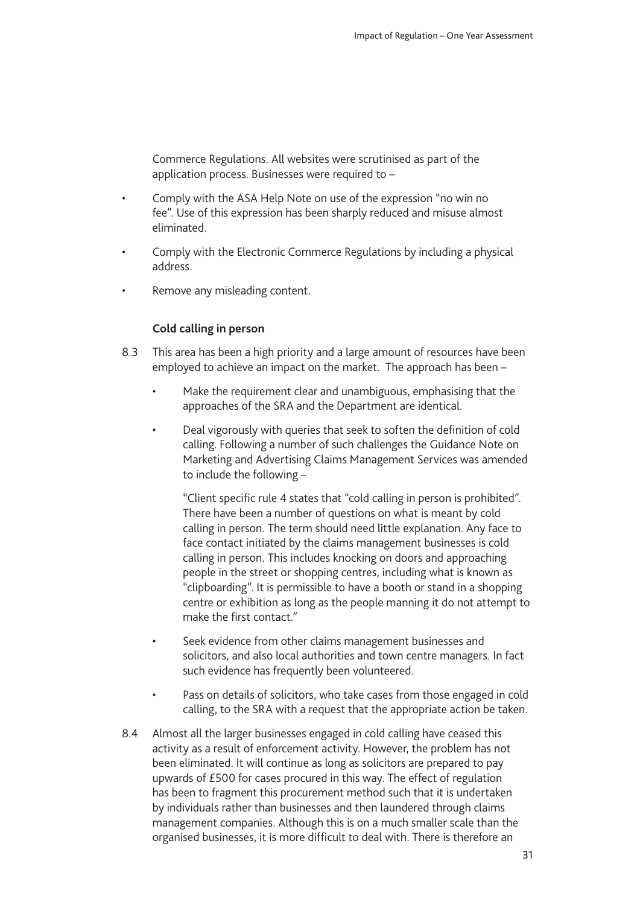Commerce Regulations. All websites were scrutinised as part of the application process. Businesses were required to –

- Comply with the ASA Help Note on use of the expression "no win no fee". Use of this expression has been sharply reduced and misuse almost eliminated.
- Comply with the Electronic Commerce Regulations by including a physical address.
- Remove any misleading content.

**Cold calling in person**

8.3 This area has been a high priority and a large amount of resources have been employed to achieve an impact on the market. The approach has been –

- Make the requirement clear and unambiguous, emphasising that the approaches of the SRA and the Department are identical.
- Deal vigorously with queries that seek to soften the definition of cold calling. Following a number of such challenges the Guidance Note on Marketing and Advertising Claims Management Services was amended to include the following –

  "Client specific rule 4 states that "cold calling in person is prohibited". There have been a number of questions on what is meant by cold calling in person. The term should need little explanation. Any face to face contact initiated by the claims management businesses is cold calling in person. This includes knocking on doors and approaching people in the street or shopping centres, including what is known as "clipboarding". It is permissible to have a booth or stand in a shopping centre or exhibition as long as the people manning it do not attempt to make the first contact."

- Seek evidence from other claims management businesses and solicitors, and also local authorities and town centre managers. In fact such evidence has frequently been volunteered.
- Pass on details of solicitors, who take cases from those engaged in cold calling, to the SRA with a request that the appropriate action be taken.

8.4 Almost all the larger businesses engaged in cold calling have ceased this activity as a result of enforcement activity. However, the problem has not been eliminated. It will continue as long as solicitors are prepared to pay upwards of £500 for cases procured in this way. The effect of regulation has been to fragment this procurement method such that it is undertaken by individuals rather than businesses and then laundered through claims management companies. Although this is on a much smaller scale than the organised businesses, it is more difficult to deal with. There is therefore an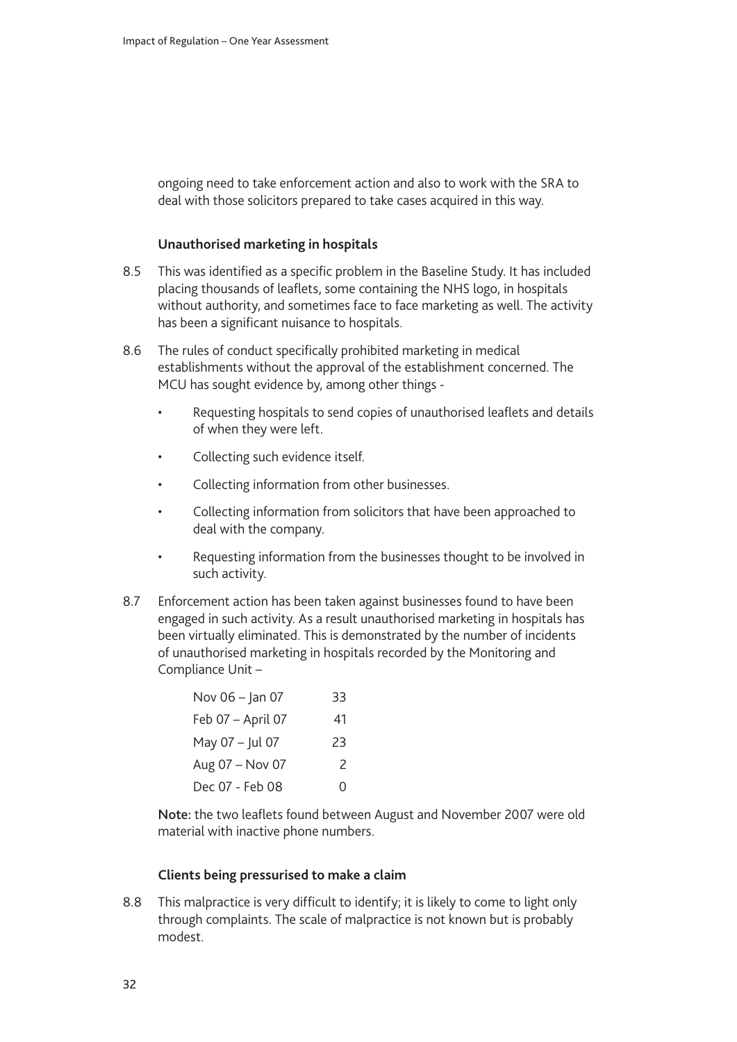ongoing need to take enforcement action and also to work with the SRA to deal with those solicitors prepared to take cases acquired in this way.

**Unauthorised marketing in hospitals**

8.5 This was identified as a specific problem in the Baseline Study. It has included placing thousands of leaflets, some containing the NHS logo, in hospitals without authority, and sometimes face to face marketing as well. The activity has been a significant nuisance to hospitals.

8.6 The rules of conduct specifically prohibited marketing in medical establishments without the approval of the establishment concerned. The MCU has sought evidence by, among other things -

- Requesting hospitals to send copies of unauthorised leaflets and details of when they were left.
- Collecting such evidence itself.
- Collecting information from other businesses.
- Collecting information from solicitors that have been approached to deal with the company.
- Requesting information from the businesses thought to be involved in such activity.

8.7 Enforcement action has been taken against businesses found to have been engaged in such activity. As a result unauthorised marketing in hospitals has been virtually eliminated. This is demonstrated by the number of incidents of unauthorised marketing in hospitals recorded by the Monitoring and Compliance Unit –

| | |
|---|---|
| Nov 06 – Jan 07 | 33 |
| Feb 07 – April 07 | 41 |
| May 07 – Jul 07 | 23 |
| Aug 07 – Nov 07 | 2 |
| Dec 07 - Feb 08 | 0 |

**Note:** the two leaflets found between August and November 2007 were old material with inactive phone numbers.

**Clients being pressurised to make a claim**

8.8 This malpractice is very difficult to identify; it is likely to come to light only through complaints. The scale of malpractice is not known but is probably modest.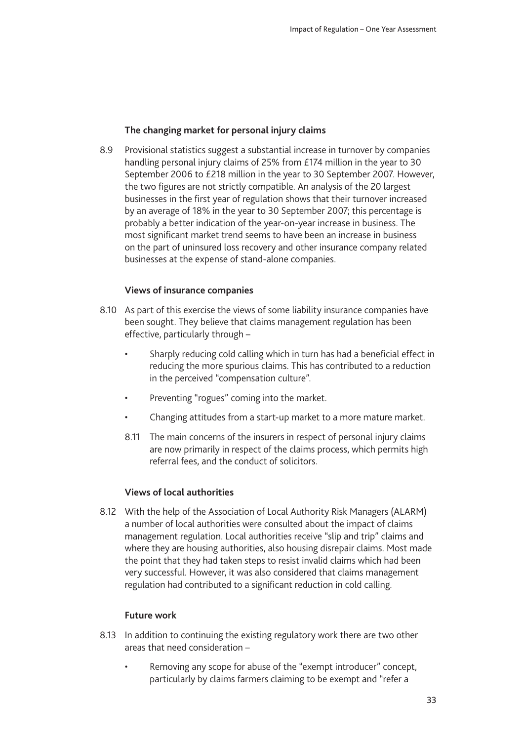### The changing market for personal injury claims

8.9 Provisional statistics suggest a substantial increase in turnover by companies handling personal injury claims of 25% from £174 million in the year to 30 September 2006 to £218 million in the year to 30 September 2007. However, the two figures are not strictly compatible. An analysis of the 20 largest businesses in the first year of regulation shows that their turnover increased by an average of 18% in the year to 30 September 2007; this percentage is probably a better indication of the year-on-year increase in business. The most significant market trend seems to have been an increase in business on the part of uninsured loss recovery and other insurance company related businesses at the expense of stand-alone companies.

### Views of insurance companies

8.10 As part of this exercise the views of some liability insurance companies have been sought. They believe that claims management regulation has been effective, particularly through –

- Sharply reducing cold calling which in turn has had a beneficial effect in reducing the more spurious claims. This has contributed to a reduction in the perceived "compensation culture".
- Preventing "rogues" coming into the market.
- Changing attitudes from a start-up market to a more mature market.

8.11 The main concerns of the insurers in respect of personal injury claims are now primarily in respect of the claims process, which permits high referral fees, and the conduct of solicitors.

### Views of local authorities

8.12 With the help of the Association of Local Authority Risk Managers (ALARM) a number of local authorities were consulted about the impact of claims management regulation. Local authorities receive "slip and trip" claims and where they are housing authorities, also housing disrepair claims. Most made the point that they had taken steps to resist invalid claims which had been very successful. However, it was also considered that claims management regulation had contributed to a significant reduction in cold calling.

### Future work

8.13 In addition to continuing the existing regulatory work there are two other areas that need consideration –

- Removing any scope for abuse of the "exempt introducer" concept, particularly by claims farmers claiming to be exempt and "refer a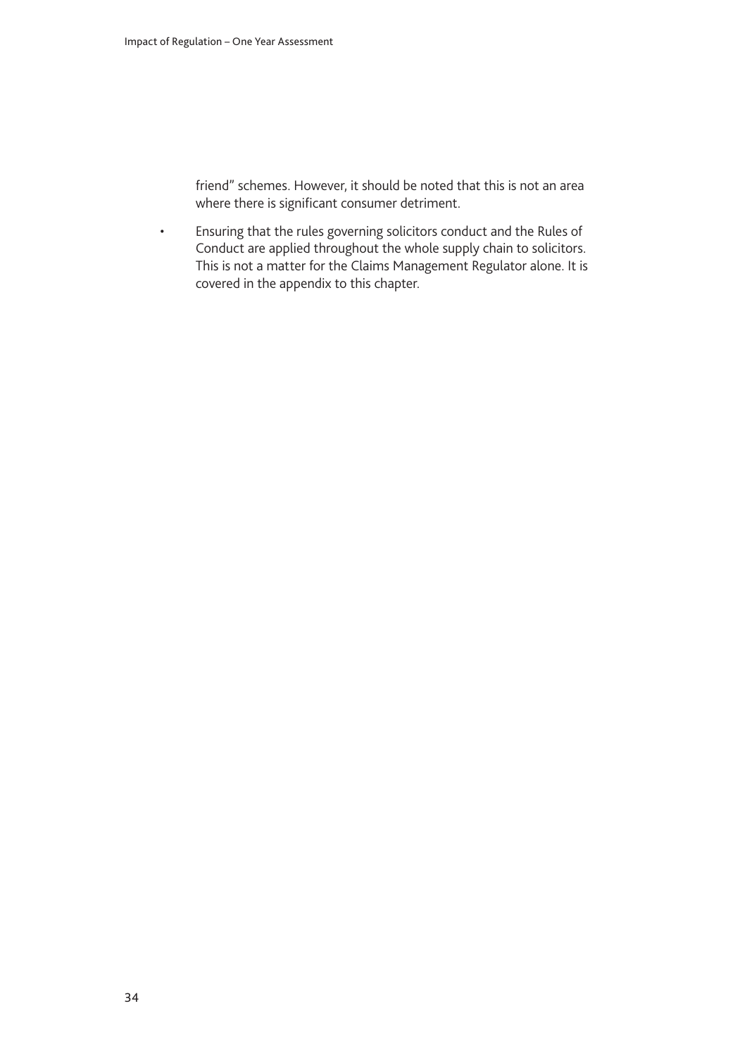friend" schemes. However, it should be noted that this is not an area where there is significant consumer detriment.

- Ensuring that the rules governing solicitors conduct and the Rules of Conduct are applied throughout the whole supply chain to solicitors. This is not a matter for the Claims Management Regulator alone. It is covered in the appendix to this chapter.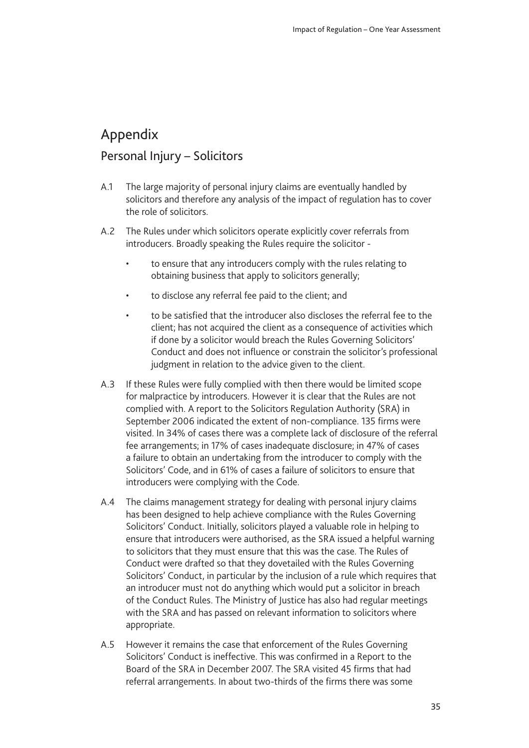# Appendix

## Personal Injury – Solicitors

A.1 The large majority of personal injury claims are eventually handled by solicitors and therefore any analysis of the impact of regulation has to cover the role of solicitors.

A.2 The Rules under which solicitors operate explicitly cover referrals from introducers. Broadly speaking the Rules require the solicitor -

- to ensure that any introducers comply with the rules relating to obtaining business that apply to solicitors generally;
- to disclose any referral fee paid to the client; and
- to be satisfied that the introducer also discloses the referral fee to the client; has not acquired the client as a consequence of activities which if done by a solicitor would breach the Rules Governing Solicitors' Conduct and does not influence or constrain the solicitor's professional judgment in relation to the advice given to the client.

A.3 If these Rules were fully complied with then there would be limited scope for malpractice by introducers. However it is clear that the Rules are not complied with. A report to the Solicitors Regulation Authority (SRA) in September 2006 indicated the extent of non-compliance. 135 firms were visited. In 34% of cases there was a complete lack of disclosure of the referral fee arrangements; in 17% of cases inadequate disclosure; in 47% of cases a failure to obtain an undertaking from the introducer to comply with the Solicitors' Code, and in 61% of cases a failure of solicitors to ensure that introducers were complying with the Code.

A.4 The claims management strategy for dealing with personal injury claims has been designed to help achieve compliance with the Rules Governing Solicitors' Conduct. Initially, solicitors played a valuable role in helping to ensure that introducers were authorised, as the SRA issued a helpful warning to solicitors that they must ensure that this was the case. The Rules of Conduct were drafted so that they dovetailed with the Rules Governing Solicitors' Conduct, in particular by the inclusion of a rule which requires that an introducer must not do anything which would put a solicitor in breach of the Conduct Rules. The Ministry of Justice has also had regular meetings with the SRA and has passed on relevant information to solicitors where appropriate.

A.5 However it remains the case that enforcement of the Rules Governing Solicitors' Conduct is ineffective. This was confirmed in a Report to the Board of the SRA in December 2007. The SRA visited 45 firms that had referral arrangements. In about two-thirds of the firms there was some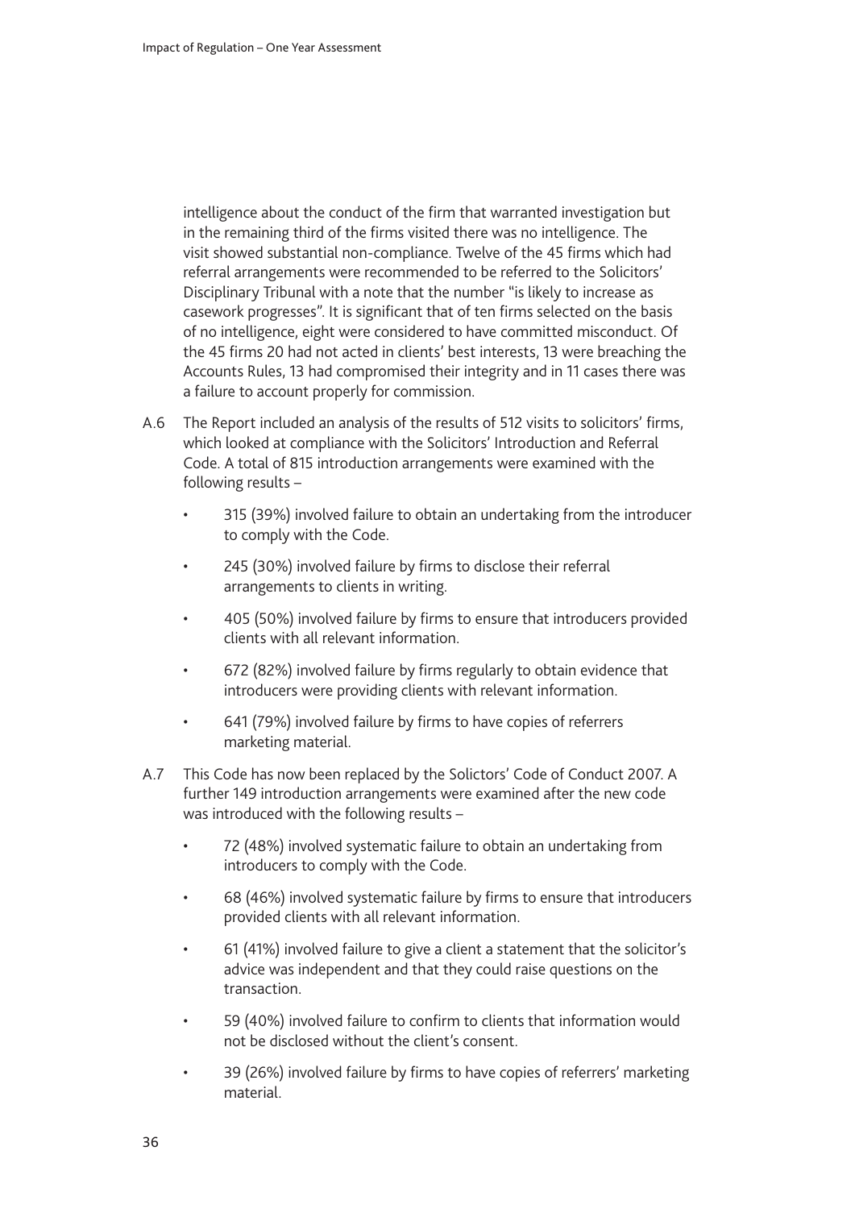intelligence about the conduct of the firm that warranted investigation but in the remaining third of the firms visited there was no intelligence. The visit showed substantial non-compliance. Twelve of the 45 firms which had referral arrangements were recommended to be referred to the Solicitors' Disciplinary Tribunal with a note that the number "is likely to increase as casework progresses". It is significant that of ten firms selected on the basis of no intelligence, eight were considered to have committed misconduct. Of the 45 firms 20 had not acted in clients' best interests, 13 were breaching the Accounts Rules, 13 had compromised their integrity and in 11 cases there was a failure to account properly for commission.

A.6 The Report included an analysis of the results of 512 visits to solicitors' firms, which looked at compliance with the Solicitors' Introduction and Referral Code. A total of 815 introduction arrangements were examined with the following results –

- 315 (39%) involved failure to obtain an undertaking from the introducer to comply with the Code.
- 245 (30%) involved failure by firms to disclose their referral arrangements to clients in writing.
- 405 (50%) involved failure by firms to ensure that introducers provided clients with all relevant information.
- 672 (82%) involved failure by firms regularly to obtain evidence that introducers were providing clients with relevant information.
- 641 (79%) involved failure by firms to have copies of referrers marketing material.

A.7 This Code has now been replaced by the Solictors' Code of Conduct 2007. A further 149 introduction arrangements were examined after the new code was introduced with the following results –

- 72 (48%) involved systematic failure to obtain an undertaking from introducers to comply with the Code.
- 68 (46%) involved systematic failure by firms to ensure that introducers provided clients with all relevant information.
- 61 (41%) involved failure to give a client a statement that the solicitor's advice was independent and that they could raise questions on the transaction.
- 59 (40%) involved failure to confirm to clients that information would not be disclosed without the client's consent.
- 39 (26%) involved failure by firms to have copies of referrers' marketing material.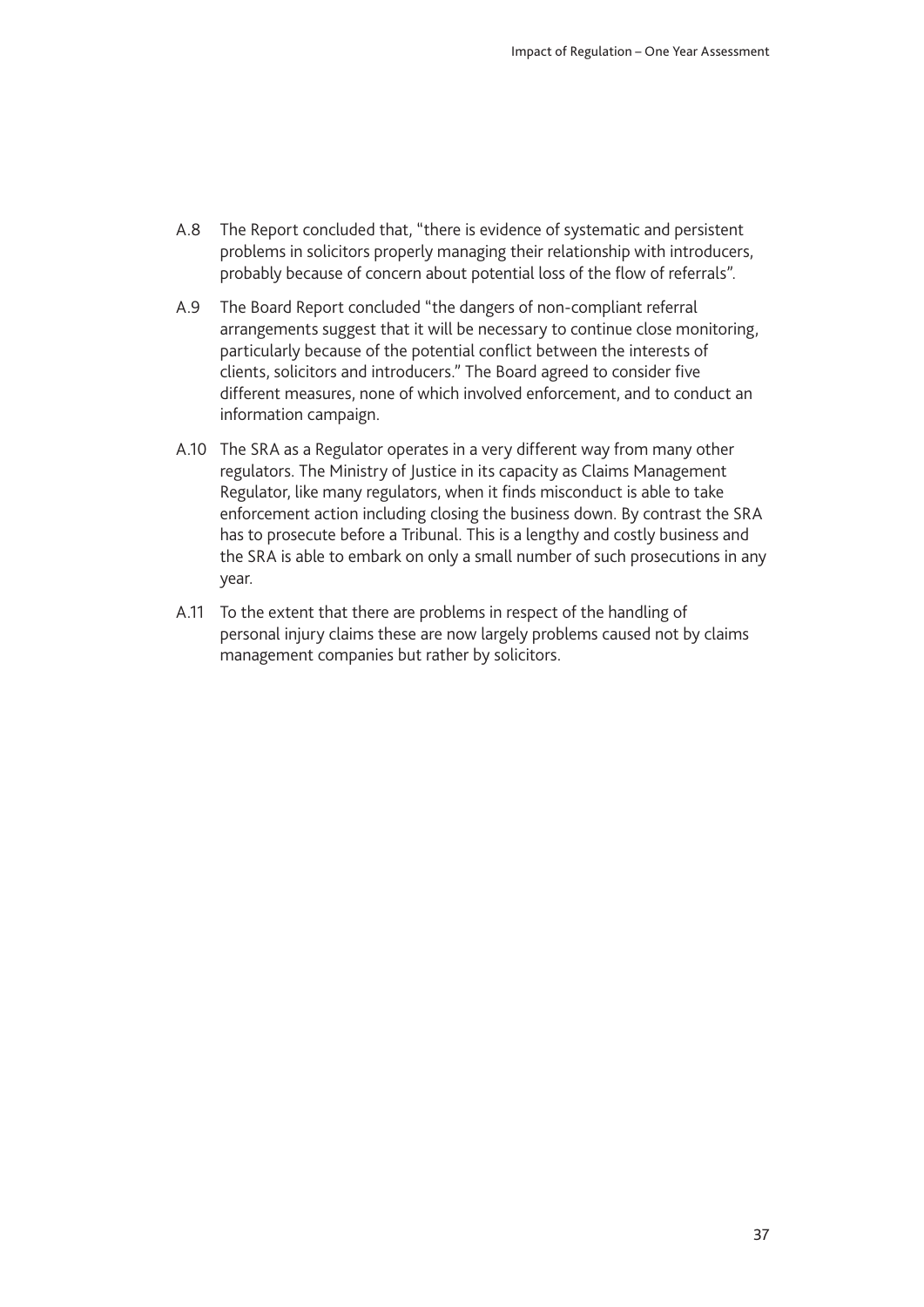A.8 The Report concluded that, "there is evidence of systematic and persistent problems in solicitors properly managing their relationship with introducers, probably because of concern about potential loss of the flow of referrals".

A.9 The Board Report concluded "the dangers of non-compliant referral arrangements suggest that it will be necessary to continue close monitoring, particularly because of the potential conflict between the interests of clients, solicitors and introducers." The Board agreed to consider five different measures, none of which involved enforcement, and to conduct an information campaign.

A.10 The SRA as a Regulator operates in a very different way from many other regulators. The Ministry of Justice in its capacity as Claims Management Regulator, like many regulators, when it finds misconduct is able to take enforcement action including closing the business down. By contrast the SRA has to prosecute before a Tribunal. This is a lengthy and costly business and the SRA is able to embark on only a small number of such prosecutions in any year.

A.11 To the extent that there are problems in respect of the handling of personal injury claims these are now largely problems caused not by claims management companies but rather by solicitors.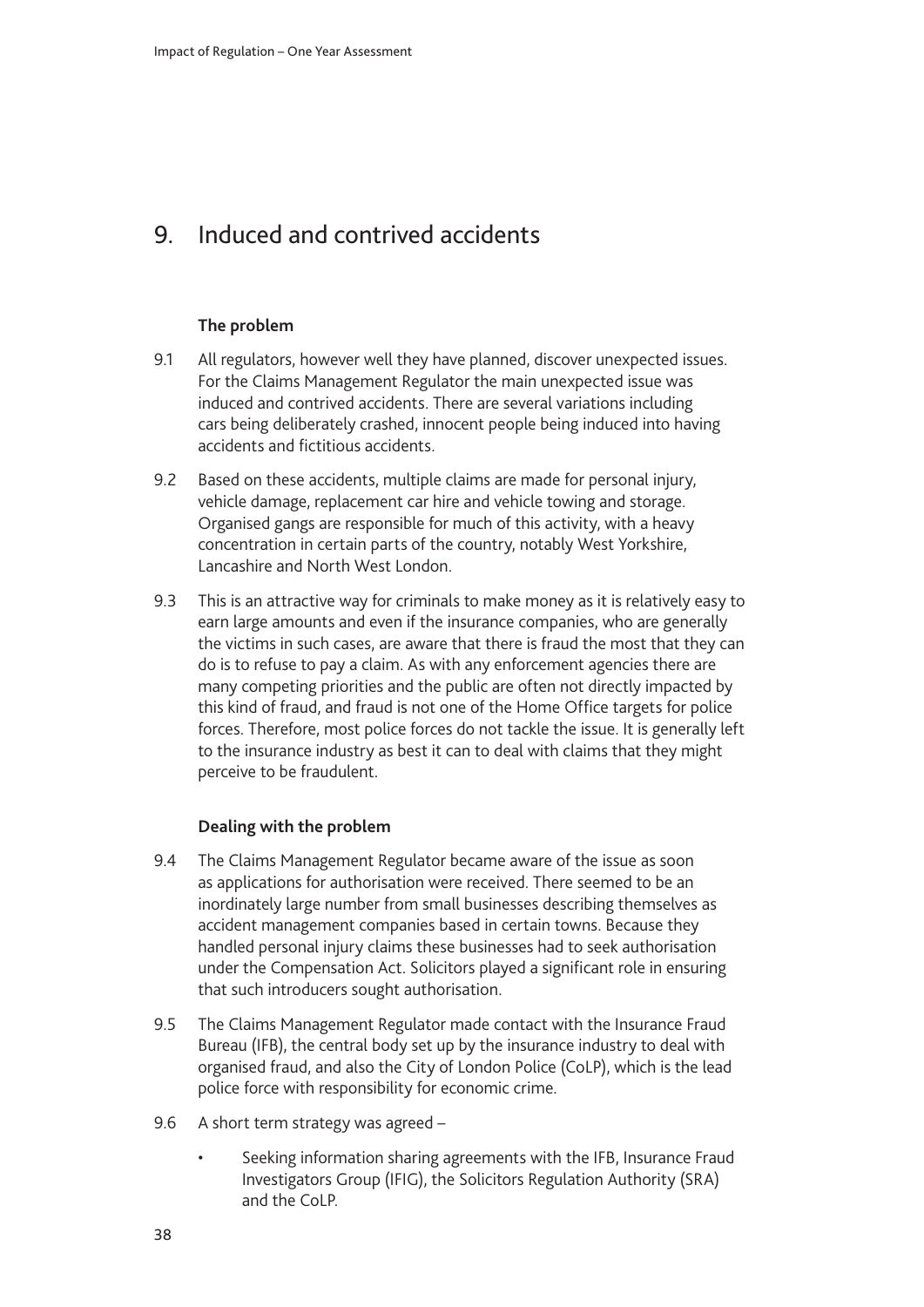# 9. Induced and contrived accidents

### The problem

9.1 All regulators, however well they have planned, discover unexpected issues. For the Claims Management Regulator the main unexpected issue was induced and contrived accidents. There are several variations including cars being deliberately crashed, innocent people being induced into having accidents and fictitious accidents.

9.2 Based on these accidents, multiple claims are made for personal injury, vehicle damage, replacement car hire and vehicle towing and storage. Organised gangs are responsible for much of this activity, with a heavy concentration in certain parts of the country, notably West Yorkshire, Lancashire and North West London.

9.3 This is an attractive way for criminals to make money as it is relatively easy to earn large amounts and even if the insurance companies, who are generally the victims in such cases, are aware that there is fraud the most that they can do is to refuse to pay a claim. As with any enforcement agencies there are many competing priorities and the public are often not directly impacted by this kind of fraud, and fraud is not one of the Home Office targets for police forces. Therefore, most police forces do not tackle the issue. It is generally left to the insurance industry as best it can to deal with claims that they might perceive to be fraudulent.

### Dealing with the problem

9.4 The Claims Management Regulator became aware of the issue as soon as applications for authorisation were received. There seemed to be an inordinately large number from small businesses describing themselves as accident management companies based in certain towns. Because they handled personal injury claims these businesses had to seek authorisation under the Compensation Act. Solicitors played a significant role in ensuring that such introducers sought authorisation.

9.5 The Claims Management Regulator made contact with the Insurance Fraud Bureau (IFB), the central body set up by the insurance industry to deal with organised fraud, and also the City of London Police (CoLP), which is the lead police force with responsibility for economic crime.

9.6 A short term strategy was agreed –

- Seeking information sharing agreements with the IFB, Insurance Fraud Investigators Group (IFIG), the Solicitors Regulation Authority (SRA) and the CoLP.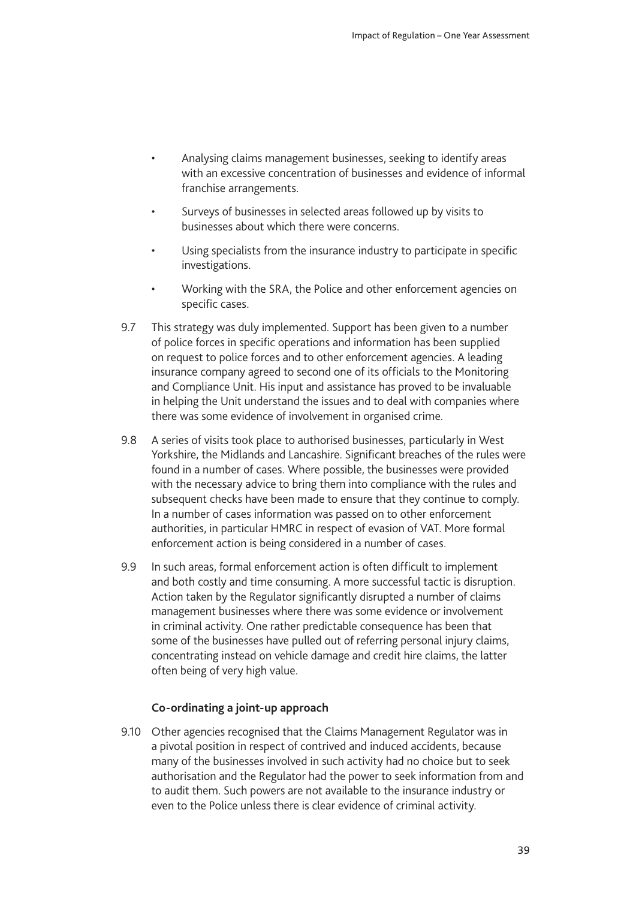- Analysing claims management businesses, seeking to identify areas with an excessive concentration of businesses and evidence of informal franchise arrangements.
- Surveys of businesses in selected areas followed up by visits to businesses about which there were concerns.
- Using specialists from the insurance industry to participate in specific investigations.
- Working with the SRA, the Police and other enforcement agencies on specific cases.

9.7 This strategy was duly implemented. Support has been given to a number of police forces in specific operations and information has been supplied on request to police forces and to other enforcement agencies. A leading insurance company agreed to second one of its officials to the Monitoring and Compliance Unit. His input and assistance has proved to be invaluable in helping the Unit understand the issues and to deal with companies where there was some evidence of involvement in organised crime.

9.8 A series of visits took place to authorised businesses, particularly in West Yorkshire, the Midlands and Lancashire. Significant breaches of the rules were found in a number of cases. Where possible, the businesses were provided with the necessary advice to bring them into compliance with the rules and subsequent checks have been made to ensure that they continue to comply. In a number of cases information was passed on to other enforcement authorities, in particular HMRC in respect of evasion of VAT. More formal enforcement action is being considered in a number of cases.

9.9 In such areas, formal enforcement action is often difficult to implement and both costly and time consuming. A more successful tactic is disruption. Action taken by the Regulator significantly disrupted a number of claims management businesses where there was some evidence or involvement in criminal activity. One rather predictable consequence has been that some of the businesses have pulled out of referring personal injury claims, concentrating instead on vehicle damage and credit hire claims, the latter often being of very high value.

**Co-ordinating a joint-up approach**

9.10 Other agencies recognised that the Claims Management Regulator was in a pivotal position in respect of contrived and induced accidents, because many of the businesses involved in such activity had no choice but to seek authorisation and the Regulator had the power to seek information from and to audit them. Such powers are not available to the insurance industry or even to the Police unless there is clear evidence of criminal activity.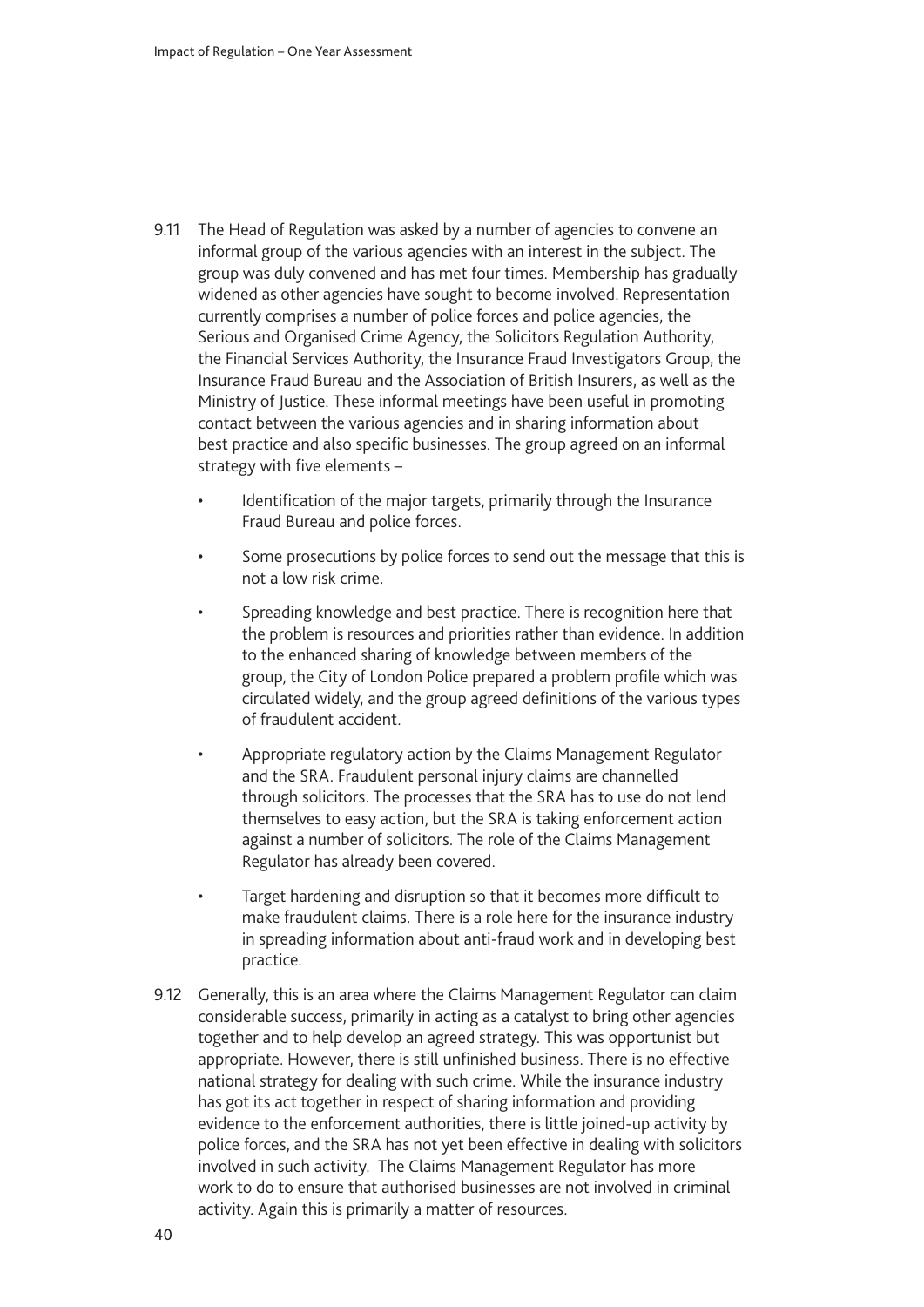9.11 The Head of Regulation was asked by a number of agencies to convene an informal group of the various agencies with an interest in the subject. The group was duly convened and has met four times. Membership has gradually widened as other agencies have sought to become involved. Representation currently comprises a number of police forces and police agencies, the Serious and Organised Crime Agency, the Solicitors Regulation Authority, the Financial Services Authority, the Insurance Fraud Investigators Group, the Insurance Fraud Bureau and the Association of British Insurers, as well as the Ministry of Justice. These informal meetings have been useful in promoting contact between the various agencies and in sharing information about best practice and also specific businesses. The group agreed on an informal strategy with five elements –

- Identification of the major targets, primarily through the Insurance Fraud Bureau and police forces.
- Some prosecutions by police forces to send out the message that this is not a low risk crime.
- Spreading knowledge and best practice. There is recognition here that the problem is resources and priorities rather than evidence. In addition to the enhanced sharing of knowledge between members of the group, the City of London Police prepared a problem profile which was circulated widely, and the group agreed definitions of the various types of fraudulent accident.
- Appropriate regulatory action by the Claims Management Regulator and the SRA. Fraudulent personal injury claims are channelled through solicitors. The processes that the SRA has to use do not lend themselves to easy action, but the SRA is taking enforcement action against a number of solicitors. The role of the Claims Management Regulator has already been covered.
- Target hardening and disruption so that it becomes more difficult to make fraudulent claims. There is a role here for the insurance industry in spreading information about anti-fraud work and in developing best practice.

9.12 Generally, this is an area where the Claims Management Regulator can claim considerable success, primarily in acting as a catalyst to bring other agencies together and to help develop an agreed strategy. This was opportunist but appropriate. However, there is still unfinished business. There is no effective national strategy for dealing with such crime. While the insurance industry has got its act together in respect of sharing information and providing evidence to the enforcement authorities, there is little joined-up activity by police forces, and the SRA has not yet been effective in dealing with solicitors involved in such activity. The Claims Management Regulator has more work to do to ensure that authorised businesses are not involved in criminal activity. Again this is primarily a matter of resources.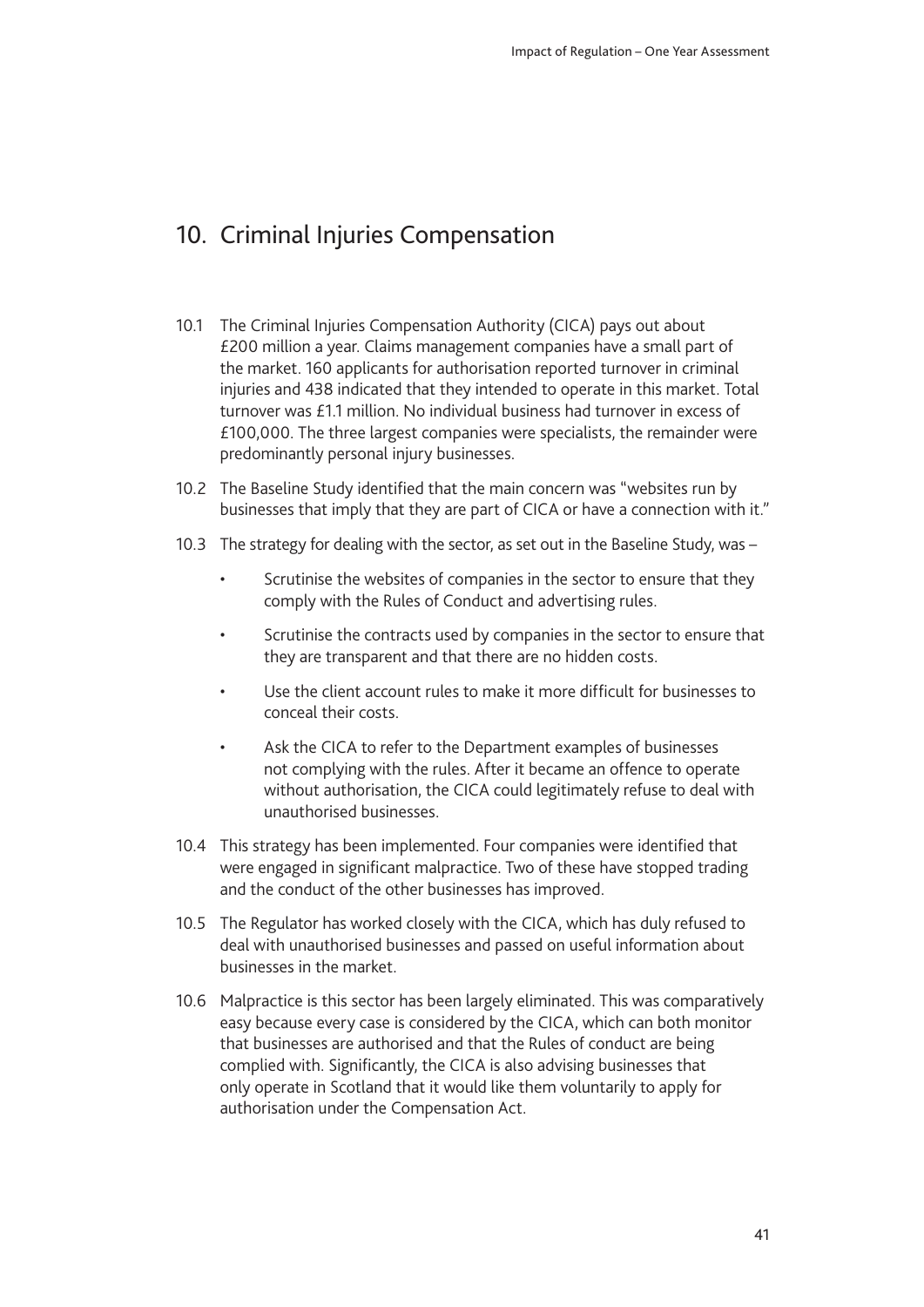# 10. Criminal Injuries Compensation

10.1 The Criminal Injuries Compensation Authority (CICA) pays out about £200 million a year. Claims management companies have a small part of the market. 160 applicants for authorisation reported turnover in criminal injuries and 438 indicated that they intended to operate in this market. Total turnover was £1.1 million. No individual business had turnover in excess of £100,000. The three largest companies were specialists, the remainder were predominantly personal injury businesses.

10.2 The Baseline Study identified that the main concern was "websites run by businesses that imply that they are part of CICA or have a connection with it."

10.3 The strategy for dealing with the sector, as set out in the Baseline Study, was –

- Scrutinise the websites of companies in the sector to ensure that they comply with the Rules of Conduct and advertising rules.
- Scrutinise the contracts used by companies in the sector to ensure that they are transparent and that there are no hidden costs.
- Use the client account rules to make it more difficult for businesses to conceal their costs.
- Ask the CICA to refer to the Department examples of businesses not complying with the rules. After it became an offence to operate without authorisation, the CICA could legitimately refuse to deal with unauthorised businesses.

10.4 This strategy has been implemented. Four companies were identified that were engaged in significant malpractice. Two of these have stopped trading and the conduct of the other businesses has improved.

10.5 The Regulator has worked closely with the CICA, which has duly refused to deal with unauthorised businesses and passed on useful information about businesses in the market.

10.6 Malpractice is this sector has been largely eliminated. This was comparatively easy because every case is considered by the CICA, which can both monitor that businesses are authorised and that the Rules of conduct are being complied with. Significantly, the CICA is also advising businesses that only operate in Scotland that it would like them voluntarily to apply for authorisation under the Compensation Act.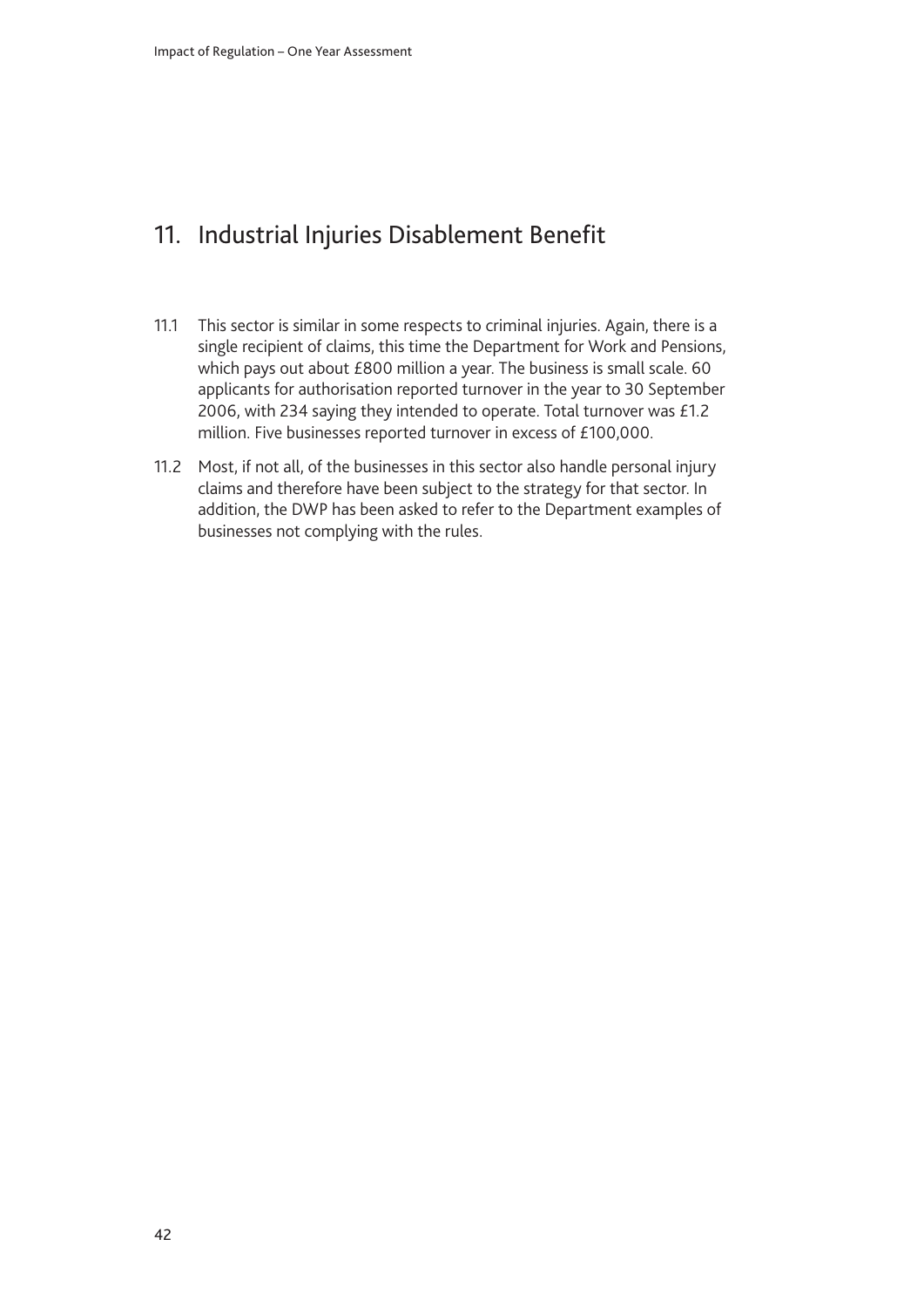## 11. Industrial Injuries Disablement Benefit

11.1 This sector is similar in some respects to criminal injuries. Again, there is a single recipient of claims, this time the Department for Work and Pensions, which pays out about £800 million a year. The business is small scale. 60 applicants for authorisation reported turnover in the year to 30 September 2006, with 234 saying they intended to operate. Total turnover was £1.2 million. Five businesses reported turnover in excess of £100,000.

11.2 Most, if not all, of the businesses in this sector also handle personal injury claims and therefore have been subject to the strategy for that sector. In addition, the DWP has been asked to refer to the Department examples of businesses not complying with the rules.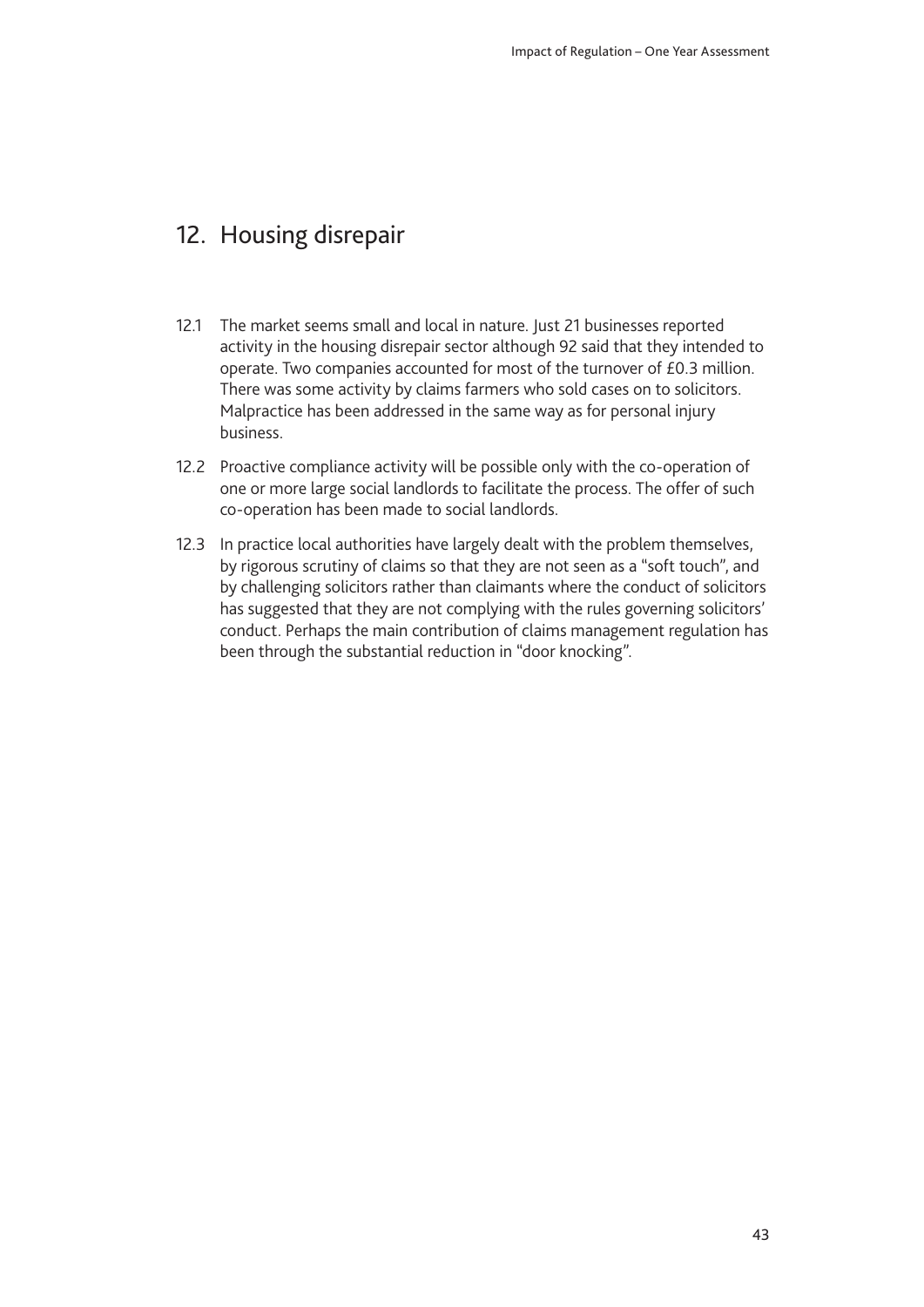## 12. Housing disrepair

12.1 The market seems small and local in nature. Just 21 businesses reported activity in the housing disrepair sector although 92 said that they intended to operate. Two companies accounted for most of the turnover of £0.3 million. There was some activity by claims farmers who sold cases on to solicitors. Malpractice has been addressed in the same way as for personal injury business.

12.2 Proactive compliance activity will be possible only with the co-operation of one or more large social landlords to facilitate the process. The offer of such co-operation has been made to social landlords.

12.3 In practice local authorities have largely dealt with the problem themselves, by rigorous scrutiny of claims so that they are not seen as a "soft touch", and by challenging solicitors rather than claimants where the conduct of solicitors has suggested that they are not complying with the rules governing solicitors' conduct. Perhaps the main contribution of claims management regulation has been through the substantial reduction in "door knocking".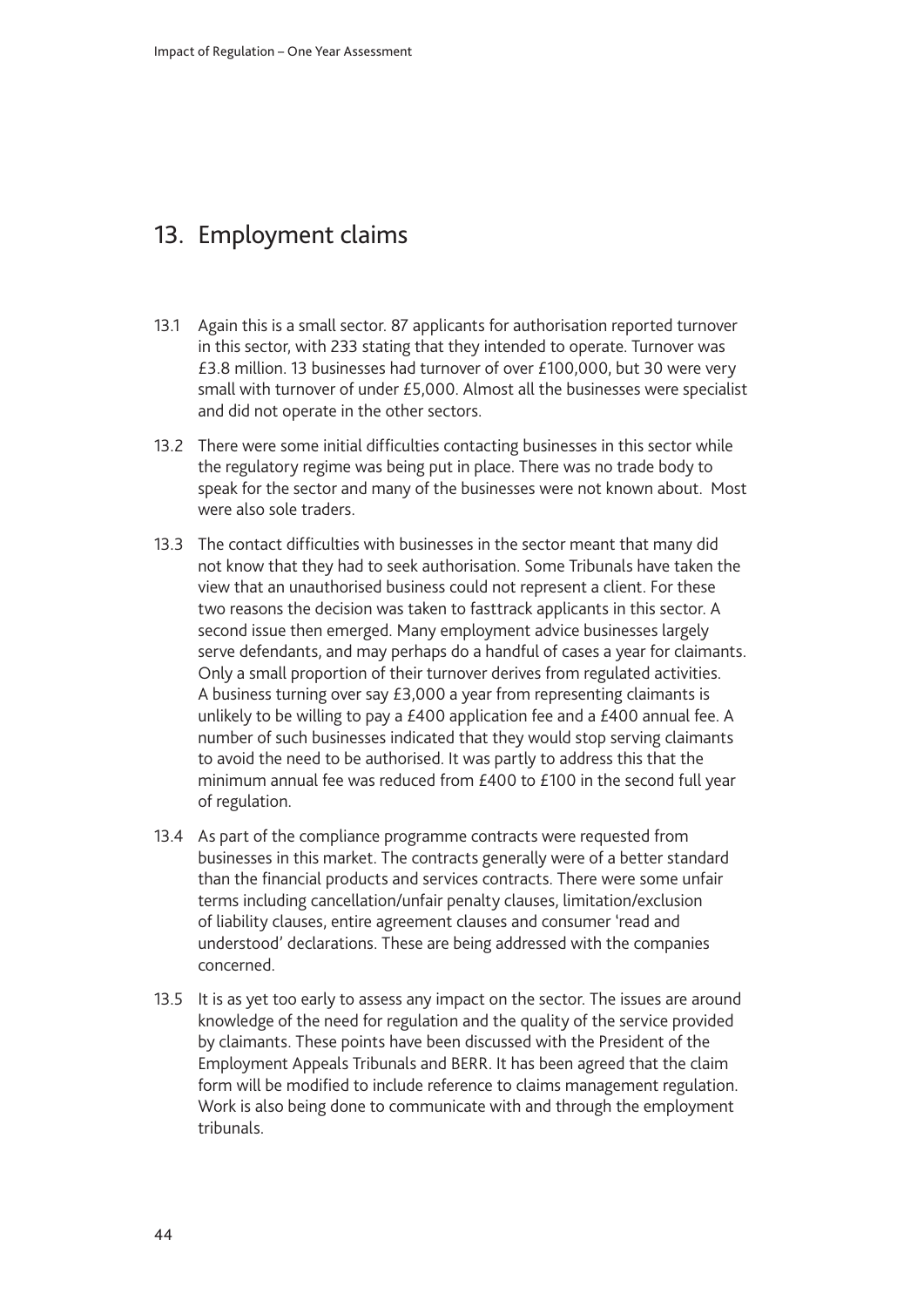## 13. Employment claims

13.1 Again this is a small sector. 87 applicants for authorisation reported turnover in this sector, with 233 stating that they intended to operate. Turnover was £3.8 million. 13 businesses had turnover of over £100,000, but 30 were very small with turnover of under £5,000. Almost all the businesses were specialist and did not operate in the other sectors.

13.2 There were some initial difficulties contacting businesses in this sector while the regulatory regime was being put in place. There was no trade body to speak for the sector and many of the businesses were not known about. Most were also sole traders.

13.3 The contact difficulties with businesses in the sector meant that many did not know that they had to seek authorisation. Some Tribunals have taken the view that an unauthorised business could not represent a client. For these two reasons the decision was taken to fasttrack applicants in this sector. A second issue then emerged. Many employment advice businesses largely serve defendants, and may perhaps do a handful of cases a year for claimants. Only a small proportion of their turnover derives from regulated activities. A business turning over say £3,000 a year from representing claimants is unlikely to be willing to pay a £400 application fee and a £400 annual fee. A number of such businesses indicated that they would stop serving claimants to avoid the need to be authorised. It was partly to address this that the minimum annual fee was reduced from £400 to £100 in the second full year of regulation.

13.4 As part of the compliance programme contracts were requested from businesses in this market. The contracts generally were of a better standard than the financial products and services contracts. There were some unfair terms including cancellation/unfair penalty clauses, limitation/exclusion of liability clauses, entire agreement clauses and consumer 'read and understood' declarations. These are being addressed with the companies concerned.

13.5 It is as yet too early to assess any impact on the sector. The issues are around knowledge of the need for regulation and the quality of the service provided by claimants. These points have been discussed with the President of the Employment Appeals Tribunals and BERR. It has been agreed that the claim form will be modified to include reference to claims management regulation. Work is also being done to communicate with and through the employment tribunals.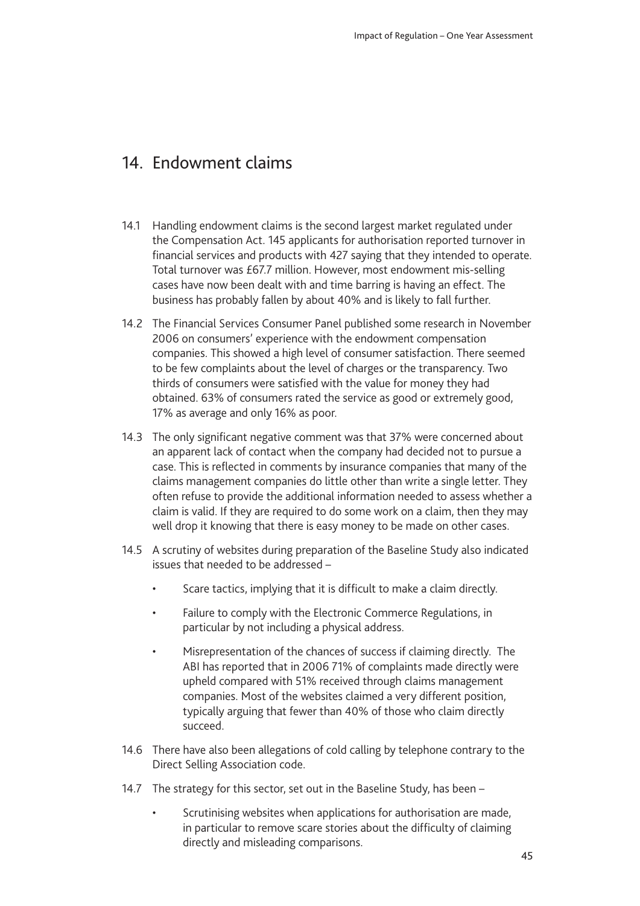## 14. Endowment claims

14.1 Handling endowment claims is the second largest market regulated under the Compensation Act. 145 applicants for authorisation reported turnover in financial services and products with 427 saying that they intended to operate. Total turnover was £67.7 million. However, most endowment mis-selling cases have now been dealt with and time barring is having an effect. The business has probably fallen by about 40% and is likely to fall further.

14.2 The Financial Services Consumer Panel published some research in November 2006 on consumers' experience with the endowment compensation companies. This showed a high level of consumer satisfaction. There seemed to be few complaints about the level of charges or the transparency. Two thirds of consumers were satisfied with the value for money they had obtained. 63% of consumers rated the service as good or extremely good, 17% as average and only 16% as poor.

14.3 The only significant negative comment was that 37% were concerned about an apparent lack of contact when the company had decided not to pursue a case. This is reflected in comments by insurance companies that many of the claims management companies do little other than write a single letter. They often refuse to provide the additional information needed to assess whether a claim is valid. If they are required to do some work on a claim, then they may well drop it knowing that there is easy money to be made on other cases.

14.5 A scrutiny of websites during preparation of the Baseline Study also indicated issues that needed to be addressed –

- Scare tactics, implying that it is difficult to make a claim directly.
- Failure to comply with the Electronic Commerce Regulations, in particular by not including a physical address.
- Misrepresentation of the chances of success if claiming directly. The ABI has reported that in 2006 71% of complaints made directly were upheld compared with 51% received through claims management companies. Most of the websites claimed a very different position, typically arguing that fewer than 40% of those who claim directly succeed.

14.6 There have also been allegations of cold calling by telephone contrary to the Direct Selling Association code.

14.7 The strategy for this sector, set out in the Baseline Study, has been –

- Scrutinising websites when applications for authorisation are made, in particular to remove scare stories about the difficulty of claiming directly and misleading comparisons.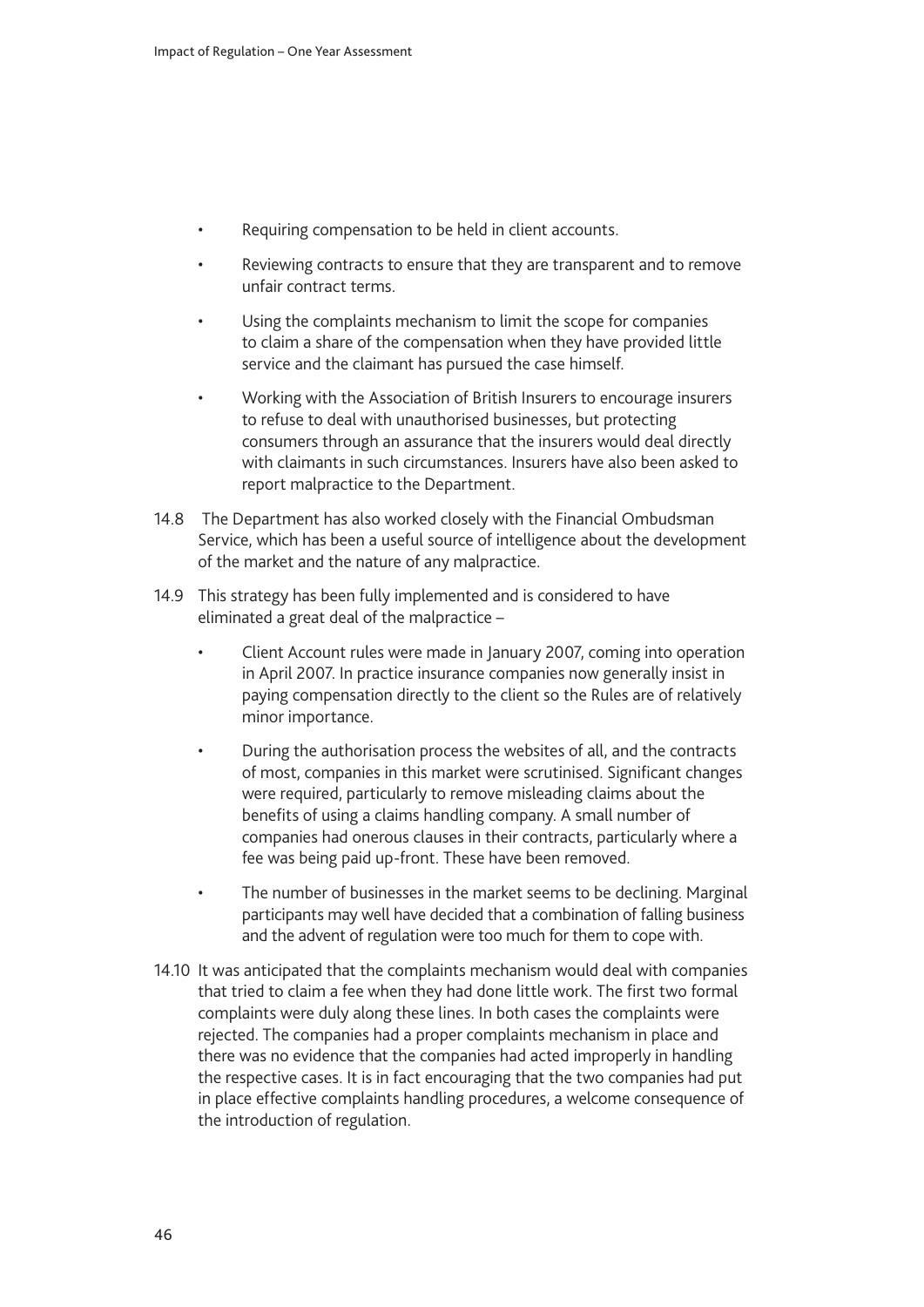- Requiring compensation to be held in client accounts.
- Reviewing contracts to ensure that they are transparent and to remove unfair contract terms.
- Using the complaints mechanism to limit the scope for companies to claim a share of the compensation when they have provided little service and the claimant has pursued the case himself.
- Working with the Association of British Insurers to encourage insurers to refuse to deal with unauthorised businesses, but protecting consumers through an assurance that the insurers would deal directly with claimants in such circumstances. Insurers have also been asked to report malpractice to the Department.

14.8 The Department has also worked closely with the Financial Ombudsman Service, which has been a useful source of intelligence about the development of the market and the nature of any malpractice.

14.9 This strategy has been fully implemented and is considered to have eliminated a great deal of the malpractice –

- Client Account rules were made in January 2007, coming into operation in April 2007. In practice insurance companies now generally insist in paying compensation directly to the client so the Rules are of relatively minor importance.
- During the authorisation process the websites of all, and the contracts of most, companies in this market were scrutinised. Significant changes were required, particularly to remove misleading claims about the benefits of using a claims handling company. A small number of companies had onerous clauses in their contracts, particularly where a fee was being paid up-front. These have been removed.
- The number of businesses in the market seems to be declining. Marginal participants may well have decided that a combination of falling business and the advent of regulation were too much for them to cope with.

14.10 It was anticipated that the complaints mechanism would deal with companies that tried to claim a fee when they had done little work. The first two formal complaints were duly along these lines. In both cases the complaints were rejected. The companies had a proper complaints mechanism in place and there was no evidence that the companies had acted improperly in handling the respective cases. It is in fact encouraging that the two companies had put in place effective complaints handling procedures, a welcome consequence of the introduction of regulation.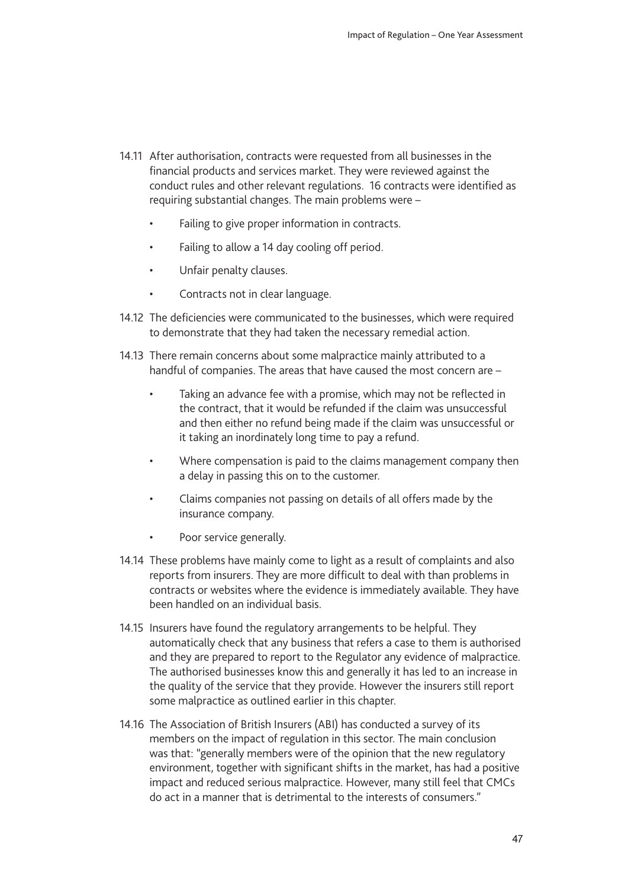14.11 After authorisation, contracts were requested from all businesses in the financial products and services market. They were reviewed against the conduct rules and other relevant regulations. 16 contracts were identified as requiring substantial changes. The main problems were –

- Failing to give proper information in contracts.
- Failing to allow a 14 day cooling off period.
- Unfair penalty clauses.
- Contracts not in clear language.

14.12 The deficiencies were communicated to the businesses, which were required to demonstrate that they had taken the necessary remedial action.

14.13 There remain concerns about some malpractice mainly attributed to a handful of companies. The areas that have caused the most concern are –

- Taking an advance fee with a promise, which may not be reflected in the contract, that it would be refunded if the claim was unsuccessful and then either no refund being made if the claim was unsuccessful or it taking an inordinately long time to pay a refund.
- Where compensation is paid to the claims management company then a delay in passing this on to the customer.
- Claims companies not passing on details of all offers made by the insurance company.
- Poor service generally.

14.14 These problems have mainly come to light as a result of complaints and also reports from insurers. They are more difficult to deal with than problems in contracts or websites where the evidence is immediately available. They have been handled on an individual basis.

14.15 Insurers have found the regulatory arrangements to be helpful. They automatically check that any business that refers a case to them is authorised and they are prepared to report to the Regulator any evidence of malpractice. The authorised businesses know this and generally it has led to an increase in the quality of the service that they provide. However the insurers still report some malpractice as outlined earlier in this chapter.

14.16 The Association of British Insurers (ABI) has conducted a survey of its members on the impact of regulation in this sector. The main conclusion was that: "generally members were of the opinion that the new regulatory environment, together with significant shifts in the market, has had a positive impact and reduced serious malpractice. However, many still feel that CMCs do act in a manner that is detrimental to the interests of consumers."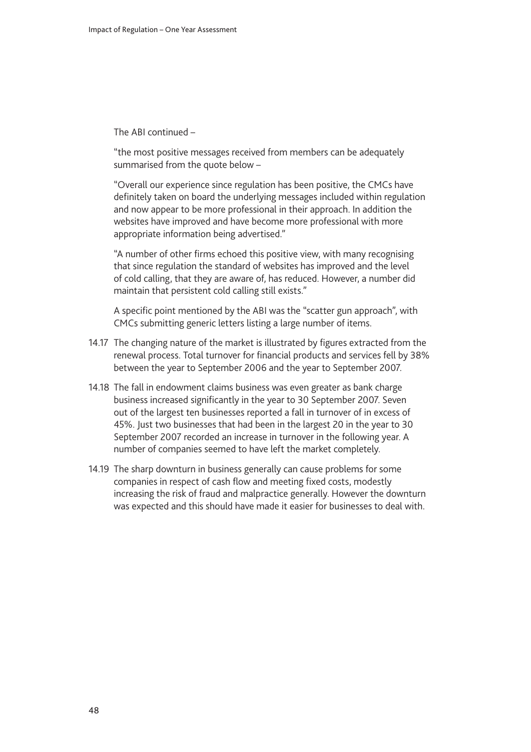The ABI continued –

"the most positive messages received from members can be adequately summarised from the quote below –

"Overall our experience since regulation has been positive, the CMCs have definitely taken on board the underlying messages included within regulation and now appear to be more professional in their approach. In addition the websites have improved and have become more professional with more appropriate information being advertised."

"A number of other firms echoed this positive view, with many recognising that since regulation the standard of websites has improved and the level of cold calling, that they are aware of, has reduced. However, a number did maintain that persistent cold calling still exists."

A specific point mentioned by the ABI was the "scatter gun approach", with CMCs submitting generic letters listing a large number of items.

14.17 The changing nature of the market is illustrated by figures extracted from the renewal process. Total turnover for financial products and services fell by 38% between the year to September 2006 and the year to September 2007.

14.18 The fall in endowment claims business was even greater as bank charge business increased significantly in the year to 30 September 2007. Seven out of the largest ten businesses reported a fall in turnover of in excess of 45%. Just two businesses that had been in the largest 20 in the year to 30 September 2007 recorded an increase in turnover in the following year. A number of companies seemed to have left the market completely.

14.19 The sharp downturn in business generally can cause problems for some companies in respect of cash flow and meeting fixed costs, modestly increasing the risk of fraud and malpractice generally. However the downturn was expected and this should have made it easier for businesses to deal with.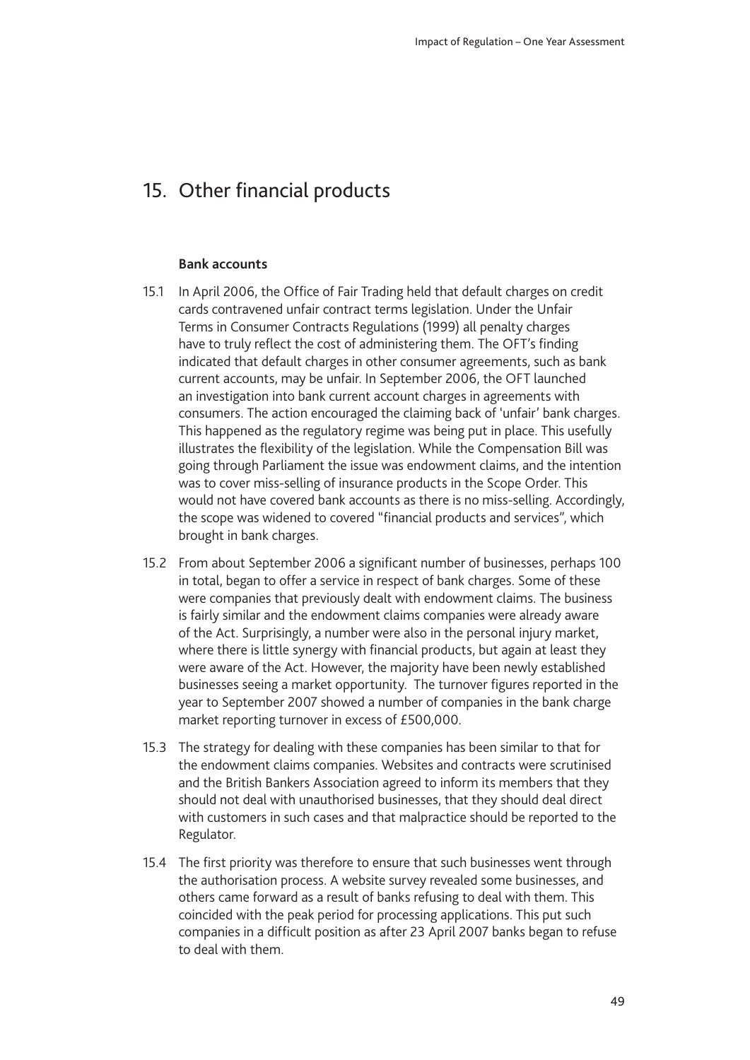# 15. Other financial products

### Bank accounts

15.1 In April 2006, the Office of Fair Trading held that default charges on credit cards contravened unfair contract terms legislation. Under the Unfair Terms in Consumer Contracts Regulations (1999) all penalty charges have to truly reflect the cost of administering them. The OFT's finding indicated that default charges in other consumer agreements, such as bank current accounts, may be unfair. In September 2006, the OFT launched an investigation into bank current account charges in agreements with consumers. The action encouraged the claiming back of 'unfair' bank charges. This happened as the regulatory regime was being put in place. This usefully illustrates the flexibility of the legislation. While the Compensation Bill was going through Parliament the issue was endowment claims, and the intention was to cover miss-selling of insurance products in the Scope Order. This would not have covered bank accounts as there is no miss-selling. Accordingly, the scope was widened to covered "financial products and services", which brought in bank charges.

15.2 From about September 2006 a significant number of businesses, perhaps 100 in total, began to offer a service in respect of bank charges. Some of these were companies that previously dealt with endowment claims. The business is fairly similar and the endowment claims companies were already aware of the Act. Surprisingly, a number were also in the personal injury market, where there is little synergy with financial products, but again at least they were aware of the Act. However, the majority have been newly established businesses seeing a market opportunity. The turnover figures reported in the year to September 2007 showed a number of companies in the bank charge market reporting turnover in excess of £500,000.

15.3 The strategy for dealing with these companies has been similar to that for the endowment claims companies. Websites and contracts were scrutinised and the British Bankers Association agreed to inform its members that they should not deal with unauthorised businesses, that they should deal direct with customers in such cases and that malpractice should be reported to the Regulator.

15.4 The first priority was therefore to ensure that such businesses went through the authorisation process. A website survey revealed some businesses, and others came forward as a result of banks refusing to deal with them. This coincided with the peak period for processing applications. This put such companies in a difficult position as after 23 April 2007 banks began to refuse to deal with them.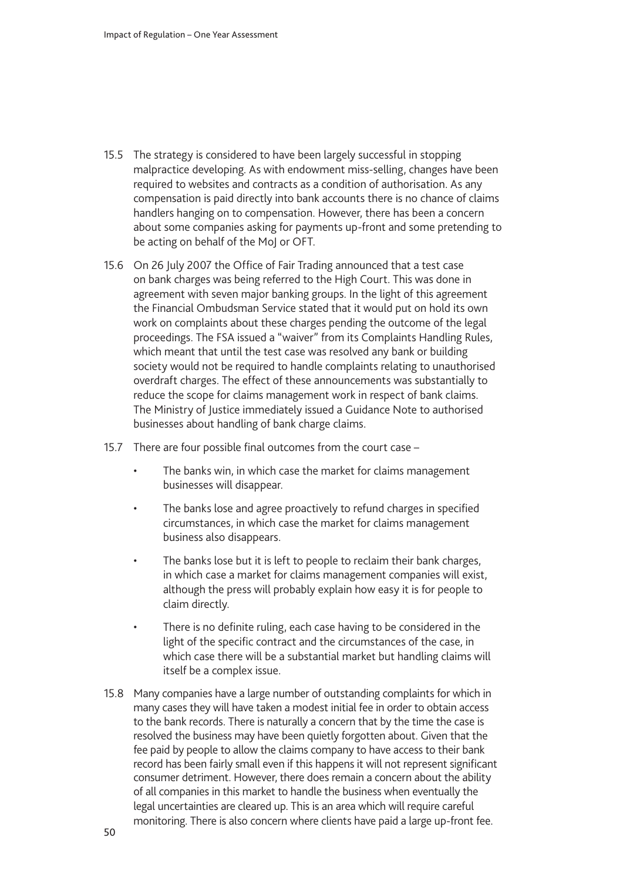15.5 The strategy is considered to have been largely successful in stopping malpractice developing. As with endowment miss-selling, changes have been required to websites and contracts as a condition of authorisation. As any compensation is paid directly into bank accounts there is no chance of claims handlers hanging on to compensation. However, there has been a concern about some companies asking for payments up-front and some pretending to be acting on behalf of the MoJ or OFT.

15.6 On 26 July 2007 the Office of Fair Trading announced that a test case on bank charges was being referred to the High Court. This was done in agreement with seven major banking groups. In the light of this agreement the Financial Ombudsman Service stated that it would put on hold its own work on complaints about these charges pending the outcome of the legal proceedings. The FSA issued a "waiver" from its Complaints Handling Rules, which meant that until the test case was resolved any bank or building society would not be required to handle complaints relating to unauthorised overdraft charges. The effect of these announcements was substantially to reduce the scope for claims management work in respect of bank claims. The Ministry of Justice immediately issued a Guidance Note to authorised businesses about handling of bank charge claims.

15.7 There are four possible final outcomes from the court case –

- The banks win, in which case the market for claims management businesses will disappear.
- The banks lose and agree proactively to refund charges in specified circumstances, in which case the market for claims management business also disappears.
- The banks lose but it is left to people to reclaim their bank charges, in which case a market for claims management companies will exist, although the press will probably explain how easy it is for people to claim directly.
- There is no definite ruling, each case having to be considered in the light of the specific contract and the circumstances of the case, in which case there will be a substantial market but handling claims will itself be a complex issue.

15.8 Many companies have a large number of outstanding complaints for which in many cases they will have taken a modest initial fee in order to obtain access to the bank records. There is naturally a concern that by the time the case is resolved the business may have been quietly forgotten about. Given that the fee paid by people to allow the claims company to have access to their bank record has been fairly small even if this happens it will not represent significant consumer detriment. However, there does remain a concern about the ability of all companies in this market to handle the business when eventually the legal uncertainties are cleared up. This is an area which will require careful monitoring. There is also concern where clients have paid a large up-front fee.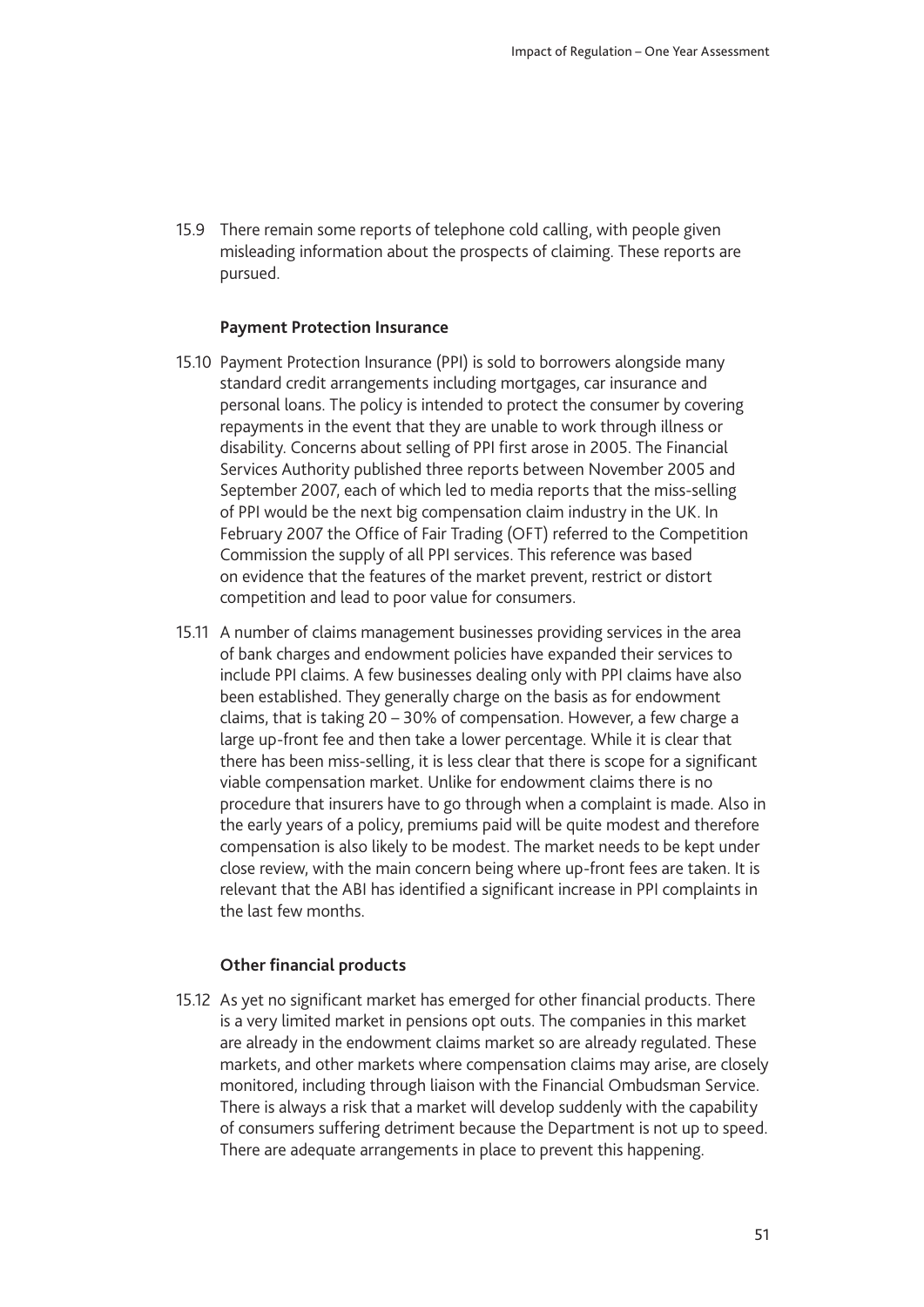15.9 There remain some reports of telephone cold calling, with people given misleading information about the prospects of claiming. These reports are pursued.

### Payment Protection Insurance

15.10 Payment Protection Insurance (PPI) is sold to borrowers alongside many standard credit arrangements including mortgages, car insurance and personal loans. The policy is intended to protect the consumer by covering repayments in the event that they are unable to work through illness or disability. Concerns about selling of PPI first arose in 2005. The Financial Services Authority published three reports between November 2005 and September 2007, each of which led to media reports that the miss-selling of PPI would be the next big compensation claim industry in the UK. In February 2007 the Office of Fair Trading (OFT) referred to the Competition Commission the supply of all PPI services. This reference was based on evidence that the features of the market prevent, restrict or distort competition and lead to poor value for consumers.

15.11 A number of claims management businesses providing services in the area of bank charges and endowment policies have expanded their services to include PPI claims. A few businesses dealing only with PPI claims have also been established. They generally charge on the basis as for endowment claims, that is taking 20 – 30% of compensation. However, a few charge a large up-front fee and then take a lower percentage. While it is clear that there has been miss-selling, it is less clear that there is scope for a significant viable compensation market. Unlike for endowment claims there is no procedure that insurers have to go through when a complaint is made. Also in the early years of a policy, premiums paid will be quite modest and therefore compensation is also likely to be modest. The market needs to be kept under close review, with the main concern being where up-front fees are taken. It is relevant that the ABI has identified a significant increase in PPI complaints in the last few months.

### Other financial products

15.12 As yet no significant market has emerged for other financial products. There is a very limited market in pensions opt outs. The companies in this market are already in the endowment claims market so are already regulated. These markets, and other markets where compensation claims may arise, are closely monitored, including through liaison with the Financial Ombudsman Service. There is always a risk that a market will develop suddenly with the capability of consumers suffering detriment because the Department is not up to speed. There are adequate arrangements in place to prevent this happening.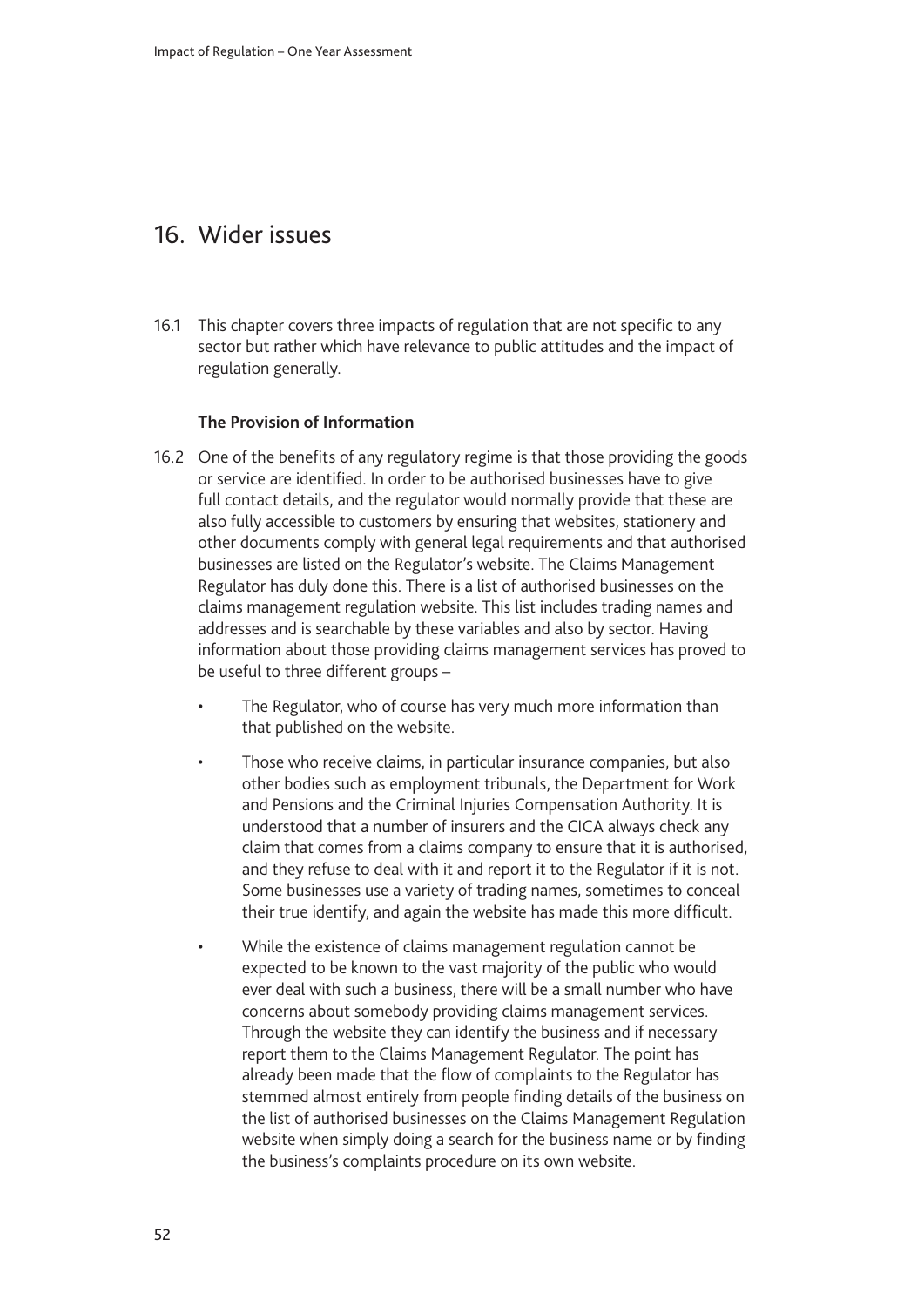# 16. Wider issues

16.1 This chapter covers three impacts of regulation that are not specific to any sector but rather which have relevance to public attitudes and the impact of regulation generally.

### The Provision of Information

16.2 One of the benefits of any regulatory regime is that those providing the goods or service are identified. In order to be authorised businesses have to give full contact details, and the regulator would normally provide that these are also fully accessible to customers by ensuring that websites, stationery and other documents comply with general legal requirements and that authorised businesses are listed on the Regulator's website. The Claims Management Regulator has duly done this. There is a list of authorised businesses on the claims management regulation website. This list includes trading names and addresses and is searchable by these variables and also by sector. Having information about those providing claims management services has proved to be useful to three different groups –

- The Regulator, who of course has very much more information than that published on the website.
- Those who receive claims, in particular insurance companies, but also other bodies such as employment tribunals, the Department for Work and Pensions and the Criminal Injuries Compensation Authority. It is understood that a number of insurers and the CICA always check any claim that comes from a claims company to ensure that it is authorised, and they refuse to deal with it and report it to the Regulator if it is not. Some businesses use a variety of trading names, sometimes to conceal their true identify, and again the website has made this more difficult.
- While the existence of claims management regulation cannot be expected to be known to the vast majority of the public who would ever deal with such a business, there will be a small number who have concerns about somebody providing claims management services. Through the website they can identify the business and if necessary report them to the Claims Management Regulator. The point has already been made that the flow of complaints to the Regulator has stemmed almost entirely from people finding details of the business on the list of authorised businesses on the Claims Management Regulation website when simply doing a search for the business name or by finding the business's complaints procedure on its own website.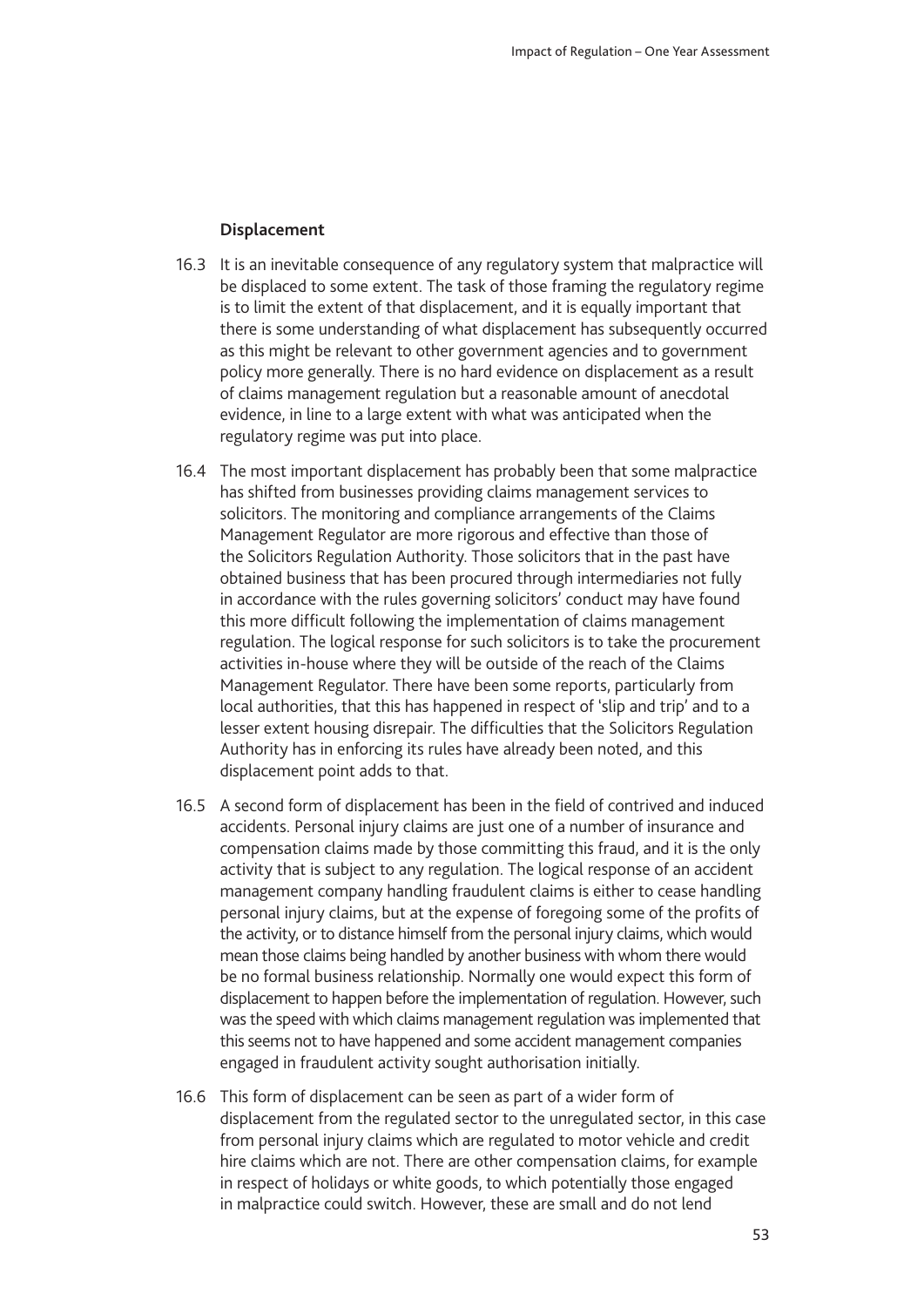**Displacement**

16.3 It is an inevitable consequence of any regulatory system that malpractice will be displaced to some extent. The task of those framing the regulatory regime is to limit the extent of that displacement, and it is equally important that there is some understanding of what displacement has subsequently occurred as this might be relevant to other government agencies and to government policy more generally. There is no hard evidence on displacement as a result of claims management regulation but a reasonable amount of anecdotal evidence, in line to a large extent with what was anticipated when the regulatory regime was put into place.

16.4 The most important displacement has probably been that some malpractice has shifted from businesses providing claims management services to solicitors. The monitoring and compliance arrangements of the Claims Management Regulator are more rigorous and effective than those of the Solicitors Regulation Authority. Those solicitors that in the past have obtained business that has been procured through intermediaries not fully in accordance with the rules governing solicitors' conduct may have found this more difficult following the implementation of claims management regulation. The logical response for such solicitors is to take the procurement activities in-house where they will be outside of the reach of the Claims Management Regulator. There have been some reports, particularly from local authorities, that this has happened in respect of 'slip and trip' and to a lesser extent housing disrepair. The difficulties that the Solicitors Regulation Authority has in enforcing its rules have already been noted, and this displacement point adds to that.

16.5 A second form of displacement has been in the field of contrived and induced accidents. Personal injury claims are just one of a number of insurance and compensation claims made by those committing this fraud, and it is the only activity that is subject to any regulation. The logical response of an accident management company handling fraudulent claims is either to cease handling personal injury claims, but at the expense of foregoing some of the profits of the activity, or to distance himself from the personal injury claims, which would mean those claims being handled by another business with whom there would be no formal business relationship. Normally one would expect this form of displacement to happen before the implementation of regulation. However, such was the speed with which claims management regulation was implemented that this seems not to have happened and some accident management companies engaged in fraudulent activity sought authorisation initially.

16.6 This form of displacement can be seen as part of a wider form of displacement from the regulated sector to the unregulated sector, in this case from personal injury claims which are regulated to motor vehicle and credit hire claims which are not. There are other compensation claims, for example in respect of holidays or white goods, to which potentially those engaged in malpractice could switch. However, these are small and do not lend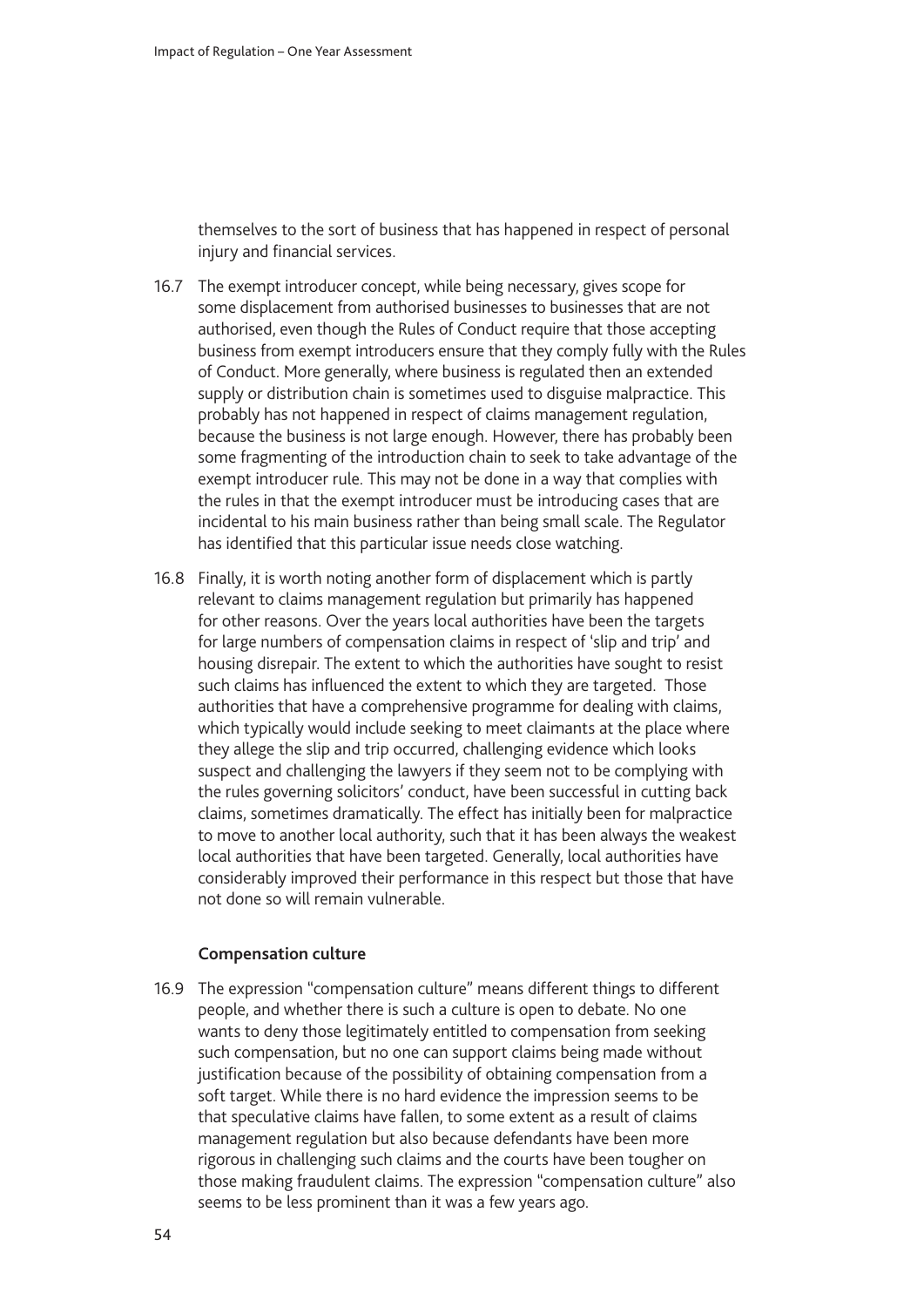themselves to the sort of business that has happened in respect of personal injury and financial services.

16.7 The exempt introducer concept, while being necessary, gives scope for some displacement from authorised businesses to businesses that are not authorised, even though the Rules of Conduct require that those accepting business from exempt introducers ensure that they comply fully with the Rules of Conduct. More generally, where business is regulated then an extended supply or distribution chain is sometimes used to disguise malpractice. This probably has not happened in respect of claims management regulation, because the business is not large enough. However, there has probably been some fragmenting of the introduction chain to seek to take advantage of the exempt introducer rule. This may not be done in a way that complies with the rules in that the exempt introducer must be introducing cases that are incidental to his main business rather than being small scale. The Regulator has identified that this particular issue needs close watching.

16.8 Finally, it is worth noting another form of displacement which is partly relevant to claims management regulation but primarily has happened for other reasons. Over the years local authorities have been the targets for large numbers of compensation claims in respect of 'slip and trip' and housing disrepair. The extent to which the authorities have sought to resist such claims has influenced the extent to which they are targeted. Those authorities that have a comprehensive programme for dealing with claims, which typically would include seeking to meet claimants at the place where they allege the slip and trip occurred, challenging evidence which looks suspect and challenging the lawyers if they seem not to be complying with the rules governing solicitors' conduct, have been successful in cutting back claims, sometimes dramatically. The effect has initially been for malpractice to move to another local authority, such that it has been always the weakest local authorities that have been targeted. Generally, local authorities have considerably improved their performance in this respect but those that have not done so will remain vulnerable.

**Compensation culture**

16.9 The expression "compensation culture" means different things to different people, and whether there is such a culture is open to debate. No one wants to deny those legitimately entitled to compensation from seeking such compensation, but no one can support claims being made without justification because of the possibility of obtaining compensation from a soft target. While there is no hard evidence the impression seems to be that speculative claims have fallen, to some extent as a result of claims management regulation but also because defendants have been more rigorous in challenging such claims and the courts have been tougher on those making fraudulent claims. The expression "compensation culture" also seems to be less prominent than it was a few years ago.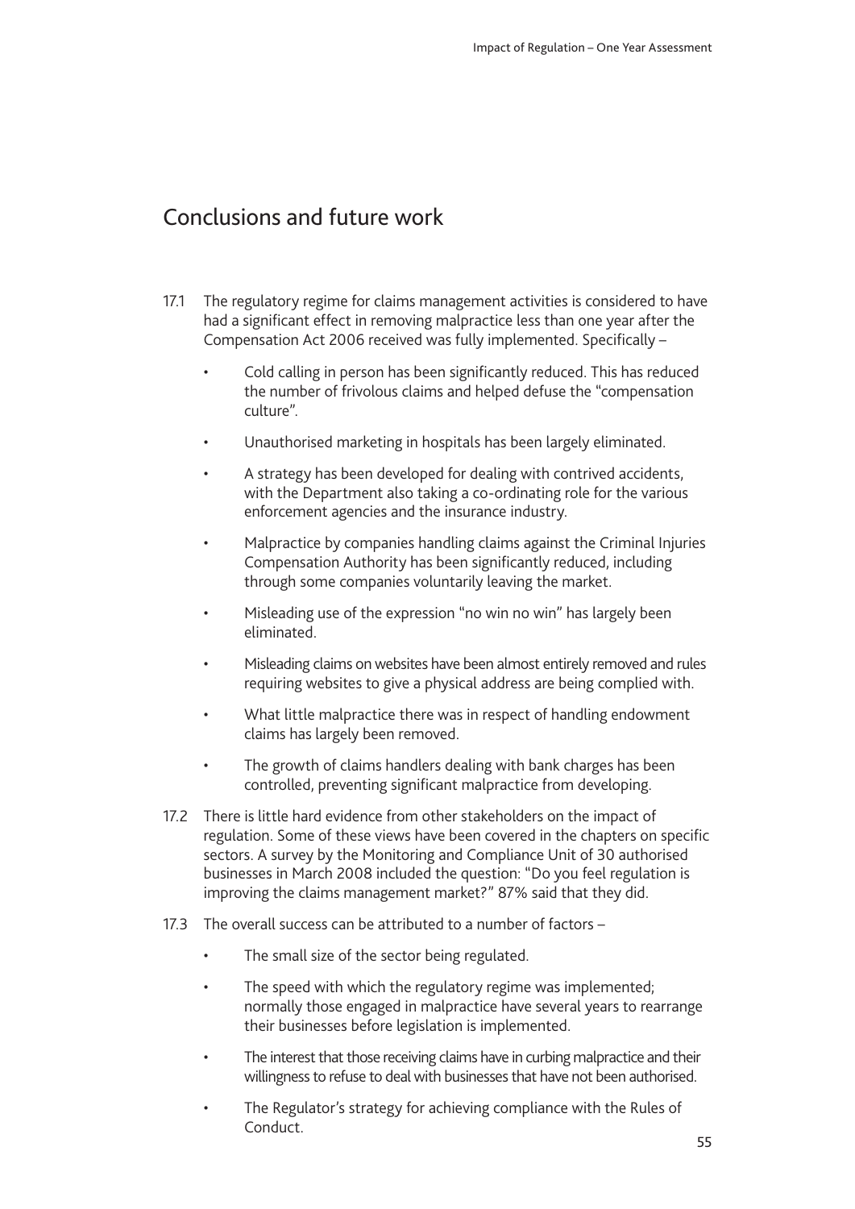## Conclusions and future work

17.1 The regulatory regime for claims management activities is considered to have had a significant effect in removing malpractice less than one year after the Compensation Act 2006 received was fully implemented. Specifically –

- Cold calling in person has been significantly reduced. This has reduced the number of frivolous claims and helped defuse the "compensation culture".
- Unauthorised marketing in hospitals has been largely eliminated.
- A strategy has been developed for dealing with contrived accidents, with the Department also taking a co-ordinating role for the various enforcement agencies and the insurance industry.
- Malpractice by companies handling claims against the Criminal Injuries Compensation Authority has been significantly reduced, including through some companies voluntarily leaving the market.
- Misleading use of the expression "no win no win" has largely been eliminated.
- Misleading claims on websites have been almost entirely removed and rules requiring websites to give a physical address are being complied with.
- What little malpractice there was in respect of handling endowment claims has largely been removed.
- The growth of claims handlers dealing with bank charges has been controlled, preventing significant malpractice from developing.

17.2 There is little hard evidence from other stakeholders on the impact of regulation. Some of these views have been covered in the chapters on specific sectors. A survey by the Monitoring and Compliance Unit of 30 authorised businesses in March 2008 included the question: "Do you feel regulation is improving the claims management market?" 87% said that they did.

17.3 The overall success can be attributed to a number of factors –

- The small size of the sector being regulated.
- The speed with which the regulatory regime was implemented; normally those engaged in malpractice have several years to rearrange their businesses before legislation is implemented.
- The interest that those receiving claims have in curbing malpractice and their willingness to refuse to deal with businesses that have not been authorised.
- The Regulator's strategy for achieving compliance with the Rules of Conduct.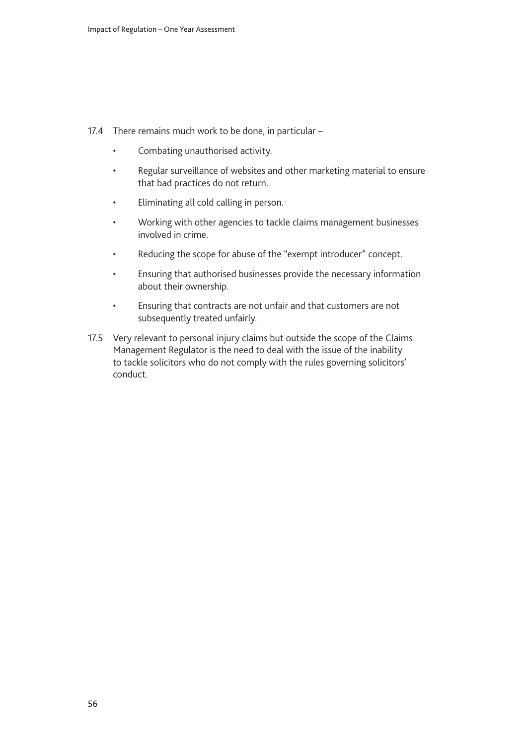17.4 There remains much work to be done, in particular –

- Combating unauthorised activity.
- Regular surveillance of websites and other marketing material to ensure that bad practices do not return.
- Eliminating all cold calling in person.
- Working with other agencies to tackle claims management businesses involved in crime.
- Reducing the scope for abuse of the "exempt introducer" concept.
- Ensuring that authorised businesses provide the necessary information about their ownership.
- Ensuring that contracts are not unfair and that customers are not subsequently treated unfairly.

17.5 Very relevant to personal injury claims but outside the scope of the Claims Management Regulator is the need to deal with the issue of the inability to tackle solicitors who do not comply with the rules governing solicitors' conduct.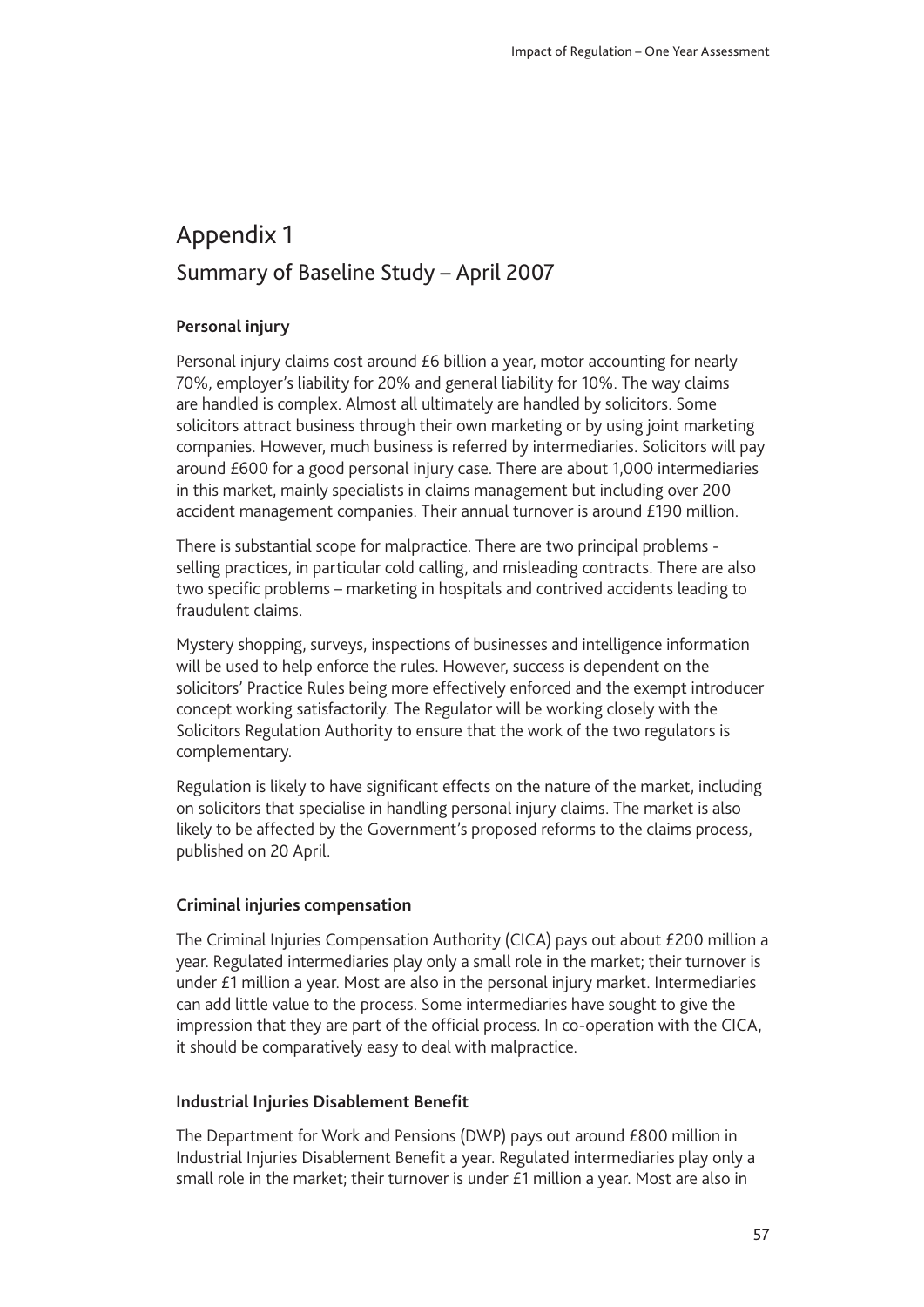# Appendix 1

## Summary of Baseline Study – April 2007

### Personal injury

Personal injury claims cost around £6 billion a year, motor accounting for nearly 70%, employer's liability for 20% and general liability for 10%. The way claims are handled is complex. Almost all ultimately are handled by solicitors. Some solicitors attract business through their own marketing or by using joint marketing companies. However, much business is referred by intermediaries. Solicitors will pay around £600 for a good personal injury case. There are about 1,000 intermediaries in this market, mainly specialists in claims management but including over 200 accident management companies. Their annual turnover is around £190 million.

There is substantial scope for malpractice. There are two principal problems - selling practices, in particular cold calling, and misleading contracts. There are also two specific problems – marketing in hospitals and contrived accidents leading to fraudulent claims.

Mystery shopping, surveys, inspections of businesses and intelligence information will be used to help enforce the rules. However, success is dependent on the solicitors' Practice Rules being more effectively enforced and the exempt introducer concept working satisfactorily. The Regulator will be working closely with the Solicitors Regulation Authority to ensure that the work of the two regulators is complementary.

Regulation is likely to have significant effects on the nature of the market, including on solicitors that specialise in handling personal injury claims. The market is also likely to be affected by the Government's proposed reforms to the claims process, published on 20 April.

### Criminal injuries compensation

The Criminal Injuries Compensation Authority (CICA) pays out about £200 million a year. Regulated intermediaries play only a small role in the market; their turnover is under £1 million a year. Most are also in the personal injury market. Intermediaries can add little value to the process. Some intermediaries have sought to give the impression that they are part of the official process. In co-operation with the CICA, it should be comparatively easy to deal with malpractice.

### Industrial Injuries Disablement Benefit

The Department for Work and Pensions (DWP) pays out around £800 million in Industrial Injuries Disablement Benefit a year. Regulated intermediaries play only a small role in the market; their turnover is under £1 million a year. Most are also in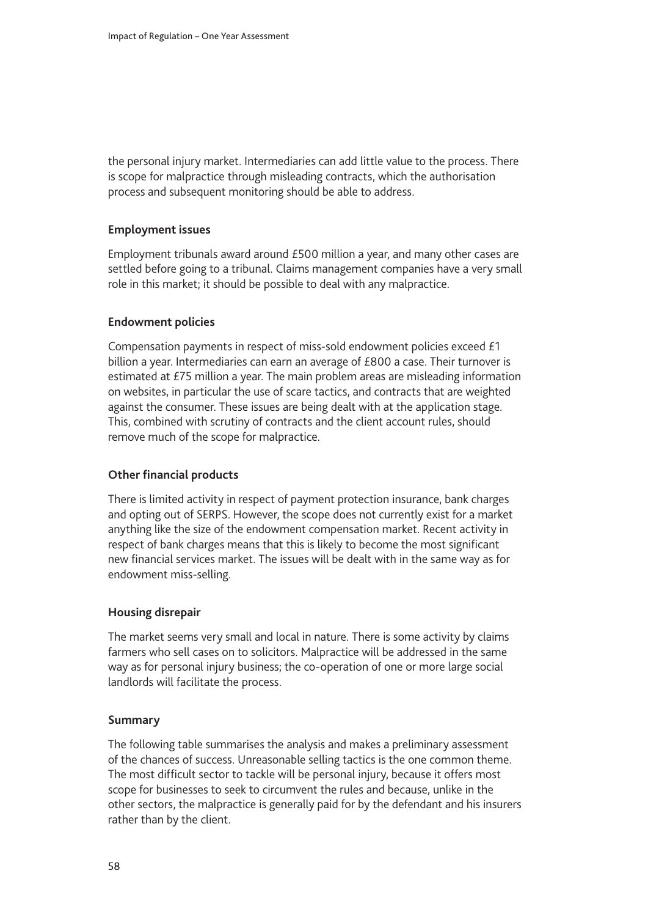the personal injury market. Intermediaries can add little value to the process. There is scope for malpractice through misleading contracts, which the authorisation process and subsequent monitoring should be able to address.

**Employment issues**

Employment tribunals award around £500 million a year, and many other cases are settled before going to a tribunal. Claims management companies have a very small role in this market; it should be possible to deal with any malpractice.

**Endowment policies**

Compensation payments in respect of miss-sold endowment policies exceed £1 billion a year. Intermediaries can earn an average of £800 a case. Their turnover is estimated at £75 million a year. The main problem areas are misleading information on websites, in particular the use of scare tactics, and contracts that are weighted against the consumer. These issues are being dealt with at the application stage. This, combined with scrutiny of contracts and the client account rules, should remove much of the scope for malpractice.

**Other financial products**

There is limited activity in respect of payment protection insurance, bank charges and opting out of SERPS. However, the scope does not currently exist for a market anything like the size of the endowment compensation market. Recent activity in respect of bank charges means that this is likely to become the most significant new financial services market. The issues will be dealt with in the same way as for endowment miss-selling.

**Housing disrepair**

The market seems very small and local in nature. There is some activity by claims farmers who sell cases on to solicitors. Malpractice will be addressed in the same way as for personal injury business; the co-operation of one or more large social landlords will facilitate the process.

**Summary**

The following table summarises the analysis and makes a preliminary assessment of the chances of success. Unreasonable selling tactics is the one common theme. The most difficult sector to tackle will be personal injury, because it offers most scope for businesses to seek to circumvent the rules and because, unlike in the other sectors, the malpractice is generally paid for by the defendant and his insurers rather than by the client.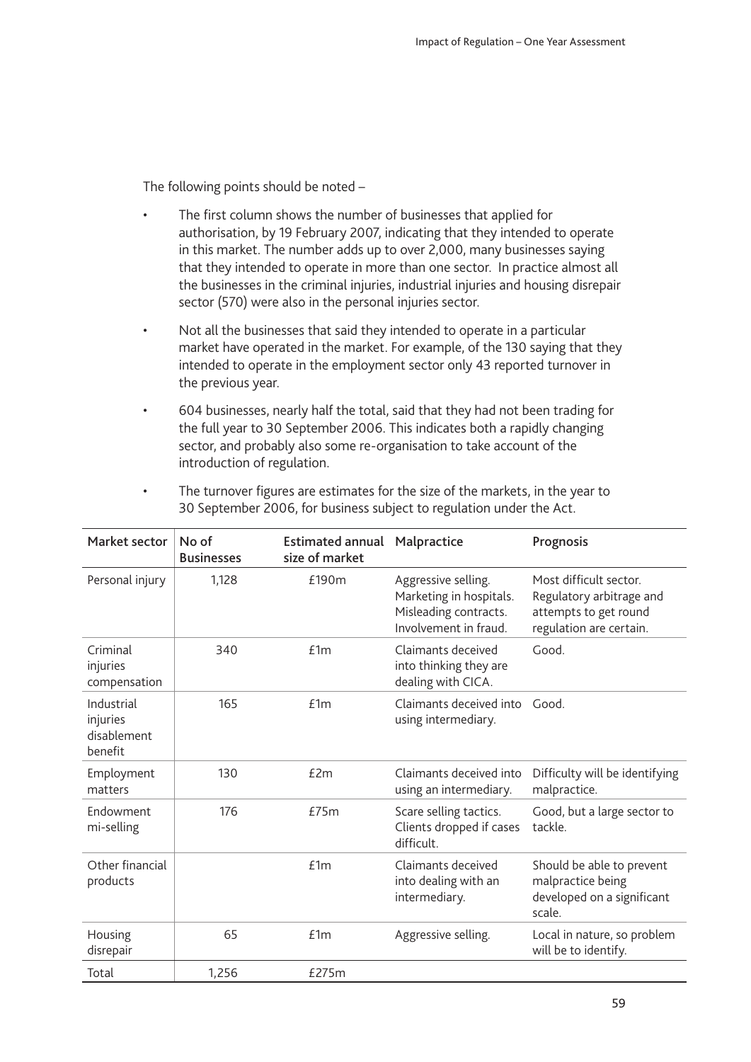The following points should be noted –

- The first column shows the number of businesses that applied for authorisation, by 19 February 2007, indicating that they intended to operate in this market. The number adds up to over 2,000, many businesses saying that they intended to operate in more than one sector. In practice almost all the businesses in the criminal injuries, industrial injuries and housing disrepair sector (570) were also in the personal injuries sector.
- Not all the businesses that said they intended to operate in a particular market have operated in the market. For example, of the 130 saying that they intended to operate in the employment sector only 43 reported turnover in the previous year.
- 604 businesses, nearly half the total, said that they had not been trading for the full year to 30 September 2006. This indicates both a rapidly changing sector, and probably also some re-organisation to take account of the introduction of regulation.
- The turnover figures are estimates for the size of the markets, in the year to 30 September 2006, for business subject to regulation under the Act.

| Market sector | No of Businesses | Estimated annual size of market | Malpractice | Prognosis |
|---|---|---|---|---|
| Personal injury | 1,128 | £190m | Aggressive selling. Marketing in hospitals. Misleading contracts. Involvement in fraud. | Most difficult sector. Regulatory arbitrage and attempts to get round regulation are certain. |
| Criminal injuries compensation | 340 | £1m | Claimants deceived into thinking they are dealing with CICA. | Good. |
| Industrial injuries disablement benefit | 165 | £1m | Claimants deceived into using intermediary. | Good. |
| Employment matters | 130 | £2m | Claimants deceived into using an intermediary. | Difficulty will be identifying malpractice. |
| Endowment mi-selling | 176 | £75m | Scare selling tactics. Clients dropped if cases difficult. | Good, but a large sector to tackle. |
| Other financial products | | £1m | Claimants deceived into dealing with an intermediary. | Should be able to prevent malpractice being developed on a significant scale. |
| Housing disrepair | 65 | £1m | Aggressive selling. | Local in nature, so problem will be to identify. |
| Total | 1,256 | £275m | | |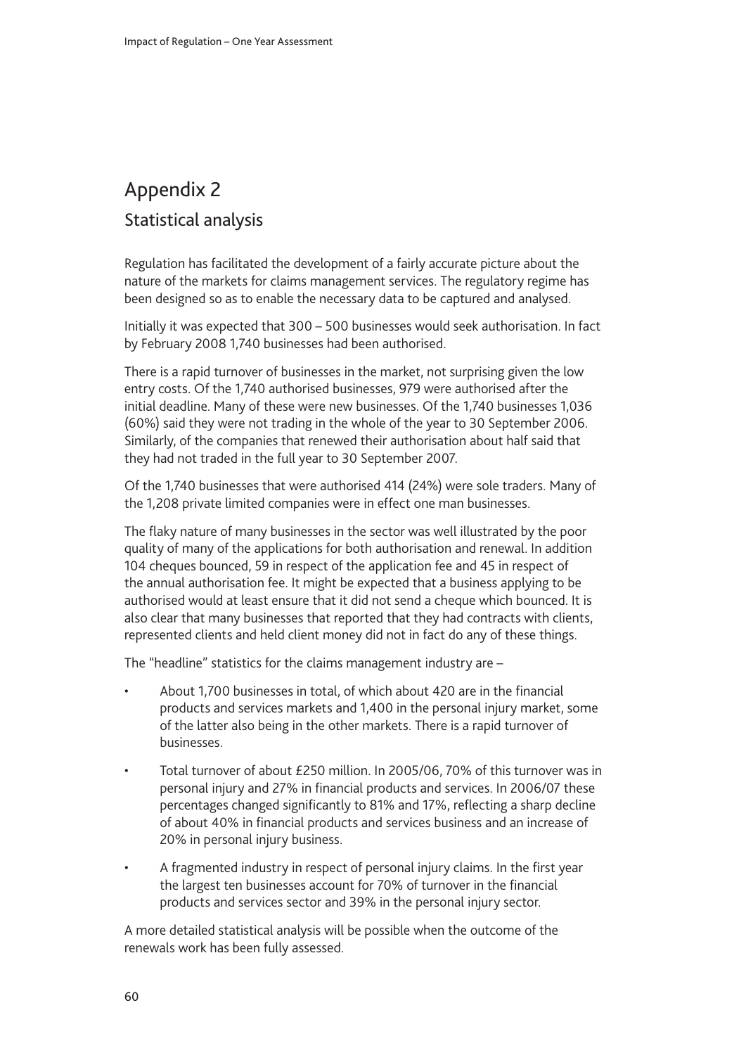# Appendix 2

## Statistical analysis

Regulation has facilitated the development of a fairly accurate picture about the nature of the markets for claims management services. The regulatory regime has been designed so as to enable the necessary data to be captured and analysed.

Initially it was expected that 300 – 500 businesses would seek authorisation. In fact by February 2008 1,740 businesses had been authorised.

There is a rapid turnover of businesses in the market, not surprising given the low entry costs. Of the 1,740 authorised businesses, 979 were authorised after the initial deadline. Many of these were new businesses. Of the 1,740 businesses 1,036 (60%) said they were not trading in the whole of the year to 30 September 2006. Similarly, of the companies that renewed their authorisation about half said that they had not traded in the full year to 30 September 2007.

Of the 1,740 businesses that were authorised 414 (24%) were sole traders. Many of the 1,208 private limited companies were in effect one man businesses.

The flaky nature of many businesses in the sector was well illustrated by the poor quality of many of the applications for both authorisation and renewal. In addition 104 cheques bounced, 59 in respect of the application fee and 45 in respect of the annual authorisation fee. It might be expected that a business applying to be authorised would at least ensure that it did not send a cheque which bounced. It is also clear that many businesses that reported that they had contracts with clients, represented clients and held client money did not in fact do any of these things.

The "headline" statistics for the claims management industry are –

- About 1,700 businesses in total, of which about 420 are in the financial products and services markets and 1,400 in the personal injury market, some of the latter also being in the other markets. There is a rapid turnover of businesses.
- Total turnover of about £250 million. In 2005/06, 70% of this turnover was in personal injury and 27% in financial products and services. In 2006/07 these percentages changed significantly to 81% and 17%, reflecting a sharp decline of about 40% in financial products and services business and an increase of 20% in personal injury business.
- A fragmented industry in respect of personal injury claims. In the first year the largest ten businesses account for 70% of turnover in the financial products and services sector and 39% in the personal injury sector.

A more detailed statistical analysis will be possible when the outcome of the renewals work has been fully assessed.